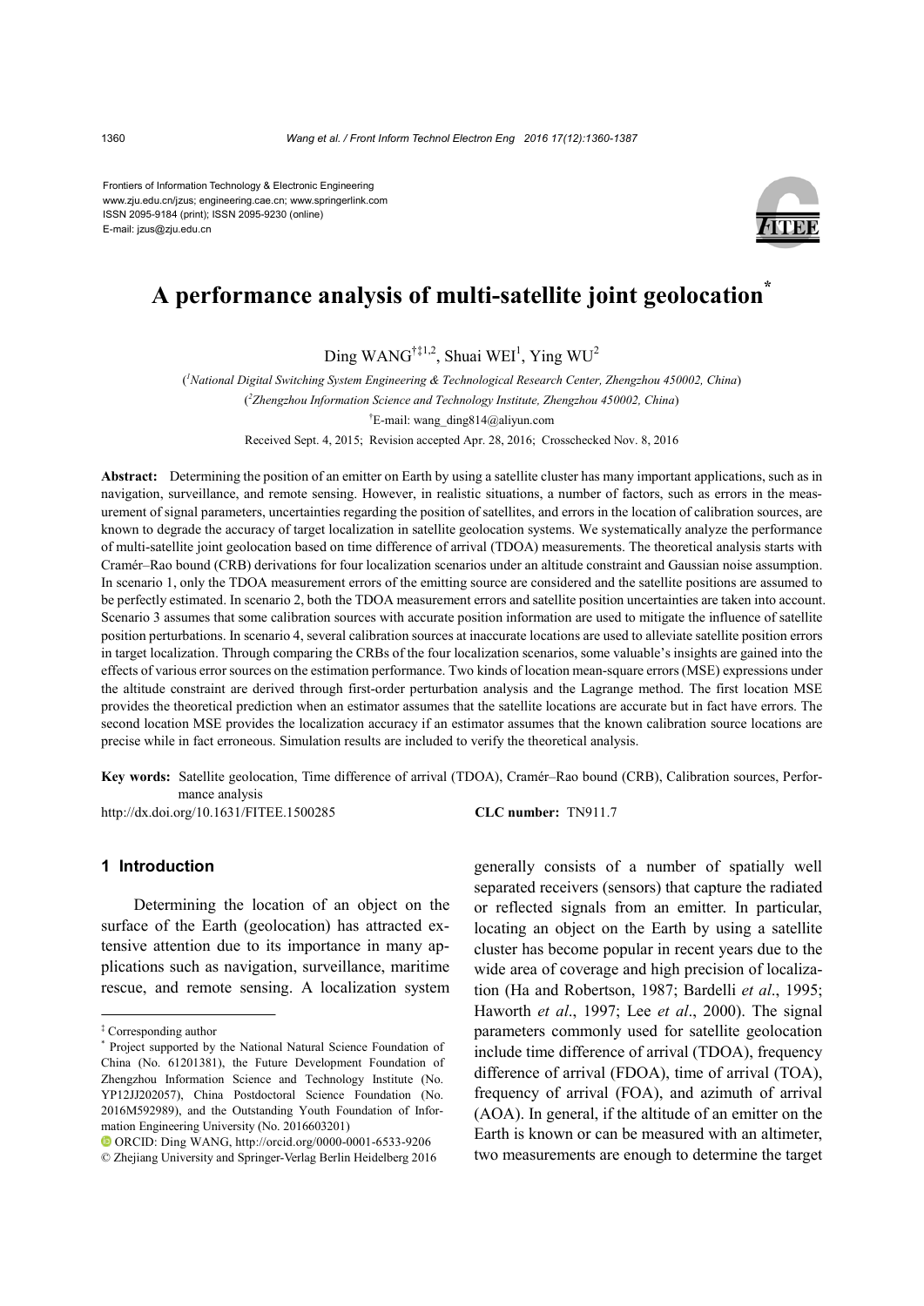Frontiers of Information Technology & Electronic Engineering
www.zju.edu.cn/jzus; engineering.cae.cn; www.springerlink.com
ISSN 2095-9184 (print); ISSN 2095-9230 (online)
E-mail: jzus@zju.edu.cn

# A performance analysis of multi-satellite joint geolocation*

Ding WANG[†‡1,2], Shuai WEI[1], Ying WU[2]

([1]National Digital Switching System Engineering & Technological Research Center, Zhengzhou 450002, China)

([2]Zhengzhou Information Science and Technology Institute, Zhengzhou 450002, China)

[†]E-mail: wang_ding814@aliyun.com

Received Sept. 4, 2015; Revision accepted Apr. 28, 2016; Crosschecked Nov. 8, 2016

**Abstract:** Determining the position of an emitter on Earth by using a satellite cluster has many important applications, such as in navigation, surveillance, and remote sensing. However, in realistic situations, a number of factors, such as errors in the measurement of signal parameters, uncertainties regarding the position of satellites, and errors in the location of calibration sources, are known to degrade the accuracy of target localization in satellite geolocation systems. We systematically analyze the performance of multi-satellite joint geolocation based on time difference of arrival (TDOA) measurements. The theoretical analysis starts with Cramér–Rao bound (CRB) derivations for four localization scenarios under an altitude constraint and Gaussian noise assumption. In scenario 1, only the TDOA measurement errors of the emitting source are considered and the satellite positions are assumed to be perfectly estimated. In scenario 2, both the TDOA measurement errors and satellite position uncertainties are taken into account. Scenario 3 assumes that some calibration sources with accurate position information are used to mitigate the influence of satellite position perturbations. In scenario 4, several calibration sources at inaccurate locations are used to alleviate satellite position errors in target localization. Through comparing the CRBs of the four localization scenarios, some valuable's insights are gained into the effects of various error sources on the estimation performance. Two kinds of location mean-square errors (MSE) expressions under the altitude constraint are derived through first-order perturbation analysis and the Lagrange method. The first location MSE provides the theoretical prediction when an estimator assumes that the satellite locations are accurate but in fact have errors. The second location MSE provides the localization accuracy if an estimator assumes that the known calibration source locations are precise while in fact erroneous. Simulation results are included to verify the theoretical analysis.

**Key words:** Satellite geolocation, Time difference of arrival (TDOA), Cramér–Rao bound (CRB), Calibration sources, Performance analysis

http://dx.doi.org/10.1631/FITEE.1500285 **CLC number:** TN911.7

## 1 Introduction

Determining the location of an object on the surface of the Earth (geolocation) has attracted extensive attention due to its importance in many applications such as navigation, surveillance, maritime rescue, and remote sensing. A localization system generally consists of a number of spatially well separated receivers (sensors) that capture the radiated or reflected signals from an emitter. In particular, locating an object on the Earth by using a satellite cluster has become popular in recent years due to the wide area of coverage and high precision of localization (Ha and Robertson, 1987; Bardelli *et al*., 1995; Haworth *et al*., 1997; Lee *et al*., 2000). The signal parameters commonly used for satellite geolocation include time difference of arrival (TDOA), frequency difference of arrival (FDOA), time of arrival (TOA), frequency of arrival (FOA), and azimuth of arrival (AOA). In general, if the altitude of an emitter on the Earth is known or can be measured with an altimeter, two measurements are enough to determine the target

---

[‡] Corresponding author

[*] Project supported by the National Natural Science Foundation of China (No. 61201381), the Future Development Foundation of Zhengzhou Information Science and Technology Institute (No. YP12JJ202057), China Postdoctoral Science Foundation (No. 2016M592989), and the Outstanding Youth Foundation of Information Engineering University (No. 2016603201)

ORCID: Ding WANG, http://orcid.org/0000-0001-6533-9206

© Zhejiang University and Springer-Verlag Berlin Heidelberg 2016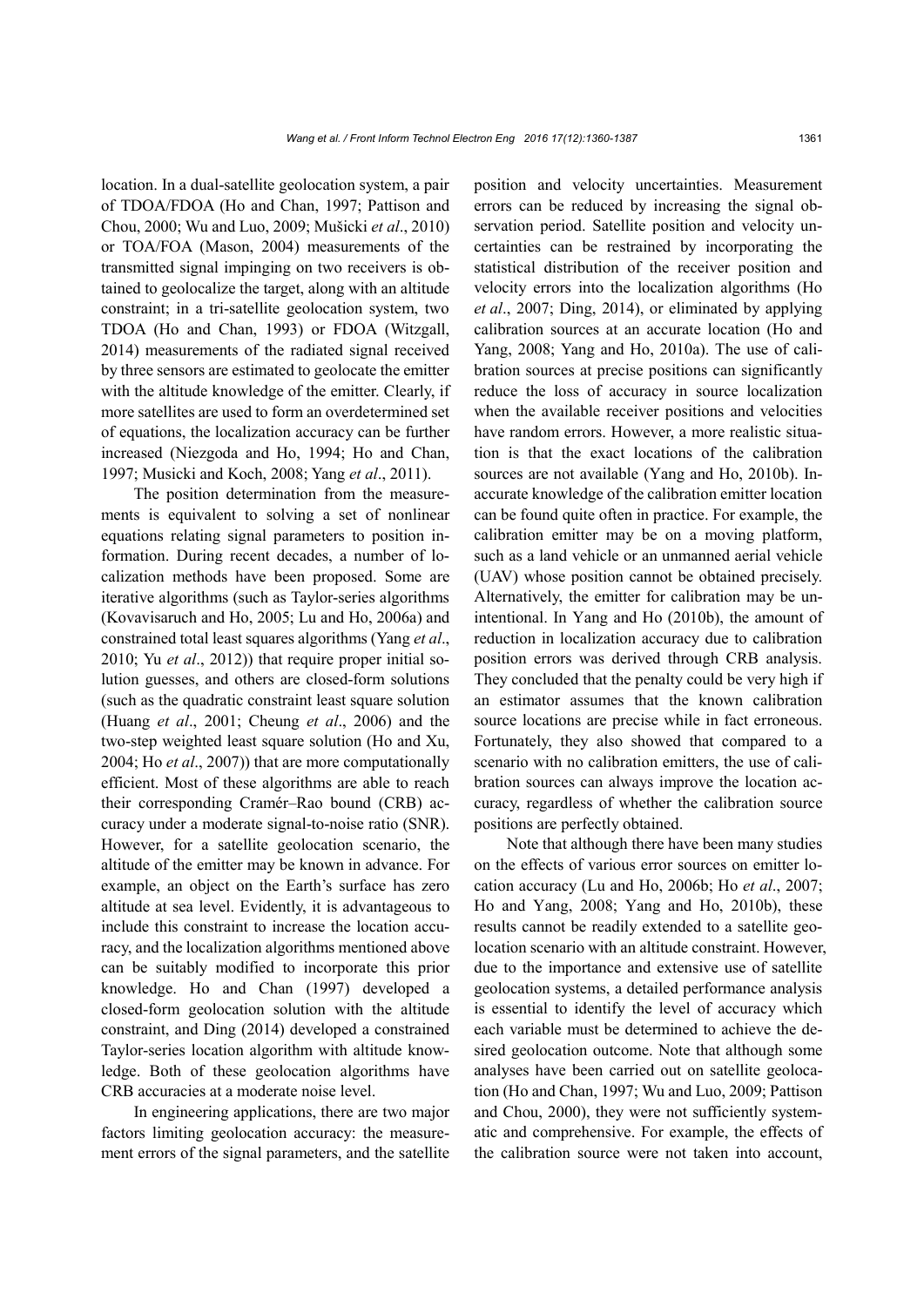location. In a dual-satellite geolocation system, a pair of TDOA/FDOA (Ho and Chan, 1997; Pattison and Chou, 2000; Wu and Luo, 2009; Mušicki *et al*., 2010) or TOA/FOA (Mason, 2004) measurements of the transmitted signal impinging on two receivers is obtained to geolocalize the target, along with an altitude constraint; in a tri-satellite geolocation system, two TDOA (Ho and Chan, 1993) or FDOA (Witzgall, 2014) measurements of the radiated signal received by three sensors are estimated to geolocate the emitter with the altitude knowledge of the emitter. Clearly, if more satellites are used to form an overdetermined set of equations, the localization accuracy can be further increased (Niezgoda and Ho, 1994; Ho and Chan, 1997; Musicki and Koch, 2008; Yang *et al*., 2011).

The position determination from the measurements is equivalent to solving a set of nonlinear equations relating signal parameters to position information. During recent decades, a number of localization methods have been proposed. Some are iterative algorithms (such as Taylor-series algorithms (Kovavisaruch and Ho, 2005; Lu and Ho, 2006a) and constrained total least squares algorithms (Yang *et al*., 2010; Yu *et al*., 2012)) that require proper initial solution guesses, and others are closed-form solutions (such as the quadratic constraint least square solution (Huang *et al*., 2001; Cheung *et al*., 2006) and the two-step weighted least square solution (Ho and Xu, 2004; Ho *et al*., 2007)) that are more computationally efficient. Most of these algorithms are able to reach their corresponding Cramér–Rao bound (CRB) accuracy under a moderate signal-to-noise ratio (SNR). However, for a satellite geolocation scenario, the altitude of the emitter may be known in advance. For example, an object on the Earth's surface has zero altitude at sea level. Evidently, it is advantageous to include this constraint to increase the location accuracy, and the localization algorithms mentioned above can be suitably modified to incorporate this prior knowledge. Ho and Chan (1997) developed a closed-form geolocation solution with the altitude constraint, and Ding (2014) developed a constrained Taylor-series location algorithm with altitude knowledge. Both of these geolocation algorithms have CRB accuracies at a moderate noise level.

In engineering applications, there are two major factors limiting geolocation accuracy: the measurement errors of the signal parameters, and the satellite position and velocity uncertainties. Measurement errors can be reduced by increasing the signal observation period. Satellite position and velocity uncertainties can be restrained by incorporating the statistical distribution of the receiver position and velocity errors into the localization algorithms (Ho *et al*., 2007; Ding, 2014), or eliminated by applying calibration sources at an accurate location (Ho and Yang, 2008; Yang and Ho, 2010a). The use of calibration sources at precise positions can significantly reduce the loss of accuracy in source localization when the available receiver positions and velocities have random errors. However, a more realistic situation is that the exact locations of the calibration sources are not available (Yang and Ho, 2010b). Inaccurate knowledge of the calibration emitter location can be found quite often in practice. For example, the calibration emitter may be on a moving platform, such as a land vehicle or an unmanned aerial vehicle (UAV) whose position cannot be obtained precisely. Alternatively, the emitter for calibration may be unintentional. In Yang and Ho (2010b), the amount of reduction in localization accuracy due to calibration position errors was derived through CRB analysis. They concluded that the penalty could be very high if an estimator assumes that the known calibration source locations are precise while in fact erroneous. Fortunately, they also showed that compared to a scenario with no calibration emitters, the use of calibration sources can always improve the location accuracy, regardless of whether the calibration source positions are perfectly obtained.

Note that although there have been many studies on the effects of various error sources on emitter location accuracy (Lu and Ho, 2006b; Ho *et al*., 2007; Ho and Yang, 2008; Yang and Ho, 2010b), these results cannot be readily extended to a satellite geolocation scenario with an altitude constraint. However, due to the importance and extensive use of satellite geolocation systems, a detailed performance analysis is essential to identify the level of accuracy which each variable must be determined to achieve the desired geolocation outcome. Note that although some analyses have been carried out on satellite geolocation (Ho and Chan, 1997; Wu and Luo, 2009; Pattison and Chou, 2000), they were not sufficiently systematic and comprehensive. For example, the effects of the calibration source were not taken into account,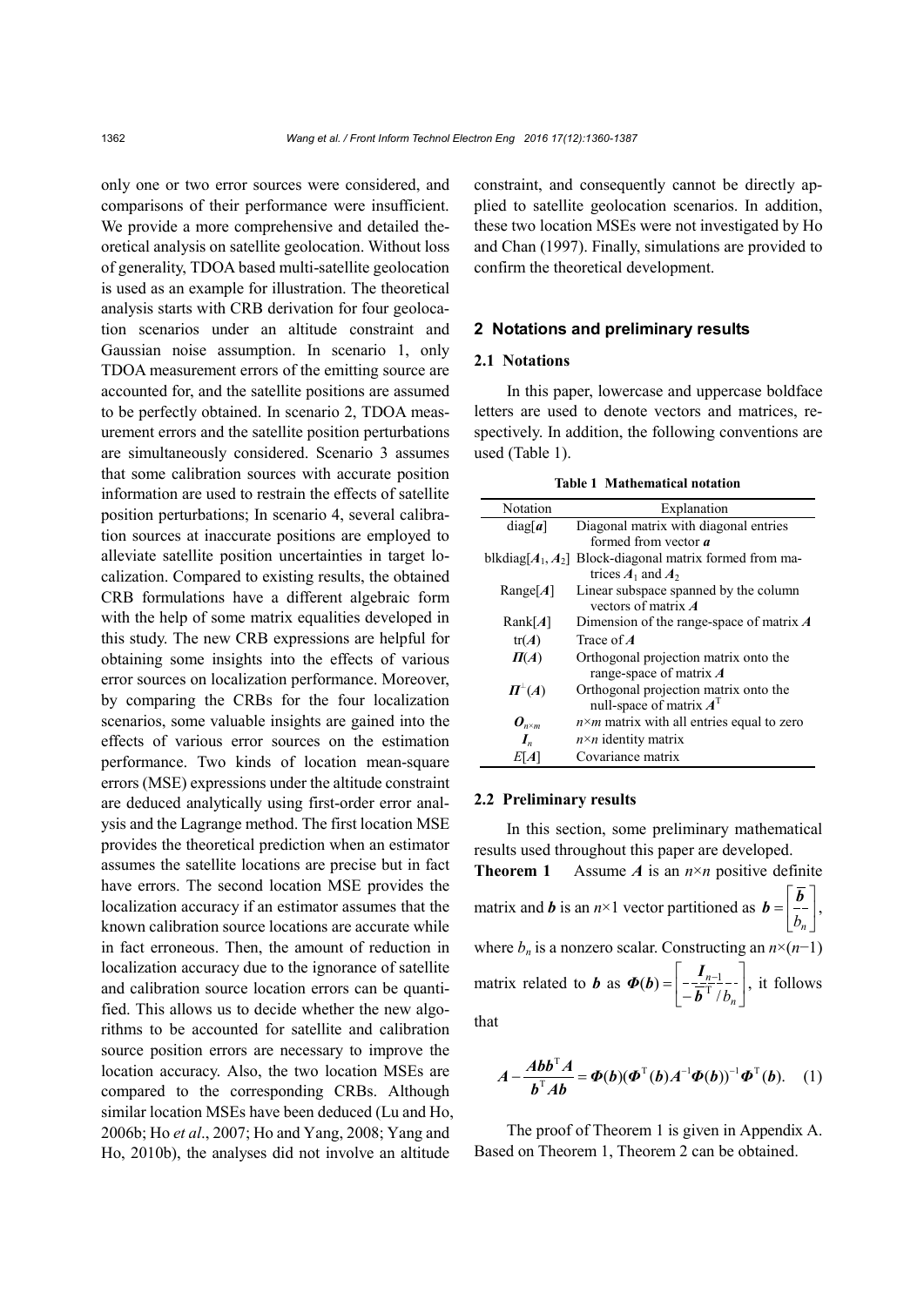only one or two error sources were considered, and comparisons of their performance were insufficient. We provide a more comprehensive and detailed theoretical analysis on satellite geolocation. Without loss of generality, TDOA based multi-satellite geolocation is used as an example for illustration. The theoretical analysis starts with CRB derivation for four geolocation scenarios under an altitude constraint and Gaussian noise assumption. In scenario 1, only TDOA measurement errors of the emitting source are accounted for, and the satellite positions are assumed to be perfectly obtained. In scenario 2, TDOA measurement errors and the satellite position perturbations are simultaneously considered. Scenario 3 assumes that some calibration sources with accurate position information are used to restrain the effects of satellite position perturbations; In scenario 4, several calibration sources at inaccurate positions are employed to alleviate satellite position uncertainties in target localization. Compared to existing results, the obtained CRB formulations have a different algebraic form with the help of some matrix equalities developed in this study. The new CRB expressions are helpful for obtaining some insights into the effects of various error sources on localization performance. Moreover, by comparing the CRBs for the four localization scenarios, some valuable insights are gained into the effects of various error sources on the estimation performance. Two kinds of location mean-square errors (MSE) expressions under the altitude constraint are deduced analytically using first-order error analysis and the Lagrange method. The first location MSE provides the theoretical prediction when an estimator assumes the satellite locations are precise but in fact have errors. The second location MSE provides the localization accuracy if an estimator assumes that the known calibration source locations are accurate while in fact erroneous. Then, the amount of reduction in localization accuracy due to the ignorance of satellite and calibration source location errors can be quantified. This allows us to decide whether the new algorithms to be accounted for satellite and calibration source position errors are necessary to improve the location accuracy. Also, the two location MSEs are compared to the corresponding CRBs. Although similar location MSEs have been deduced (Lu and Ho, 2006b; Ho *et al*., 2007; Ho and Yang, 2008; Yang and Ho, 2010b), the analyses did not involve an altitude constraint, and consequently cannot be directly applied to satellite geolocation scenarios. In addition, these two location MSEs were not investigated by Ho and Chan (1997). Finally, simulations are provided to confirm the theoretical development.

## 2 Notations and preliminary results

### 2.1 Notations

In this paper, lowercase and uppercase boldface letters are used to denote vectors and matrices, respectively. In addition, the following conventions are used (Table 1).

**Table 1 Mathematical notation**

| Notation | Explanation |
|---|---|
| $\mathrm{diag}[\boldsymbol{a}]$ | Diagonal matrix with diagonal entries formed from vector $\boldsymbol{a}$ |
| $\mathrm{blkdiag}[\boldsymbol{A}_1, \boldsymbol{A}_2]$ | Block-diagonal matrix formed from matrices $\boldsymbol{A}_1$ and $\boldsymbol{A}_2$ |
| $\mathrm{Range}[\boldsymbol{A}]$ | Linear subspace spanned by the column vectors of matrix $\boldsymbol{A}$ |
| $\mathrm{Rank}[\boldsymbol{A}]$ | Dimension of the range-space of matrix $\boldsymbol{A}$ |
| $\mathrm{tr}(\boldsymbol{A})$ | Trace of $\boldsymbol{A}$ |
| $\boldsymbol{\Pi}(\boldsymbol{A})$ | Orthogonal projection matrix onto the range-space of matrix $\boldsymbol{A}$ |
| $\boldsymbol{\Pi}^{\perp}(\boldsymbol{A})$ | Orthogonal projection matrix onto the null-space of matrix $\boldsymbol{A}^{\mathrm{T}}$ |
| $\boldsymbol{O}_{n\times m}$ | $n\times m$ matrix with all entries equal to zero |
| $\boldsymbol{I}_n$ | $n\times n$ identity matrix |
| $E[\boldsymbol{A}]$ | Covariance matrix |

### 2.2 Preliminary results

In this section, some preliminary mathematical results used throughout this paper are developed.

**Theorem 1** Assume $\boldsymbol{A}$ is an $n\times n$ positive definite matrix and $\boldsymbol{b}$ is an $n\times 1$ vector partitioned as $\boldsymbol{b}=\begin{bmatrix}\bar{\boldsymbol{b}}\\ b_n\end{bmatrix}$, where $b_n$ is a nonzero scalar. Constructing an $n\times(n-1)$ matrix related to $\boldsymbol{b}$ as $\boldsymbol{\Phi}(\boldsymbol{b})=\begin{bmatrix}\boldsymbol{I}_{n-1}\\ -\bar{\boldsymbol{b}}^{\mathrm{T}}/b_n\end{bmatrix}$, it follows that

$$
\boldsymbol{A}-\frac{\boldsymbol{A}\boldsymbol{b}\boldsymbol{b}^{\mathrm{T}}\boldsymbol{A}}{\boldsymbol{b}^{\mathrm{T}}\boldsymbol{A}\boldsymbol{b}}=\boldsymbol{\Phi}(\boldsymbol{b})(\boldsymbol{\Phi}^{\mathrm{T}}(\boldsymbol{b})\boldsymbol{A}^{-1}\boldsymbol{\Phi}(\boldsymbol{b}))^{-1}\boldsymbol{\Phi}^{\mathrm{T}}(\boldsymbol{b}). \quad (1)
$$

The proof of Theorem 1 is given in Appendix A. Based on Theorem 1, Theorem 2 can be obtained.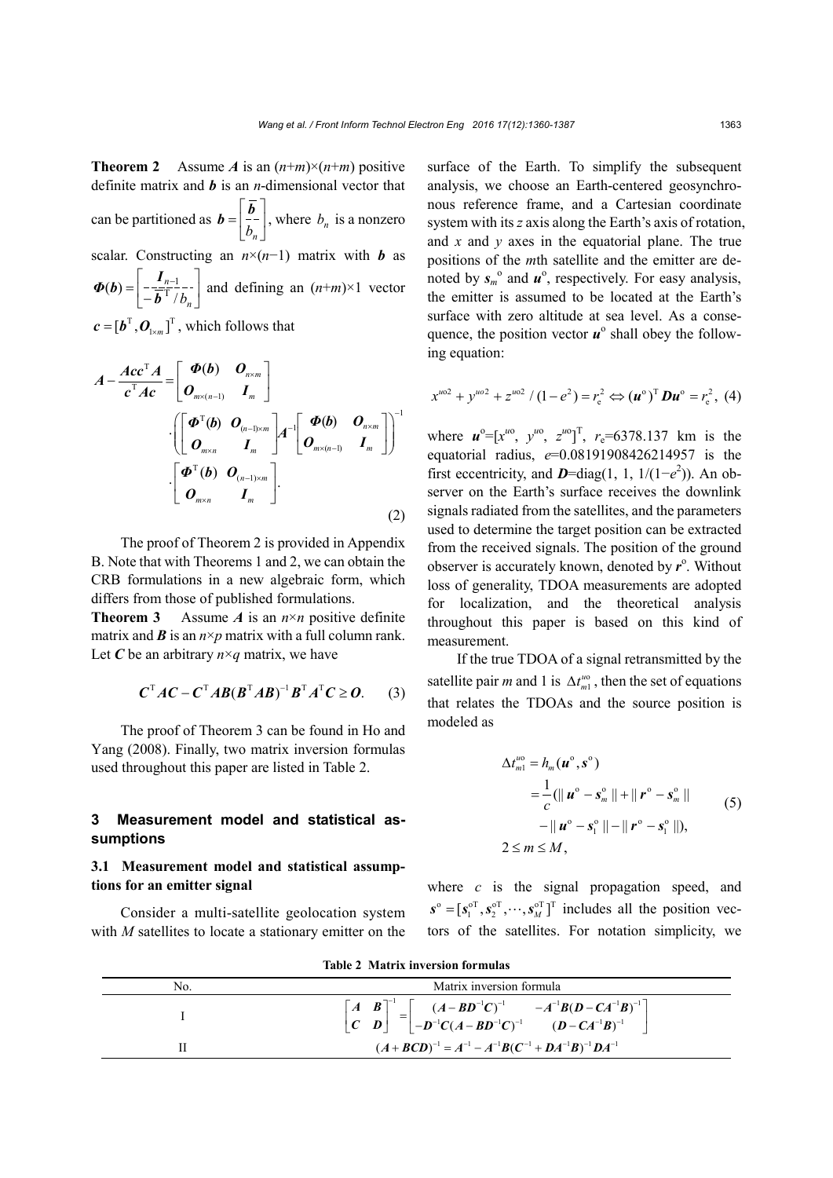**Theorem 2** Assume $\boldsymbol{A}$ is an $(n+m)\times(n+m)$ positive definite matrix and $\boldsymbol{b}$ is an $n$-dimensional vector that can be partitioned as $\boldsymbol{b}=\begin{bmatrix}\bar{\boldsymbol{b}}\\ \hline b_n\end{bmatrix}$, where $b_n$ is a nonzero scalar. Constructing an $n\times(n-1)$ matrix with $\boldsymbol{b}$ as $\boldsymbol{\Phi}(\boldsymbol{b})=\begin{bmatrix}\boldsymbol{I}_{n-1}\\ \hline -\bar{\boldsymbol{b}}^{\mathrm{T}}/b_n\end{bmatrix}$ and defining an $(n+m)\times 1$ vector $\boldsymbol{c}=[\boldsymbol{b}^{\mathrm{T}},\boldsymbol{O}_{1\times m}]^{\mathrm{T}}$, which follows that

$$
\begin{aligned}
\boldsymbol{A}-\frac{\boldsymbol{A}\boldsymbol{c}\boldsymbol{c}^{\mathrm{T}}\boldsymbol{A}}{\boldsymbol{c}^{\mathrm{T}}\boldsymbol{A}\boldsymbol{c}}=&\begin{bmatrix}\boldsymbol{\Phi}(\boldsymbol{b}) & \boldsymbol{O}_{n\times m}\\ \boldsymbol{O}_{m\times(n-1)} & \boldsymbol{I}_m\end{bmatrix}\\
&\cdot\left(\begin{bmatrix}\boldsymbol{\Phi}^{\mathrm{T}}(\boldsymbol{b}) & \boldsymbol{O}_{(n-1)\times m}\\ \boldsymbol{O}_{m\times n} & \boldsymbol{I}_m\end{bmatrix}\boldsymbol{A}^{-1}\begin{bmatrix}\boldsymbol{\Phi}(\boldsymbol{b}) & \boldsymbol{O}_{n\times m}\\ \boldsymbol{O}_{m\times(n-1)} & \boldsymbol{I}_m\end{bmatrix}\right)^{-1}\\
&\cdot\begin{bmatrix}\boldsymbol{\Phi}^{\mathrm{T}}(\boldsymbol{b}) & \boldsymbol{O}_{(n-1)\times m}\\ \boldsymbol{O}_{m\times n} & \boldsymbol{I}_m\end{bmatrix}.
\end{aligned}
\tag{2}
$$

The proof of Theorem 2 is provided in Appendix B. Note that with Theorems 1 and 2, we can obtain the CRB formulations in a new algebraic form, which differs from those of published formulations.

**Theorem 3** Assume $\boldsymbol{A}$ is an $n\times n$ positive definite matrix and $\boldsymbol{B}$ is an $n\times p$ matrix with a full column rank. Let $\boldsymbol{C}$ be an arbitrary $n\times q$ matrix, we have

$$
\boldsymbol{C}^{\mathrm{T}}\boldsymbol{A}\boldsymbol{C}-\boldsymbol{C}^{\mathrm{T}}\boldsymbol{A}\boldsymbol{B}(\boldsymbol{B}^{\mathrm{T}}\boldsymbol{A}\boldsymbol{B})^{-1}\boldsymbol{B}^{\mathrm{T}}\boldsymbol{A}^{\mathrm{T}}\boldsymbol{C}\geq\boldsymbol{O}. \tag{3}
$$

The proof of Theorem 3 can be found in Ho and Yang (2008). Finally, two matrix inversion formulas used throughout this paper are listed in Table 2.

## 3 Measurement model and statistical assumptions

### 3.1 Measurement model and statistical assumptions for an emitter signal

Consider a multi-satellite geolocation system with $M$ satellites to locate a stationary emitter on the surface of the Earth. To simplify the subsequent analysis, we choose an Earth-centered geosynchronous reference frame, and a Cartesian coordinate system with its $z$ axis along the Earth's axis of rotation, and $x$ and $y$ axes in the equatorial plane. The true positions of the $m$th satellite and the emitter are denoted by $\boldsymbol{s}_m^{\mathrm{o}}$ and $\boldsymbol{u}^{\mathrm{o}}$, respectively. For easy analysis, the emitter is assumed to be located at the Earth's surface with zero altitude at sea level. As a consequence, the position vector $\boldsymbol{u}^{\mathrm{o}}$ shall obey the following equation:

$$
x^{u\mathrm{o}2}+y^{u\mathrm{o}2}+z^{u\mathrm{o}2}/(1-e^2)=r_{\mathrm{e}}^2\Leftrightarrow(\boldsymbol{u}^{\mathrm{o}})^{\mathrm{T}}\boldsymbol{D}\boldsymbol{u}^{\mathrm{o}}=r_{\mathrm{e}}^2, \tag{4}
$$

where $\boldsymbol{u}^{\mathrm{o}}=[x^{u\mathrm{o}},\ y^{u\mathrm{o}},\ z^{u\mathrm{o}}]^{\mathrm{T}}$, $r_{\mathrm{e}}$=6378.137 km is the equatorial radius, $e$=0.08191908426214957 is the first eccentricity, and $\boldsymbol{D}$=diag(1, 1, $1/(1-e^2)$). An observer on the Earth's surface receives the downlink signals radiated from the satellites, and the parameters used to determine the target position can be extracted from the received signals. The position of the ground observer is accurately known, denoted by $\boldsymbol{r}^{\mathrm{o}}$. Without loss of generality, TDOA measurements are adopted for localization, and the theoretical analysis throughout this paper is based on this kind of measurement.

If the true TDOA of a signal retransmitted by the satellite pair $m$ and 1 is $\Delta t_{m1}^{u\mathrm{o}}$, then the set of equations that relates the TDOAs and the source position is modeled as

$$
\begin{aligned}
\Delta t_{m1}^{u\mathrm{o}}&=h_m(\boldsymbol{u}^{\mathrm{o}},\boldsymbol{s}^{\mathrm{o}})\\
&=\frac{1}{c}(\|\boldsymbol{u}^{\mathrm{o}}-\boldsymbol{s}_m^{\mathrm{o}}\|+\|\boldsymbol{r}^{\mathrm{o}}-\boldsymbol{s}_m^{\mathrm{o}}\|\\
&\quad-\|\boldsymbol{u}^{\mathrm{o}}-\boldsymbol{s}_1^{\mathrm{o}}\|-\|\boldsymbol{r}^{\mathrm{o}}-\boldsymbol{s}_1^{\mathrm{o}}\|),\\
&2\leq m\leq M,
\end{aligned}
\tag{5}
$$

where $c$ is the signal propagation speed, and $\boldsymbol{s}^{\mathrm{o}}=[\boldsymbol{s}_1^{\mathrm{oT}},\boldsymbol{s}_2^{\mathrm{oT}},\cdots,\boldsymbol{s}_M^{\mathrm{oT}}]^{\mathrm{T}}$ includes all the position vectors of the satellites. For notation simplicity, we

**Table 2 Matrix inversion formulas**

| No. | Matrix inversion formula |
|---|---|
| I | $\begin{bmatrix}\boldsymbol{A} & \boldsymbol{B}\\ \boldsymbol{C} & \boldsymbol{D}\end{bmatrix}^{-1}=\begin{bmatrix}(\boldsymbol{A}-\boldsymbol{B}\boldsymbol{D}^{-1}\boldsymbol{C})^{-1} & -\boldsymbol{A}^{-1}\boldsymbol{B}(\boldsymbol{D}-\boldsymbol{C}\boldsymbol{A}^{-1}\boldsymbol{B})^{-1}\\ -\boldsymbol{D}^{-1}\boldsymbol{C}(\boldsymbol{A}-\boldsymbol{B}\boldsymbol{D}^{-1}\boldsymbol{C})^{-1} & (\boldsymbol{D}-\boldsymbol{C}\boldsymbol{A}^{-1}\boldsymbol{B})^{-1}\end{bmatrix}$ |
| II | $(\boldsymbol{A}+\boldsymbol{B}\boldsymbol{C}\boldsymbol{D})^{-1}=\boldsymbol{A}^{-1}-\boldsymbol{A}^{-1}\boldsymbol{B}(\boldsymbol{C}^{-1}+\boldsymbol{D}\boldsymbol{A}^{-1}\boldsymbol{B})^{-1}\boldsymbol{D}\boldsymbol{A}^{-1}$ |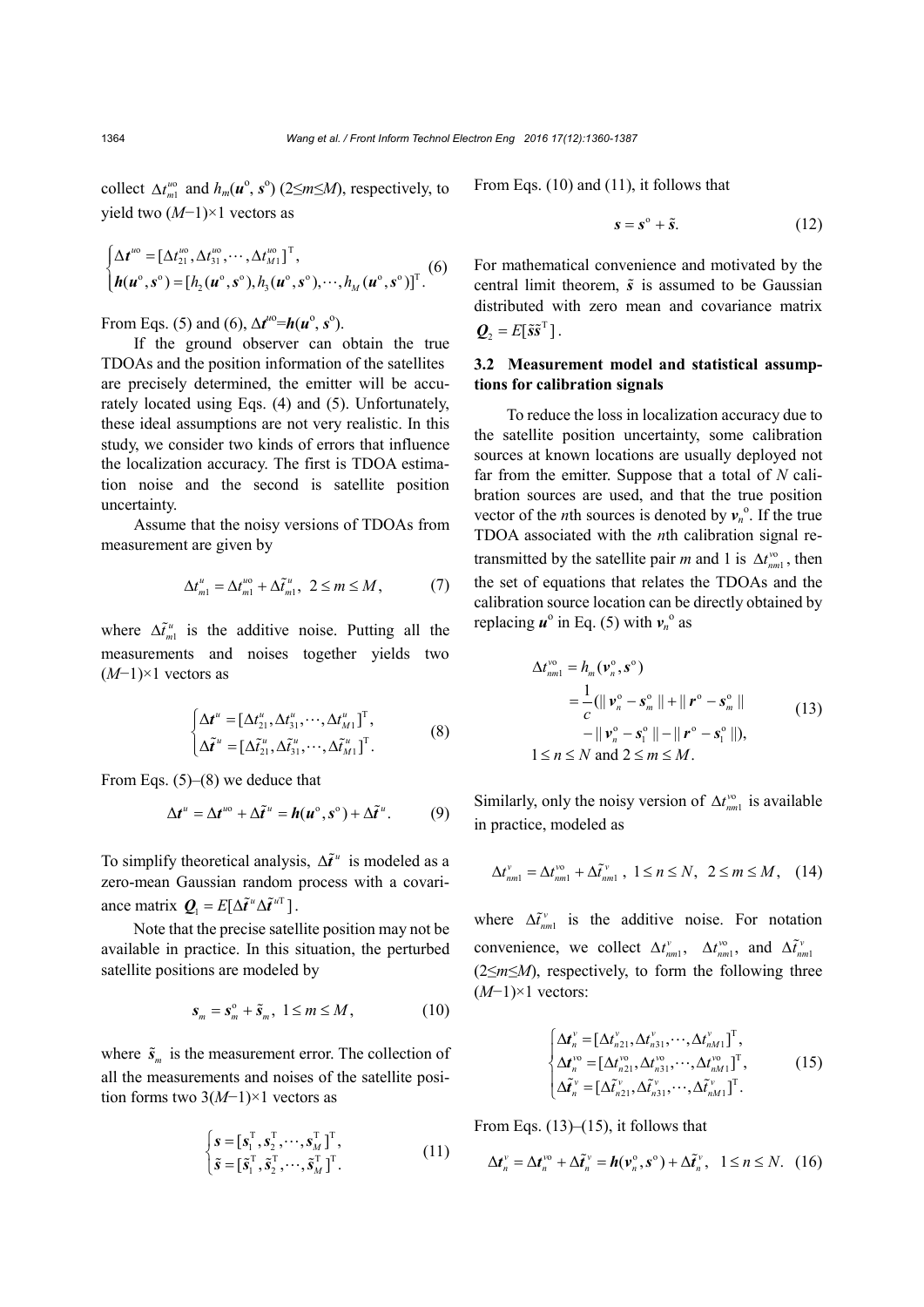collect $\Delta t_{m1}^{uo}$ and $h_m(\boldsymbol{u}^o, \boldsymbol{s}^o)$ ($2\le m\le M$), respectively, to yield two $(M-1)\times 1$ vectors as

$$\begin{cases} \Delta \boldsymbol{t}^{uo} = [\Delta t_{21}^{uo}, \Delta t_{31}^{uo}, \cdots, \Delta t_{M1}^{uo}]^{\mathrm{T}}, \\ \boldsymbol{h}(\boldsymbol{u}^o, \boldsymbol{s}^o) = [h_2(\boldsymbol{u}^o, \boldsymbol{s}^o), h_3(\boldsymbol{u}^o, \boldsymbol{s}^o), \cdots, h_M(\boldsymbol{u}^o, \boldsymbol{s}^o)]^{\mathrm{T}}. \end{cases} \tag{6}$$

From Eqs. (5) and (6), $\Delta \boldsymbol{t}^{uo}=\boldsymbol{h}(\boldsymbol{u}^o, \boldsymbol{s}^o)$.

If the ground observer can obtain the true TDOAs and the position information of the satellites are precisely determined, the emitter will be accurately located using Eqs. (4) and (5). Unfortunately, these ideal assumptions are not very realistic. In this study, we consider two kinds of errors that influence the localization accuracy. The first is TDOA estimation noise and the second is satellite position uncertainty.

Assume that the noisy versions of TDOAs from measurement are given by

$$\Delta t_{m1}^{u} = \Delta t_{m1}^{uo} + \Delta \tilde{t}_{m1}^{u},\ 2 \le m \le M, \tag{7}$$

where $\Delta \tilde{t}_{m1}^{u}$ is the additive noise. Putting all the measurements and noises together yields two $(M-1)\times 1$ vectors as

$$\begin{cases} \Delta \boldsymbol{t}^{u} = [\Delta t_{21}^{u}, \Delta t_{31}^{u}, \cdots, \Delta t_{M1}^{u}]^{\mathrm{T}}, \\ \Delta \tilde{\boldsymbol{t}}^{u} = [\Delta \tilde{t}_{21}^{u}, \Delta \tilde{t}_{31}^{u}, \cdots, \Delta \tilde{t}_{M1}^{u}]^{\mathrm{T}}. \end{cases} \tag{8}$$

From Eqs. (5)–(8) we deduce that

$$\Delta \boldsymbol{t}^{u} = \Delta \boldsymbol{t}^{uo} + \Delta \tilde{\boldsymbol{t}}^{u} = \boldsymbol{h}(\boldsymbol{u}^o, \boldsymbol{s}^o) + \Delta \tilde{\boldsymbol{t}}^{u}. \tag{9}$$

To simplify theoretical analysis, $\Delta \tilde{\boldsymbol{t}}^{u}$ is modeled as a zero-mean Gaussian random process with a covariance matrix $\boldsymbol{Q}_1 = E[\Delta \tilde{\boldsymbol{t}}^{u} \Delta \tilde{\boldsymbol{t}}^{u\mathrm{T}}]$.

Note that the precise satellite position may not be available in practice. In this situation, the perturbed satellite positions are modeled by

$$\boldsymbol{s}_m = \boldsymbol{s}_m^o + \tilde{\boldsymbol{s}}_m,\ 1 \le m \le M, \tag{10}$$

where $\tilde{\boldsymbol{s}}_m$ is the measurement error. The collection of all the measurements and noises of the satellite position forms two $3(M-1)\times 1$ vectors as

$$\begin{cases} \boldsymbol{s} = [\boldsymbol{s}_1^{\mathrm{T}}, \boldsymbol{s}_2^{\mathrm{T}}, \cdots, \boldsymbol{s}_M^{\mathrm{T}}]^{\mathrm{T}}, \\ \tilde{\boldsymbol{s}} = [\tilde{\boldsymbol{s}}_1^{\mathrm{T}}, \tilde{\boldsymbol{s}}_2^{\mathrm{T}}, \cdots, \tilde{\boldsymbol{s}}_M^{\mathrm{T}}]^{\mathrm{T}}. \end{cases} \tag{11}$$

From Eqs. (10) and (11), it follows that

$$\boldsymbol{s} = \boldsymbol{s}^o + \tilde{\boldsymbol{s}}. \tag{12}$$

For mathematical convenience and motivated by the central limit theorem, $\tilde{\boldsymbol{s}}$ is assumed to be Gaussian distributed with zero mean and covariance matrix $\boldsymbol{Q}_2 = E[\tilde{\boldsymbol{s}}\tilde{\boldsymbol{s}}^{\mathrm{T}}]$.

### 3.2 Measurement model and statistical assumptions for calibration signals

To reduce the loss in localization accuracy due to the satellite position uncertainty, some calibration sources at known locations are usually deployed not far from the emitter. Suppose that a total of $N$ calibration sources are used, and that the true position vector of the $n$th sources is denoted by $\boldsymbol{v}_n^o$. If the true TDOA associated with the $n$th calibration signal retransmitted by the satellite pair $m$ and 1 is $\Delta t_{nm1}^{vo}$, then the set of equations that relates the TDOAs and the calibration source location can be directly obtained by replacing $\boldsymbol{u}^o$ in Eq. (5) with $\boldsymbol{v}_n^o$ as

$$\begin{aligned} \Delta t_{nm1}^{vo} &= h_m(\boldsymbol{v}_n^o, \boldsymbol{s}^o) \\ &= \frac{1}{c}(\| \boldsymbol{v}_n^o - \boldsymbol{s}_m^o \| + \| \boldsymbol{r}^o - \boldsymbol{s}_m^o \| \\ &\quad - \| \boldsymbol{v}_n^o - \boldsymbol{s}_1^o \| - \| \boldsymbol{r}^o - \boldsymbol{s}_1^o \|), \\ & 1 \le n \le N \text{ and } 2 \le m \le M. \end{aligned} \tag{13}$$

Similarly, only the noisy version of $\Delta t_{nm1}^{vo}$ is available in practice, modeled as

$$\Delta t_{nm1}^{v} = \Delta t_{nm1}^{vo} + \Delta \tilde{t}_{nm1}^{v},\ 1 \le n \le N,\ 2 \le m \le M, \tag{14}$$

where $\Delta \tilde{t}_{nm1}^{v}$ is the additive noise. For notation convenience, we collect $\Delta t_{nm1}^{v}$, $\Delta t_{nm1}^{vo}$, and $\Delta \tilde{t}_{nm1}^{v}$ ($2\le m\le M$), respectively, to form the following three $(M-1)\times 1$ vectors:

$$\begin{cases} \Delta \boldsymbol{t}_n^{v} = [\Delta t_{n21}^{v}, \Delta t_{n31}^{v}, \cdots, \Delta t_{nM1}^{v}]^{\mathrm{T}}, \\ \Delta \boldsymbol{t}_n^{vo} = [\Delta t_{n21}^{vo}, \Delta t_{n31}^{vo}, \cdots, \Delta t_{nM1}^{vo}]^{\mathrm{T}}, \\ \Delta \tilde{\boldsymbol{t}}_n^{v} = [\Delta \tilde{t}_{n21}^{v}, \Delta \tilde{t}_{n31}^{v}, \cdots, \Delta \tilde{t}_{nM1}^{v}]^{\mathrm{T}}. \end{cases} \tag{15}$$

From Eqs. (13)–(15), it follows that

$$\Delta \boldsymbol{t}_n^{v} = \Delta \boldsymbol{t}_n^{vo} + \Delta \tilde{\boldsymbol{t}}_n^{v} = \boldsymbol{h}(\boldsymbol{v}_n^o, \boldsymbol{s}^o) + \Delta \tilde{\boldsymbol{t}}_n^{v},\ \ 1 \le n \le N. \tag{16}$$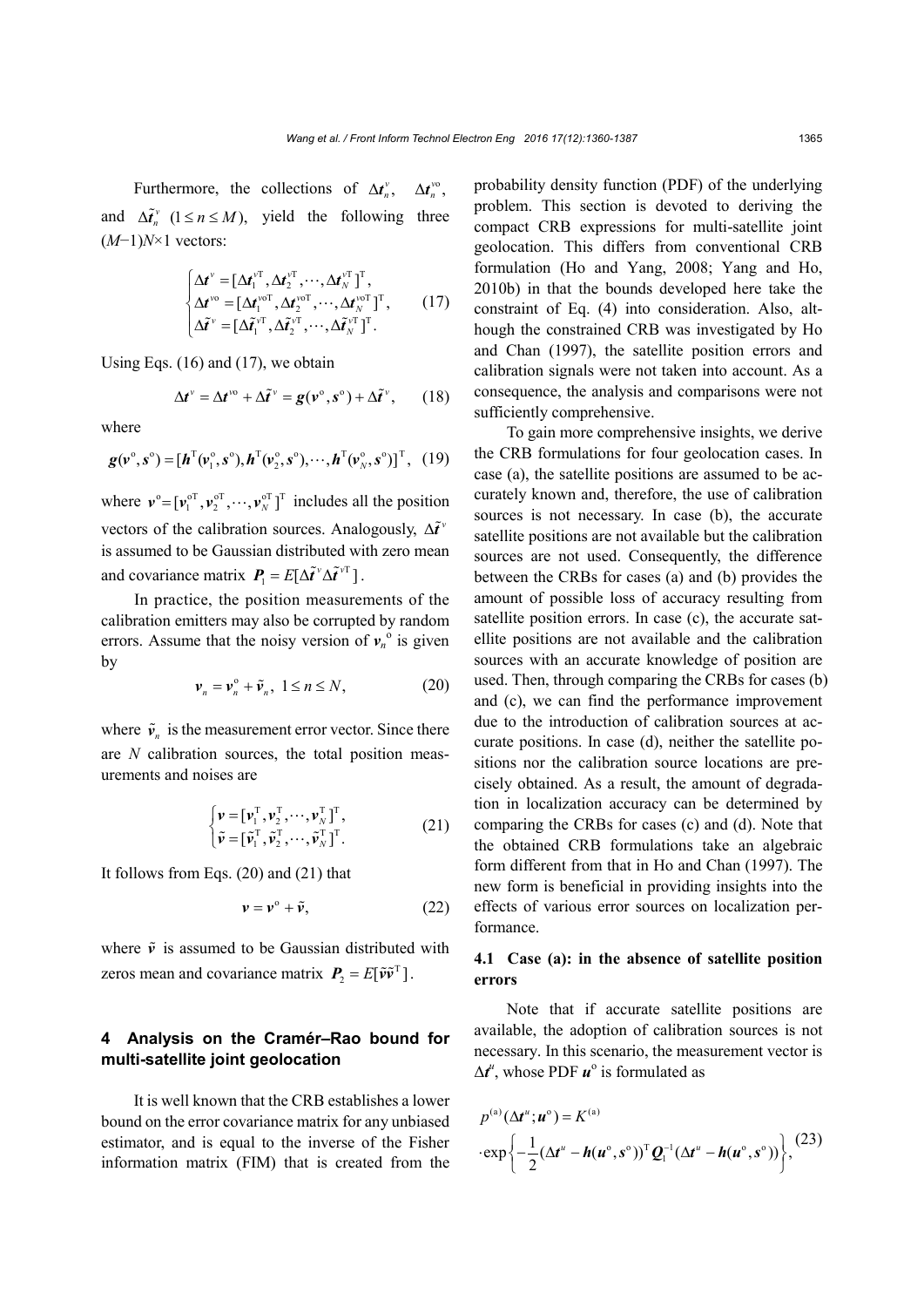Furthermore, the collections of $\Delta \boldsymbol{t}_n^v$, $\Delta \boldsymbol{t}_n^{vo}$, and $\Delta \tilde{\boldsymbol{t}}_n^v$ $(1 \le n \le M)$, yield the following three $(M-1)N \times 1$ vectors:

$$
\begin{cases}
\Delta \boldsymbol{t}^v = [\Delta \boldsymbol{t}_1^{v\mathrm{T}}, \Delta \boldsymbol{t}_2^{v\mathrm{T}}, \cdots, \Delta \boldsymbol{t}_N^{v\mathrm{T}}]^\mathrm{T}, \\
\Delta \boldsymbol{t}^{vo} = [\Delta \boldsymbol{t}_1^{vo\mathrm{T}}, \Delta \boldsymbol{t}_2^{vo\mathrm{T}}, \cdots, \Delta \boldsymbol{t}_N^{vo\mathrm{T}}]^\mathrm{T}, \\
\Delta \tilde{\boldsymbol{t}}^v = [\Delta \tilde{\boldsymbol{t}}_1^{v\mathrm{T}}, \Delta \tilde{\boldsymbol{t}}_2^{v\mathrm{T}}, \cdots, \Delta \tilde{\boldsymbol{t}}_N^{v\mathrm{T}}]^\mathrm{T}.
\end{cases} \tag{17}
$$

Using Eqs. (16) and (17), we obtain

$$
\Delta \boldsymbol{t}^v = \Delta \boldsymbol{t}^{vo} + \Delta \tilde{\boldsymbol{t}}^v = \boldsymbol{g}(\boldsymbol{v}^\mathrm{o}, \boldsymbol{s}^\mathrm{o}) + \Delta \tilde{\boldsymbol{t}}^v, \tag{18}
$$

where

$$
\boldsymbol{g}(\boldsymbol{v}^\mathrm{o}, \boldsymbol{s}^\mathrm{o}) = [\boldsymbol{h}^\mathrm{T}(\boldsymbol{v}_1^\mathrm{o}, \boldsymbol{s}^\mathrm{o}), \boldsymbol{h}^\mathrm{T}(\boldsymbol{v}_2^\mathrm{o}, \boldsymbol{s}^\mathrm{o}), \cdots, \boldsymbol{h}^\mathrm{T}(\boldsymbol{v}_N^\mathrm{o}, \boldsymbol{s}^\mathrm{o})]^\mathrm{T}, \tag{19}
$$

where $\boldsymbol{v}^\mathrm{o} = [\boldsymbol{v}_1^{\mathrm{oT}}, \boldsymbol{v}_2^{\mathrm{oT}}, \cdots, \boldsymbol{v}_N^{\mathrm{oT}}]^\mathrm{T}$ includes all the position vectors of the calibration sources. Analogously, $\Delta \tilde{\boldsymbol{t}}^v$ is assumed to be Gaussian distributed with zero mean and covariance matrix $\boldsymbol{P}_1 = E[\Delta \tilde{\boldsymbol{t}}^v \Delta \tilde{\boldsymbol{t}}^{v\mathrm{T}}]$.

In practice, the position measurements of the calibration emitters may also be corrupted by random errors. Assume that the noisy version of $\boldsymbol{v}_n^\mathrm{o}$ is given by

$$
\boldsymbol{v}_n = \boldsymbol{v}_n^\mathrm{o} + \tilde{\boldsymbol{v}}_n, \ 1 \le n \le N, \tag{20}
$$

where $\tilde{\boldsymbol{v}}_n$ is the measurement error vector. Since there are $N$ calibration sources, the total position measurements and noises are

$$
\begin{cases}
\boldsymbol{v} = [\boldsymbol{v}_1^\mathrm{T}, \boldsymbol{v}_2^\mathrm{T}, \cdots, \boldsymbol{v}_N^\mathrm{T}]^\mathrm{T}, \\
\tilde{\boldsymbol{v}} = [\tilde{\boldsymbol{v}}_1^\mathrm{T}, \tilde{\boldsymbol{v}}_2^\mathrm{T}, \cdots, \tilde{\boldsymbol{v}}_N^\mathrm{T}]^\mathrm{T}.
\end{cases} \tag{21}
$$

It follows from Eqs. (20) and (21) that

$$
\boldsymbol{v} = \boldsymbol{v}^\mathrm{o} + \tilde{\boldsymbol{v}}, \tag{22}
$$

where $\tilde{\boldsymbol{v}}$ is assumed to be Gaussian distributed with zeros mean and covariance matrix $\boldsymbol{P}_2 = E[\tilde{\boldsymbol{v}} \tilde{\boldsymbol{v}}^\mathrm{T}]$.

## 4 Analysis on the Cramér–Rao bound for multi-satellite joint geolocation

It is well known that the CRB establishes a lower bound on the error covariance matrix for any unbiased estimator, and is equal to the inverse of the Fisher information matrix (FIM) that is created from the probability density function (PDF) of the underlying problem. This section is devoted to deriving the compact CRB expressions for multi-satellite joint geolocation. This differs from conventional CRB formulation (Ho and Yang, 2008; Yang and Ho, 2010b) in that the bounds developed here take the constraint of Eq. (4) into consideration. Also, although the constrained CRB was investigated by Ho and Chan (1997), the satellite position errors and calibration signals were not taken into account. As a consequence, the analysis and comparisons were not sufficiently comprehensive.

To gain more comprehensive insights, we derive the CRB formulations for four geolocation cases. In case (a), the satellite positions are assumed to be accurately known and, therefore, the use of calibration sources is not necessary. In case (b), the accurate satellite positions are not available but the calibration sources are not used. Consequently, the difference between the CRBs for cases (a) and (b) provides the amount of possible loss of accuracy resulting from satellite position errors. In case (c), the accurate satellite positions are not available and the calibration sources with an accurate knowledge of position are used. Then, through comparing the CRBs for cases (b) and (c), we can find the performance improvement due to the introduction of calibration sources at accurate positions. In case (d), neither the satellite positions nor the calibration source locations are precisely obtained. As a result, the amount of degradation in localization accuracy can be determined by comparing the CRBs for cases (c) and (d). Note that the obtained CRB formulations take an algebraic form different from that in Ho and Chan (1997). The new form is beneficial in providing insights into the effects of various error sources on localization performance.

### 4.1 Case (a): in the absence of satellite position errors

Note that if accurate satellite positions are available, the adoption of calibration sources is not necessary. In this scenario, the measurement vector is $\Delta \boldsymbol{t}^u$, whose PDF $\boldsymbol{u}^\mathrm{o}$ is formulated as

$$
p^{(\mathrm{a})}(\Delta \boldsymbol{t}^u; \boldsymbol{u}^\mathrm{o}) = K^{(\mathrm{a})} \cdot \exp\left\{ -\frac{1}{2} (\Delta \boldsymbol{t}^u - \boldsymbol{h}(\boldsymbol{u}^\mathrm{o}, \boldsymbol{s}^\mathrm{o}))^\mathrm{T} \boldsymbol{Q}_1^{-1} (\Delta \boldsymbol{t}^u - \boldsymbol{h}(\boldsymbol{u}^\mathrm{o}, \boldsymbol{s}^\mathrm{o})) \right\}, \tag{23}
$$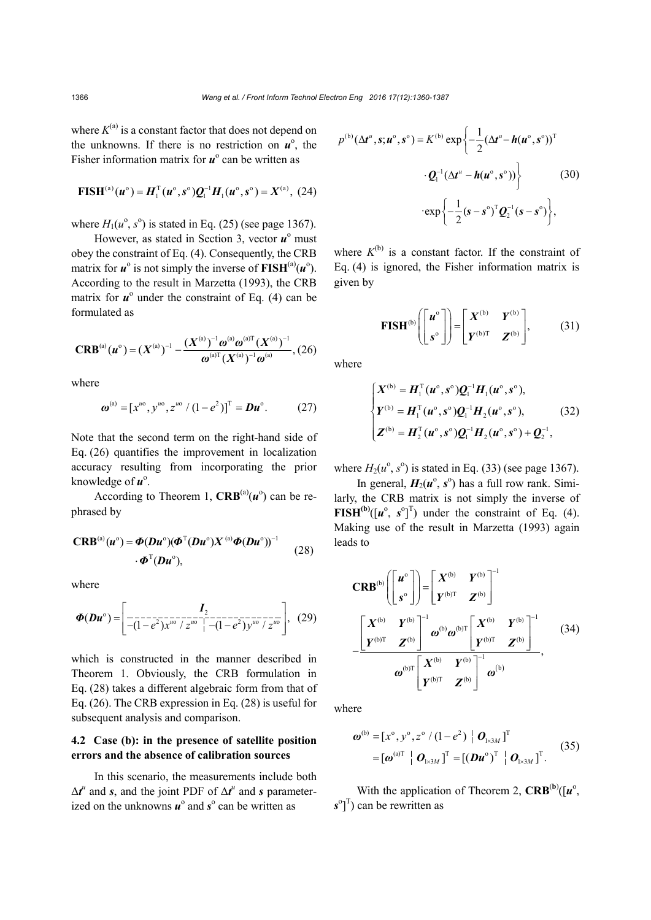where $K^{(a)}$ is a constant factor that does not depend on the unknowns. If there is no restriction on $\boldsymbol{u}^{\mathrm{o}}$, the Fisher information matrix for $\boldsymbol{u}^{\mathrm{o}}$ can be written as

$$\mathbf{FISH}^{(a)}(\boldsymbol{u}^{\mathrm{o}}) = \boldsymbol{H}_1^{\mathrm{T}}(\boldsymbol{u}^{\mathrm{o}}, \boldsymbol{s}^{\mathrm{o}})\boldsymbol{Q}_1^{-1}\boldsymbol{H}_1(\boldsymbol{u}^{\mathrm{o}}, \boldsymbol{s}^{\mathrm{o}}) = \boldsymbol{X}^{(a)}, \quad (24)$$

where $H_1(u^{\mathrm{o}}, s^{\mathrm{o}})$ is stated in Eq. (25) (see page 1367).

However, as stated in Section 3, vector $\boldsymbol{u}^{\mathrm{o}}$ must obey the constraint of Eq. (4). Consequently, the CRB matrix for $\boldsymbol{u}^{\mathrm{o}}$ is not simply the inverse of $\mathbf{FISH}^{(a)}(\boldsymbol{u}^{\mathrm{o}})$. According to the result in Marzetta (1993), the CRB matrix for $\boldsymbol{u}^{\mathrm{o}}$ under the constraint of Eq. (4) can be formulated as

$$\mathbf{CRB}^{(a)}(\boldsymbol{u}^{\mathrm{o}}) = (\boldsymbol{X}^{(a)})^{-1} - \frac{(\boldsymbol{X}^{(a)})^{-1}\boldsymbol{\omega}^{(a)}\boldsymbol{\omega}^{(a)\mathrm{T}}(\boldsymbol{X}^{(a)})^{-1}}{\boldsymbol{\omega}^{(a)\mathrm{T}}(\boldsymbol{X}^{(a)})^{-1}\boldsymbol{\omega}^{(a)}}, \quad (26)$$

where

$$\boldsymbol{\omega}^{(a)} = [x^{u\mathrm{o}}, y^{u\mathrm{o}}, z^{u\mathrm{o}}/(1-e^2)]^{\mathrm{T}} = \boldsymbol{D}\boldsymbol{u}^{\mathrm{o}}. \quad (27)$$

Note that the second term on the right-hand side of Eq. (26) quantifies the improvement in localization accuracy resulting from incorporating the prior knowledge of $\boldsymbol{u}^{\mathrm{o}}$.

According to Theorem 1, $\mathbf{CRB}^{(a)}(\boldsymbol{u}^{\mathrm{o}})$ can be rephrased by

$$\mathbf{CRB}^{(a)}(\boldsymbol{u}^{\mathrm{o}}) = \boldsymbol{\Phi}(\boldsymbol{D}\boldsymbol{u}^{\mathrm{o}})(\boldsymbol{\Phi}^{\mathrm{T}}(\boldsymbol{D}\boldsymbol{u}^{\mathrm{o}})\boldsymbol{X}^{(a)}\boldsymbol{\Phi}(\boldsymbol{D}\boldsymbol{u}^{\mathrm{o}}))^{-1} \cdot \boldsymbol{\Phi}^{\mathrm{T}}(\boldsymbol{D}\boldsymbol{u}^{\mathrm{o}}), \quad (28)$$

where

$$\boldsymbol{\Phi}(\boldsymbol{D}\boldsymbol{u}^{\mathrm{o}}) = \left[\begin{array}{c:c} \multicolumn{2}{c}{\boldsymbol{I}_2} \\ \hdashline -(1-e^2)x^{u\mathrm{o}}/z^{u\mathrm{o}} & -(1-e^2)y^{u\mathrm{o}}/z^{u\mathrm{o}} \end{array}\right], \quad (29)$$

which is constructed in the manner described in Theorem 1. Obviously, the CRB formulation in Eq. (28) takes a different algebraic form from that of Eq. (26). The CRB expression in Eq. (28) is useful for subsequent analysis and comparison.

### 4.2 Case (b): in the presence of satellite position errors and the absence of calibration sources

In this scenario, the measurements include both $\Delta\boldsymbol{t}^u$ and $\boldsymbol{s}$, and the joint PDF of $\Delta\boldsymbol{t}^u$ and $\boldsymbol{s}$ parameterized on the unknowns $\boldsymbol{u}^{\mathrm{o}}$ and $\boldsymbol{s}^{\mathrm{o}}$ can be written as

$$\begin{aligned} p^{(b)}(\Delta\boldsymbol{t}^u, \boldsymbol{s}; \boldsymbol{u}^{\mathrm{o}}, \boldsymbol{s}^{\mathrm{o}}) = K^{(b)} \exp\Big\{-\frac{1}{2}(\Delta\boldsymbol{t}^u - \boldsymbol{h}(\boldsymbol{u}^{\mathrm{o}}, \boldsymbol{s}^{\mathrm{o}}))^{\mathrm{T}} \\ \cdot \boldsymbol{Q}_1^{-1}(\Delta\boldsymbol{t}^u - \boldsymbol{h}(\boldsymbol{u}^{\mathrm{o}}, \boldsymbol{s}^{\mathrm{o}}))\Big\} \\ \cdot \exp\Big\{-\frac{1}{2}(\boldsymbol{s}-\boldsymbol{s}^{\mathrm{o}})^{\mathrm{T}}\boldsymbol{Q}_2^{-1}(\boldsymbol{s}-\boldsymbol{s}^{\mathrm{o}})\Big\}, \end{aligned} \quad (30)$$

where $K^{(b)}$ is a constant factor. If the constraint of Eq. (4) is ignored, the Fisher information matrix is given by

$$\mathbf{FISH}^{(b)}\left(\begin{bmatrix}\boldsymbol{u}^{\mathrm{o}} \\ \boldsymbol{s}^{\mathrm{o}}\end{bmatrix}\right) = \begin{bmatrix}\boldsymbol{X}^{(b)} & \boldsymbol{Y}^{(b)} \\ \boldsymbol{Y}^{(b)\mathrm{T}} & \boldsymbol{Z}^{(b)}\end{bmatrix}, \quad (31)$$

where

$$\begin{cases} \boldsymbol{X}^{(b)} = \boldsymbol{H}_1^{\mathrm{T}}(\boldsymbol{u}^{\mathrm{o}}, \boldsymbol{s}^{\mathrm{o}})\boldsymbol{Q}_1^{-1}\boldsymbol{H}_1(\boldsymbol{u}^{\mathrm{o}}, \boldsymbol{s}^{\mathrm{o}}), \\ \boldsymbol{Y}^{(b)} = \boldsymbol{H}_1^{\mathrm{T}}(\boldsymbol{u}^{\mathrm{o}}, \boldsymbol{s}^{\mathrm{o}})\boldsymbol{Q}_1^{-1}\boldsymbol{H}_2(\boldsymbol{u}^{\mathrm{o}}, \boldsymbol{s}^{\mathrm{o}}), \\ \boldsymbol{Z}^{(b)} = \boldsymbol{H}_2^{\mathrm{T}}(\boldsymbol{u}^{\mathrm{o}}, \boldsymbol{s}^{\mathrm{o}})\boldsymbol{Q}_1^{-1}\boldsymbol{H}_2(\boldsymbol{u}^{\mathrm{o}}, \boldsymbol{s}^{\mathrm{o}}) + \boldsymbol{Q}_2^{-1}, \end{cases} \quad (32)$$

where $H_2(u^{\mathrm{o}}, s^{\mathrm{o}})$ is stated in Eq. (33) (see page 1367).

In general, $\boldsymbol{H}_2(\boldsymbol{u}^{\mathrm{o}}, \boldsymbol{s}^{\mathrm{o}})$ has a full row rank. Similarly, the CRB matrix is not simply the inverse of $\mathbf{FISH}^{(b)}([\boldsymbol{u}^{\mathrm{o}}, \boldsymbol{s}^{\mathrm{o}}]^{\mathrm{T}})$ under the constraint of Eq. (4). Making use of the result in Marzetta (1993) again leads to

$$\mathbf{CRB}^{(b)}\left(\begin{bmatrix}\boldsymbol{u}^{\mathrm{o}} \\ \boldsymbol{s}^{\mathrm{o}}\end{bmatrix}\right) = \begin{bmatrix}\boldsymbol{X}^{(b)} & \boldsymbol{Y}^{(b)} \\ \boldsymbol{Y}^{(b)\mathrm{T}} & \boldsymbol{Z}^{(b)}\end{bmatrix}^{-1} - \frac{\begin{bmatrix}\boldsymbol{X}^{(b)} & \boldsymbol{Y}^{(b)} \\ \boldsymbol{Y}^{(b)\mathrm{T}} & \boldsymbol{Z}^{(b)}\end{bmatrix}^{-1}\boldsymbol{\omega}^{(b)}\boldsymbol{\omega}^{(b)\mathrm{T}}\begin{bmatrix}\boldsymbol{X}^{(b)} & \boldsymbol{Y}^{(b)} \\ \boldsymbol{Y}^{(b)\mathrm{T}} & \boldsymbol{Z}^{(b)}\end{bmatrix}^{-1}}{\boldsymbol{\omega}^{(b)\mathrm{T}}\begin{bmatrix}\boldsymbol{X}^{(b)} & \boldsymbol{Y}^{(b)} \\ \boldsymbol{Y}^{(b)\mathrm{T}} & \boldsymbol{Z}^{(b)}\end{bmatrix}^{-1}\boldsymbol{\omega}^{(b)}}, \quad (34)$$

where

$$\begin{aligned} \boldsymbol{\omega}^{(b)} &= [x^{\mathrm{o}}, y^{\mathrm{o}}, z^{\mathrm{o}}/(1-e^2) \mid \boldsymbol{O}_{1\times 3M}]^{\mathrm{T}} \\ &= [\boldsymbol{\omega}^{(a)\mathrm{T}} \mid \boldsymbol{O}_{1\times 3M}]^{\mathrm{T}} = [(\boldsymbol{D}\boldsymbol{u}^{\mathrm{o}})^{\mathrm{T}} \mid \boldsymbol{O}_{1\times 3M}]^{\mathrm{T}}. \end{aligned} \quad (35)$$

With the application of Theorem 2, $\mathbf{CRB}^{(b)}([\boldsymbol{u}^{\mathrm{o}}, \boldsymbol{s}^{\mathrm{o}}]^{\mathrm{T}})$ can be rewritten as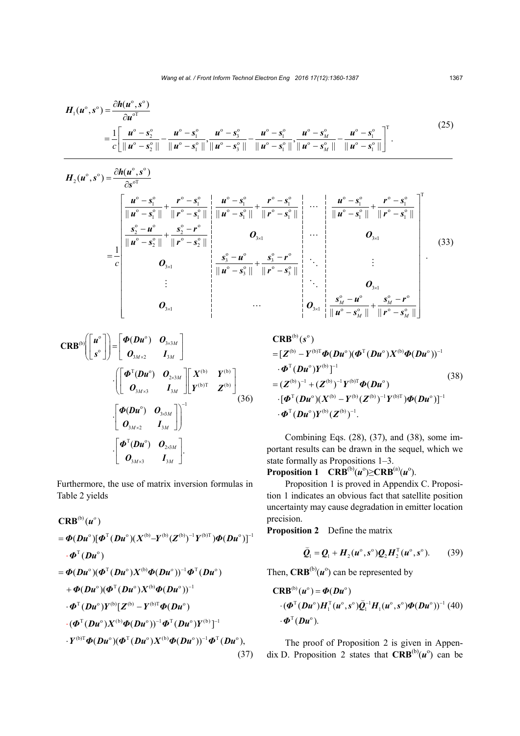$$
\begin{aligned}
\boldsymbol{H}_1(\boldsymbol{u}^{\mathrm{o}},\boldsymbol{s}^{\mathrm{o}}) &= \frac{\partial \boldsymbol{h}(\boldsymbol{u}^{\mathrm{o}},\boldsymbol{s}^{\mathrm{o}})}{\partial \boldsymbol{u}^{\mathrm{oT}}} \\
&= \frac{1}{c}\left[\frac{\boldsymbol{u}^{\mathrm{o}}-\boldsymbol{s}_2^{\mathrm{o}}}{\|\boldsymbol{u}^{\mathrm{o}}-\boldsymbol{s}_2^{\mathrm{o}}\|}-\frac{\boldsymbol{u}^{\mathrm{o}}-\boldsymbol{s}_1^{\mathrm{o}}}{\|\boldsymbol{u}^{\mathrm{o}}-\boldsymbol{s}_1^{\mathrm{o}}\|}, \frac{\boldsymbol{u}^{\mathrm{o}}-\boldsymbol{s}_3^{\mathrm{o}}}{\|\boldsymbol{u}^{\mathrm{o}}-\boldsymbol{s}_3^{\mathrm{o}}\|}-\frac{\boldsymbol{u}^{\mathrm{o}}-\boldsymbol{s}_1^{\mathrm{o}}}{\|\boldsymbol{u}^{\mathrm{o}}-\boldsymbol{s}_1^{\mathrm{o}}\|}, \frac{\boldsymbol{u}^{\mathrm{o}}-\boldsymbol{s}_M^{\mathrm{o}}}{\|\boldsymbol{u}^{\mathrm{o}}-\boldsymbol{s}_M^{\mathrm{o}}\|}-\frac{\boldsymbol{u}^{\mathrm{o}}-\boldsymbol{s}_1^{\mathrm{o}}}{\|\boldsymbol{u}^{\mathrm{o}}-\boldsymbol{s}_1^{\mathrm{o}}\|}\right]^{\mathrm{T}}.
\end{aligned} \tag{25}
$$

$$
\begin{aligned}
\boldsymbol{H}_2(\boldsymbol{u}^{\mathrm{o}},\boldsymbol{s}^{\mathrm{o}}) &= \frac{\partial \boldsymbol{h}(\boldsymbol{u}^{\mathrm{o}},\boldsymbol{s}^{\mathrm{o}})}{\partial \boldsymbol{s}^{\mathrm{oT}}} \\
&= \frac{1}{c}\begin{bmatrix}
\frac{\boldsymbol{u}^{\mathrm{o}}-\boldsymbol{s}_1^{\mathrm{o}}}{\|\boldsymbol{u}^{\mathrm{o}}-\boldsymbol{s}_1^{\mathrm{o}}\|}+\frac{\boldsymbol{r}^{\mathrm{o}}-\boldsymbol{s}_1^{\mathrm{o}}}{\|\boldsymbol{r}^{\mathrm{o}}-\boldsymbol{s}_1^{\mathrm{o}}\|} & \frac{\boldsymbol{u}^{\mathrm{o}}-\boldsymbol{s}_1^{\mathrm{o}}}{\|\boldsymbol{u}^{\mathrm{o}}-\boldsymbol{s}_1^{\mathrm{o}}\|}+\frac{\boldsymbol{r}^{\mathrm{o}}-\boldsymbol{s}_1^{\mathrm{o}}}{\|\boldsymbol{r}^{\mathrm{o}}-\boldsymbol{s}_1^{\mathrm{o}}\|} & \cdots & \frac{\boldsymbol{u}^{\mathrm{o}}-\boldsymbol{s}_1^{\mathrm{o}}}{\|\boldsymbol{u}^{\mathrm{o}}-\boldsymbol{s}_1^{\mathrm{o}}\|}+\frac{\boldsymbol{r}^{\mathrm{o}}-\boldsymbol{s}_1^{\mathrm{o}}}{\|\boldsymbol{r}^{\mathrm{o}}-\boldsymbol{s}_1^{\mathrm{o}}\|} \\
\frac{\boldsymbol{s}_2^{\mathrm{o}}-\boldsymbol{u}^{\mathrm{o}}}{\|\boldsymbol{u}^{\mathrm{o}}-\boldsymbol{s}_2^{\mathrm{o}}\|}+\frac{\boldsymbol{s}_2^{\mathrm{o}}-\boldsymbol{r}^{\mathrm{o}}}{\|\boldsymbol{r}^{\mathrm{o}}-\boldsymbol{s}_2^{\mathrm{o}}\|} & \boldsymbol{O}_{3\times 1} & \cdots & \boldsymbol{O}_{3\times 1} \\
\boldsymbol{O}_{3\times 1} & \frac{\boldsymbol{s}_3^{\mathrm{o}}-\boldsymbol{u}^{\mathrm{o}}}{\|\boldsymbol{u}^{\mathrm{o}}-\boldsymbol{s}_3^{\mathrm{o}}\|}+\frac{\boldsymbol{s}_3^{\mathrm{o}}-\boldsymbol{r}^{\mathrm{o}}}{\|\boldsymbol{r}^{\mathrm{o}}-\boldsymbol{s}_3^{\mathrm{o}}\|} & \ddots & \vdots \\
\vdots & & \ddots & \boldsymbol{O}_{3\times 1} \\
\boldsymbol{O}_{3\times 1} & \cdots & \boldsymbol{O}_{3\times 1} & \frac{\boldsymbol{s}_M^{\mathrm{o}}-\boldsymbol{u}^{\mathrm{o}}}{\|\boldsymbol{u}^{\mathrm{o}}-\boldsymbol{s}_M^{\mathrm{o}}\|}+\frac{\boldsymbol{s}_M^{\mathrm{o}}-\boldsymbol{r}^{\mathrm{o}}}{\|\boldsymbol{r}^{\mathrm{o}}-\boldsymbol{s}_M^{\mathrm{o}}\|}
\end{bmatrix}^{\mathrm{T}}.
\end{aligned} \tag{33}
$$

$$
\begin{aligned}
\mathbf{CRB}^{(\mathrm{b})}\left(\begin{bmatrix}\boldsymbol{u}^{\mathrm{o}} \\ \boldsymbol{s}^{\mathrm{o}}\end{bmatrix}\right) &= \begin{bmatrix}\boldsymbol{\Phi}(\boldsymbol{D}\boldsymbol{u}^{\mathrm{o}}) & \boldsymbol{O}_{3\times 3M} \\ \boldsymbol{O}_{3M\times 2} & \boldsymbol{I}_{3M}\end{bmatrix} \\
&\quad \cdot\left(\begin{bmatrix}\boldsymbol{\Phi}^{\mathrm{T}}(\boldsymbol{D}\boldsymbol{u}^{\mathrm{o}}) & \boldsymbol{O}_{2\times 3M} \\ \boldsymbol{O}_{3M\times 3} & \boldsymbol{I}_{3M}\end{bmatrix}\begin{bmatrix}\boldsymbol{X}^{(\mathrm{b})} & \boldsymbol{Y}^{(\mathrm{b})} \\ \boldsymbol{Y}^{(\mathrm{b})\mathrm{T}} & \boldsymbol{Z}^{(\mathrm{b})}\end{bmatrix}\right. \\
&\quad \left.\cdot\begin{bmatrix}\boldsymbol{\Phi}(\boldsymbol{D}\boldsymbol{u}^{\mathrm{o}}) & \boldsymbol{O}_{3\times 3M} \\ \boldsymbol{O}_{3M\times 2} & \boldsymbol{I}_{3M}\end{bmatrix}\right)^{-1} \\
&\quad \cdot\begin{bmatrix}\boldsymbol{\Phi}^{\mathrm{T}}(\boldsymbol{D}\boldsymbol{u}^{\mathrm{o}}) & \boldsymbol{O}_{2\times 3M} \\ \boldsymbol{O}_{3M\times 3} & \boldsymbol{I}_{3M}\end{bmatrix}.
\end{aligned} \tag{36}
$$

Furthermore, the use of matrix inversion formulas in Table 2 yields

$$
\begin{aligned}
&\mathbf{CRB}^{(\mathrm{b})}(\boldsymbol{u}^{o}) \\
&= \boldsymbol{\Phi}(\boldsymbol{D}\boldsymbol{u}^{\mathrm{o}})[\boldsymbol{\Phi}^{\mathrm{T}}(\boldsymbol{D}\boldsymbol{u}^{\mathrm{o}})(\boldsymbol{X}^{(\mathrm{b})}-\boldsymbol{Y}^{(\mathrm{b})}(\boldsymbol{Z}^{(\mathrm{b})})^{-1}\boldsymbol{Y}^{(\mathrm{b})\mathrm{T}})\boldsymbol{\Phi}(\boldsymbol{D}\boldsymbol{u}^{\mathrm{o}})]^{-1} \\
&\quad \cdot\boldsymbol{\Phi}^{\mathrm{T}}(\boldsymbol{D}\boldsymbol{u}^{\mathrm{o}}) \\
&= \boldsymbol{\Phi}(\boldsymbol{D}\boldsymbol{u}^{\mathrm{o}})(\boldsymbol{\Phi}^{\mathrm{T}}(\boldsymbol{D}\boldsymbol{u}^{\mathrm{o}})\boldsymbol{X}^{(\mathrm{b})}\boldsymbol{\Phi}(\boldsymbol{D}\boldsymbol{u}^{o}))^{-1}\boldsymbol{\Phi}^{\mathrm{T}}(\boldsymbol{D}\boldsymbol{u}^{\mathrm{o}}) \\
&\quad +\boldsymbol{\Phi}(\boldsymbol{D}\boldsymbol{u}^{\mathrm{o}})(\boldsymbol{\Phi}^{\mathrm{T}}(\boldsymbol{D}\boldsymbol{u}^{\mathrm{o}})\boldsymbol{X}^{(\mathrm{b})}\boldsymbol{\Phi}(\boldsymbol{D}\boldsymbol{u}^{\mathrm{o}}))^{-1} \\
&\quad \cdot\boldsymbol{\Phi}^{\mathrm{T}}(\boldsymbol{D}\boldsymbol{u}^{\mathrm{o}})\boldsymbol{Y}^{(\mathrm{b})}[\boldsymbol{Z}^{(\mathrm{b})}-\boldsymbol{Y}^{(\mathrm{b})\mathrm{T}}\boldsymbol{\Phi}(\boldsymbol{D}\boldsymbol{u}^{\mathrm{o}}) \\
&\quad \cdot(\boldsymbol{\Phi}^{\mathrm{T}}(\boldsymbol{D}\boldsymbol{u}^{\mathrm{o}})\boldsymbol{X}^{(\mathrm{b})}\boldsymbol{\Phi}(\boldsymbol{D}\boldsymbol{u}^{\mathrm{o}}))^{-1}\boldsymbol{\Phi}^{\mathrm{T}}(\boldsymbol{D}\boldsymbol{u}^{\mathrm{o}})\boldsymbol{Y}^{(\mathrm{b})}]^{-1} \\
&\quad \cdot\boldsymbol{Y}^{(\mathrm{b})\mathrm{T}}\boldsymbol{\Phi}(\boldsymbol{D}\boldsymbol{u}^{\mathrm{o}})(\boldsymbol{\Phi}^{\mathrm{T}}(\boldsymbol{D}\boldsymbol{u}^{\mathrm{o}})\boldsymbol{X}^{(\mathrm{b})}\boldsymbol{\Phi}(\boldsymbol{D}\boldsymbol{u}^{\mathrm{o}}))^{-1}\boldsymbol{\Phi}^{\mathrm{T}}(\boldsymbol{D}\boldsymbol{u}^{\mathrm{o}}),
\end{aligned} \tag{37}
$$

$$
\begin{aligned}
&\mathbf{CRB}^{(\mathrm{b})}(\boldsymbol{s}^{o}) \\
&= [\boldsymbol{Z}^{(\mathrm{b})}-\boldsymbol{Y}^{(\mathrm{b})\mathrm{T}}\boldsymbol{\Phi}(\boldsymbol{D}\boldsymbol{u}^{\mathrm{o}})(\boldsymbol{\Phi}^{\mathrm{T}}(\boldsymbol{D}\boldsymbol{u}^{\mathrm{o}})\boldsymbol{X}^{(\mathrm{b})}\boldsymbol{\Phi}(\boldsymbol{D}\boldsymbol{u}^{\mathrm{o}}))^{-1} \\
&\quad \cdot\boldsymbol{\Phi}^{\mathrm{T}}(\boldsymbol{D}\boldsymbol{u}^{\mathrm{o}})\boldsymbol{Y}^{(\mathrm{b})}]^{-1} \\
&= (\boldsymbol{Z}^{(\mathrm{b})})^{-1}+(\boldsymbol{Z}^{(\mathrm{b})})^{-1}\boldsymbol{Y}^{(\mathrm{b})\mathrm{T}}\boldsymbol{\Phi}(\boldsymbol{D}\boldsymbol{u}^{\mathrm{o}}) \\
&\quad \cdot[\boldsymbol{\Phi}^{\mathrm{T}}(\boldsymbol{D}\boldsymbol{u}^{\mathrm{o}})(\boldsymbol{X}^{(\mathrm{b})}-\boldsymbol{Y}^{(\mathrm{b})}(\boldsymbol{Z}^{(\mathrm{b})})^{-1}\boldsymbol{Y}^{(\mathrm{b})\mathrm{T}})\boldsymbol{\Phi}(\boldsymbol{D}\boldsymbol{u}^{\mathrm{o}})]^{-1} \\
&\quad \cdot\boldsymbol{\Phi}^{\mathrm{T}}(\boldsymbol{D}\boldsymbol{u}^{\mathrm{o}})\boldsymbol{Y}^{(\mathrm{b})}(\boldsymbol{Z}^{(\mathrm{b})})^{-1}.
\end{aligned} \tag{38}
$$

Combining Eqs. (28), (37), and (38), some important results can be drawn in the sequel, which we state formally as Propositions 1–3.

**Proposition 1** $\mathbf{CRB}^{(\mathrm{b})}(\boldsymbol{u}^{\mathrm{o}}) \geq \mathbf{CRB}^{(\mathrm{a})}(\boldsymbol{u}^{\mathrm{o}})$.

Proposition 1 is proved in Appendix C. Proposition 1 indicates an obvious fact that satellite position uncertainty may cause degradation in emitter location precision.

**Proposition 2** Define the matrix

$$
\breve{\boldsymbol{Q}}_1 = \boldsymbol{Q}_1 + \boldsymbol{H}_2(\boldsymbol{u}^{\mathrm{o}},\boldsymbol{s}^{\mathrm{o}})\boldsymbol{Q}_2\boldsymbol{H}_2^{\mathrm{T}}(\boldsymbol{u}^{\mathrm{o}},\boldsymbol{s}^{\mathrm{o}}). \tag{39}
$$

Then, $\mathbf{CRB}^{(\mathrm{b})}(\boldsymbol{u}^{\mathrm{o}})$ can be represented by

$$
\begin{aligned}
\mathbf{CRB}^{(\mathrm{b})}(\boldsymbol{u}^{\mathrm{o}}) &= \boldsymbol{\Phi}(\boldsymbol{D}\boldsymbol{u}^{\mathrm{o}}) \\
&\quad \cdot(\boldsymbol{\Phi}^{\mathrm{T}}(\boldsymbol{D}\boldsymbol{u}^{\mathrm{o}})\boldsymbol{H}_1^{\mathrm{T}}(\boldsymbol{u}^{\mathrm{o}},\boldsymbol{s}^{\mathrm{o}})\breve{\boldsymbol{Q}}_1^{-1}\boldsymbol{H}_1(\boldsymbol{u}^{\mathrm{o}},\boldsymbol{s}^{\mathrm{o}})\boldsymbol{\Phi}(\boldsymbol{D}\boldsymbol{u}^{\mathrm{o}}))^{-1} \\
&\quad \cdot\boldsymbol{\Phi}^{\mathrm{T}}(\boldsymbol{D}\boldsymbol{u}^{\mathrm{o}}).
\end{aligned} \tag{40}
$$

The proof of Proposition 2 is given in Appendix D. Proposition 2 states that $\mathbf{CRB}^{(\mathrm{b})}(\boldsymbol{u}^{\mathrm{o}})$ can be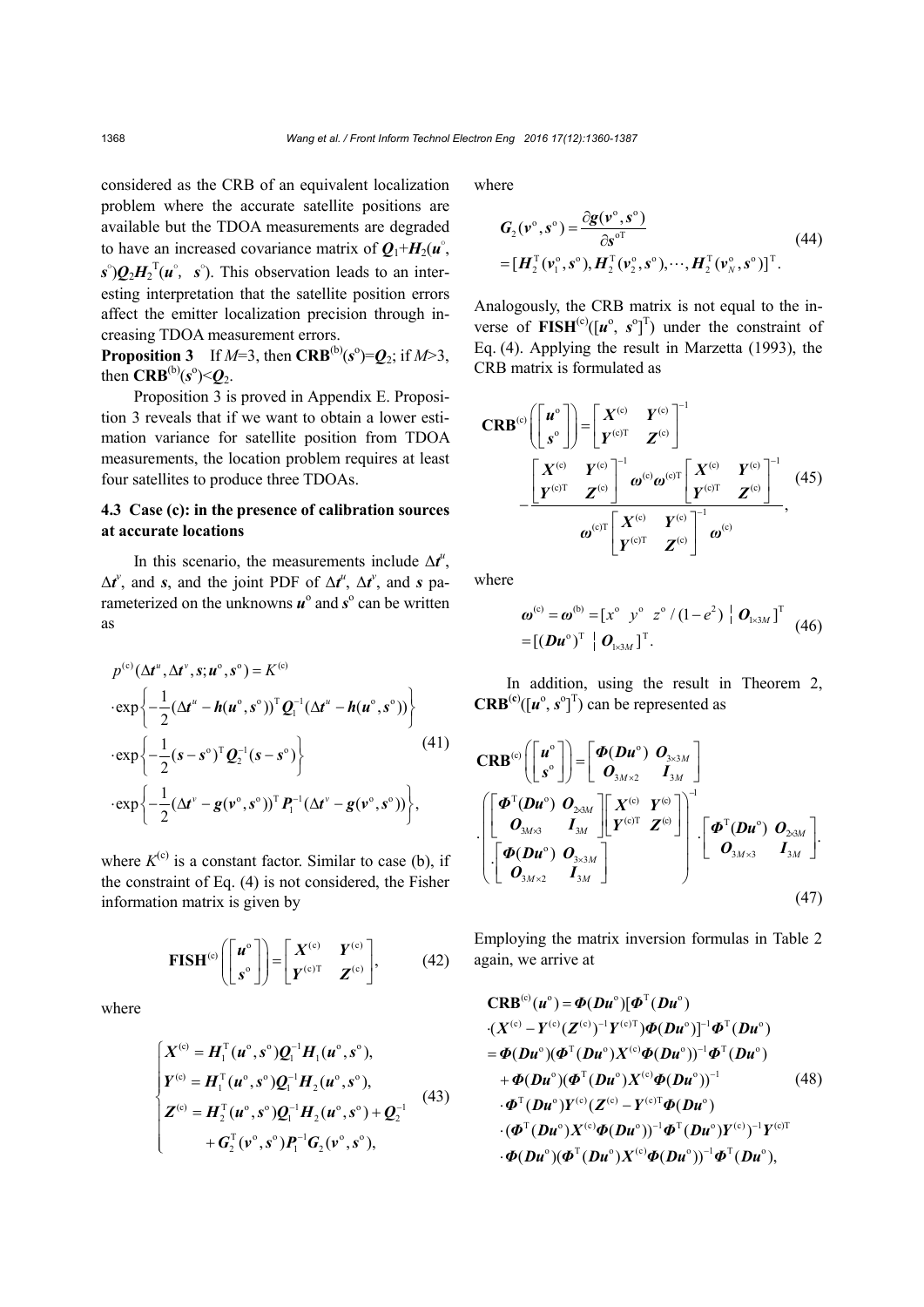considered as the CRB of an equivalent localization problem where the accurate satellite positions are available but the TDOA measurements are degraded to have an increased covariance matrix of $\boldsymbol{Q}_1+\boldsymbol{H}_2(\boldsymbol{u}^{\circ}, \boldsymbol{s}^{\circ})\boldsymbol{Q}_2\boldsymbol{H}_2^{\mathrm{T}}(\boldsymbol{u}^{\circ}, \boldsymbol{s}^{\circ})$. This observation leads to an interesting interpretation that the satellite position errors affect the emitter localization precision through increasing TDOA measurement errors.

**Proposition 3** If $M$=3, then $\mathbf{CRB}^{(\mathrm{b})}(\boldsymbol{s}^{\mathrm{o}})=\boldsymbol{Q}_2$; if $M$>3, then $\mathbf{CRB}^{(\mathrm{b})}(\boldsymbol{s}^{\mathrm{o}})<\boldsymbol{Q}_2$.

Proposition 3 is proved in Appendix E. Proposition 3 reveals that if we want to obtain a lower estimation variance for satellite position from TDOA measurements, the location problem requires at least four satellites to produce three TDOAs.

### 4.3 Case (c): in the presence of calibration sources at accurate locations

In this scenario, the measurements include $\Delta\boldsymbol{t}^u$, $\Delta\boldsymbol{t}^v$, and $\boldsymbol{s}$, and the joint PDF of $\Delta\boldsymbol{t}^u$, $\Delta\boldsymbol{t}^v$, and $\boldsymbol{s}$ parameterized on the unknowns $\boldsymbol{u}^{\mathrm{o}}$ and $\boldsymbol{s}^{\mathrm{o}}$ can be written as

$$
\begin{aligned}
p^{(\mathrm{c})}(\Delta\boldsymbol{t}^u, \Delta\boldsymbol{t}^v, \boldsymbol{s}; \boldsymbol{u}^{\mathrm{o}}, \boldsymbol{s}^{\mathrm{o}}) &= K^{(\mathrm{c})} \\
&\cdot\exp\left\{-\frac{1}{2}(\Delta\boldsymbol{t}^u-\boldsymbol{h}(\boldsymbol{u}^{\mathrm{o}},\boldsymbol{s}^{\mathrm{o}}))^{\mathrm{T}}\boldsymbol{Q}_1^{-1}(\Delta\boldsymbol{t}^u-\boldsymbol{h}(\boldsymbol{u}^{\mathrm{o}},\boldsymbol{s}^{\mathrm{o}}))\right\} \\
&\cdot\exp\left\{-\frac{1}{2}(\boldsymbol{s}-\boldsymbol{s}^{\mathrm{o}})^{\mathrm{T}}\boldsymbol{Q}_2^{-1}(\boldsymbol{s}-\boldsymbol{s}^{\mathrm{o}})\right\} \\
&\cdot\exp\left\{-\frac{1}{2}(\Delta\boldsymbol{t}^v-\boldsymbol{g}(\boldsymbol{v}^{\mathrm{o}},\boldsymbol{s}^{\mathrm{o}}))^{\mathrm{T}}\boldsymbol{P}_1^{-1}(\Delta\boldsymbol{t}^v-\boldsymbol{g}(\boldsymbol{v}^{\mathrm{o}},\boldsymbol{s}^{\mathrm{o}}))\right\},
\end{aligned} \tag{41}
$$

where $K^{(\mathrm{c})}$ is a constant factor. Similar to case (b), if the constraint of Eq. (4) is not considered, the Fisher information matrix is given by

$$
\mathbf{FISH}^{(\mathrm{c})}\left(\begin{bmatrix}\boldsymbol{u}^{\mathrm{o}}\\ \boldsymbol{s}^{\mathrm{o}}\end{bmatrix}\right)=\begin{bmatrix}\boldsymbol{X}^{(\mathrm{c})} & \boldsymbol{Y}^{(\mathrm{c})}\\ \boldsymbol{Y}^{(\mathrm{c})\mathrm{T}} & \boldsymbol{Z}^{(\mathrm{c})}\end{bmatrix}, \tag{42}
$$

where

$$
\begin{cases}
\boldsymbol{X}^{(\mathrm{c})}=\boldsymbol{H}_1^{\mathrm{T}}(\boldsymbol{u}^{\mathrm{o}},\boldsymbol{s}^{\mathrm{o}})\boldsymbol{Q}_1^{-1}\boldsymbol{H}_1(\boldsymbol{u}^{\mathrm{o}},\boldsymbol{s}^{\mathrm{o}}),\\
\boldsymbol{Y}^{(\mathrm{c})}=\boldsymbol{H}_1^{\mathrm{T}}(\boldsymbol{u}^{\mathrm{o}},\boldsymbol{s}^{\mathrm{o}})\boldsymbol{Q}_1^{-1}\boldsymbol{H}_2(\boldsymbol{u}^{\mathrm{o}},\boldsymbol{s}^{\mathrm{o}}),\\
\boldsymbol{Z}^{(\mathrm{c})}=\boldsymbol{H}_2^{\mathrm{T}}(\boldsymbol{u}^{\mathrm{o}},\boldsymbol{s}^{\mathrm{o}})\boldsymbol{Q}_1^{-1}\boldsymbol{H}_2(\boldsymbol{u}^{\mathrm{o}},\boldsymbol{s}^{\mathrm{o}})+\boldsymbol{Q}_2^{-1}\\
\qquad\quad+\boldsymbol{G}_2^{\mathrm{T}}(\boldsymbol{v}^{\mathrm{o}},\boldsymbol{s}^{\mathrm{o}})\boldsymbol{P}_1^{-1}\boldsymbol{G}_2(\boldsymbol{v}^{\mathrm{o}},\boldsymbol{s}^{\mathrm{o}}),
\end{cases} \tag{43}
$$

where

$$
\begin{aligned}
\boldsymbol{G}_2(\boldsymbol{v}^{\mathrm{o}},\boldsymbol{s}^{\mathrm{o}})&=\frac{\partial\boldsymbol{g}(\boldsymbol{v}^{\mathrm{o}},\boldsymbol{s}^{\mathrm{o}})}{\partial\boldsymbol{s}^{\mathrm{oT}}}\\
&=[\boldsymbol{H}_2^{\mathrm{T}}(\boldsymbol{v}_1^{\mathrm{o}},\boldsymbol{s}^{\mathrm{o}}),\boldsymbol{H}_2^{\mathrm{T}}(\boldsymbol{v}_2^{\mathrm{o}},\boldsymbol{s}^{\mathrm{o}}),\cdots,\boldsymbol{H}_2^{\mathrm{T}}(\boldsymbol{v}_N^{\mathrm{o}},\boldsymbol{s}^{\mathrm{o}})]^{\mathrm{T}}.
\end{aligned} \tag{44}
$$

Analogously, the CRB matrix is not equal to the inverse of $\mathbf{FISH}^{(\mathrm{c})}([\boldsymbol{u}^{\mathrm{o}}, \boldsymbol{s}^{\mathrm{o}}]^{\mathrm{T}})$ under the constraint of Eq. (4). Applying the result in Marzetta (1993), the CRB matrix is formulated as

$$
\mathbf{CRB}^{(\mathrm{c})}\left(\begin{bmatrix}\boldsymbol{u}^{\mathrm{o}}\\ \boldsymbol{s}^{\mathrm{o}}\end{bmatrix}\right)=\begin{bmatrix}\boldsymbol{X}^{(\mathrm{c})} & \boldsymbol{Y}^{(\mathrm{c})}\\ \boldsymbol{Y}^{(\mathrm{c})\mathrm{T}} & \boldsymbol{Z}^{(\mathrm{c})}\end{bmatrix}^{-1}
-\frac{\begin{bmatrix}\boldsymbol{X}^{(\mathrm{c})} & \boldsymbol{Y}^{(\mathrm{c})}\\ \boldsymbol{Y}^{(\mathrm{c})\mathrm{T}} & \boldsymbol{Z}^{(\mathrm{c})}\end{bmatrix}^{-1}\boldsymbol{\omega}^{(\mathrm{c})}\boldsymbol{\omega}^{(\mathrm{c})\mathrm{T}}\begin{bmatrix}\boldsymbol{X}^{(\mathrm{c})} & \boldsymbol{Y}^{(\mathrm{c})}\\ \boldsymbol{Y}^{(\mathrm{c})\mathrm{T}} & \boldsymbol{Z}^{(\mathrm{c})}\end{bmatrix}^{-1}}{\boldsymbol{\omega}^{(\mathrm{c})\mathrm{T}}\begin{bmatrix}\boldsymbol{X}^{(\mathrm{c})} & \boldsymbol{Y}^{(\mathrm{c})}\\ \boldsymbol{Y}^{(\mathrm{c})\mathrm{T}} & \boldsymbol{Z}^{(\mathrm{c})}\end{bmatrix}^{-1}\boldsymbol{\omega}^{(\mathrm{c})}}, \tag{45}
$$

where

$$
\begin{aligned}
\boldsymbol{\omega}^{(\mathrm{c})}=\boldsymbol{\omega}^{(\mathrm{b})}&=[x^{\mathrm{o}}\ \ y^{\mathrm{o}}\ \ z^{\mathrm{o}}/(1-e^2)\ \vdots\ \boldsymbol{O}_{1\times 3M}]^{\mathrm{T}}\\
&=[(\boldsymbol{D}\boldsymbol{u}^{\mathrm{o}})^{\mathrm{T}}\ \vdots\ \boldsymbol{O}_{1\times 3M}]^{\mathrm{T}}.
\end{aligned} \tag{46}
$$

In addition, using the result in Theorem 2, $\mathbf{CRB}^{(\mathrm{c})}([\boldsymbol{u}^{\mathrm{o}}, \boldsymbol{s}^{\mathrm{o}}]^{\mathrm{T}})$ can be represented as

$$
\begin{aligned}
\mathbf{CRB}^{(\mathrm{c})}\left(\begin{bmatrix}\boldsymbol{u}^{\mathrm{o}}\\ \boldsymbol{s}^{\mathrm{o}}\end{bmatrix}\right)&=\begin{bmatrix}\boldsymbol{\Phi}(\boldsymbol{D}\boldsymbol{u}^{\mathrm{o}}) & \boldsymbol{O}_{3\times 3M}\\ \boldsymbol{O}_{3M\times 2} & \boldsymbol{I}_{3M}\end{bmatrix}\\
&\cdot\left(\begin{bmatrix}\boldsymbol{\Phi}^{\mathrm{T}}(\boldsymbol{D}\boldsymbol{u}^{\mathrm{o}}) & \boldsymbol{O}_{2\times 3M}\\ \boldsymbol{O}_{3M\times 3} & \boldsymbol{I}_{3M}\end{bmatrix}\begin{bmatrix}\boldsymbol{X}^{(\mathrm{c})} & \boldsymbol{Y}^{(\mathrm{c})}\\ \boldsymbol{Y}^{(\mathrm{c})\mathrm{T}} & \boldsymbol{Z}^{(\mathrm{c})}\end{bmatrix}\cdot\begin{bmatrix}\boldsymbol{\Phi}(\boldsymbol{D}\boldsymbol{u}^{\mathrm{o}}) & \boldsymbol{O}_{3\times 3M}\\ \boldsymbol{O}_{3M\times 2} & \boldsymbol{I}_{3M}\end{bmatrix}\right)^{-1}\cdot\begin{bmatrix}\boldsymbol{\Phi}^{\mathrm{T}}(\boldsymbol{D}\boldsymbol{u}^{\mathrm{o}}) & \boldsymbol{O}_{2\times 3M}\\ \boldsymbol{O}_{3M\times 3} & \boldsymbol{I}_{3M}\end{bmatrix}.
\end{aligned} \tag{47}
$$

Employing the matrix inversion formulas in Table 2 again, we arrive at

$$
\begin{aligned}
\mathbf{CRB}^{(\mathrm{c})}(\boldsymbol{u}^{\mathrm{o}})&=\boldsymbol{\Phi}(\boldsymbol{D}\boldsymbol{u}^{\mathrm{o}})[\boldsymbol{\Phi}^{\mathrm{T}}(\boldsymbol{D}\boldsymbol{u}^{\mathrm{o}})\\
&\cdot(\boldsymbol{X}^{(\mathrm{c})}-\boldsymbol{Y}^{(\mathrm{c})}(\boldsymbol{Z}^{(\mathrm{c})})^{-1}\boldsymbol{Y}^{(\mathrm{c})\mathrm{T}})\boldsymbol{\Phi}(\boldsymbol{D}\boldsymbol{u}^{\mathrm{o}})]^{-1}\boldsymbol{\Phi}^{\mathrm{T}}(\boldsymbol{D}\boldsymbol{u}^{\mathrm{o}})\\
&=\boldsymbol{\Phi}(\boldsymbol{D}\boldsymbol{u}^{\mathrm{o}})(\boldsymbol{\Phi}^{\mathrm{T}}(\boldsymbol{D}\boldsymbol{u}^{\mathrm{o}})\boldsymbol{X}^{(\mathrm{c})}\boldsymbol{\Phi}(\boldsymbol{D}\boldsymbol{u}^{\mathrm{o}}))^{-1}\boldsymbol{\Phi}^{\mathrm{T}}(\boldsymbol{D}\boldsymbol{u}^{\mathrm{o}})\\
&\quad+\boldsymbol{\Phi}(\boldsymbol{D}\boldsymbol{u}^{\mathrm{o}})(\boldsymbol{\Phi}^{\mathrm{T}}(\boldsymbol{D}\boldsymbol{u}^{\mathrm{o}})\boldsymbol{X}^{(\mathrm{c})}\boldsymbol{\Phi}(\boldsymbol{D}\boldsymbol{u}^{\mathrm{o}}))^{-1}\\
&\quad\cdot\boldsymbol{\Phi}^{\mathrm{T}}(\boldsymbol{D}\boldsymbol{u}^{\mathrm{o}})\boldsymbol{Y}^{(\mathrm{c})}(\boldsymbol{Z}^{(\mathrm{c})}-\boldsymbol{Y}^{(\mathrm{c})\mathrm{T}}\boldsymbol{\Phi}(\boldsymbol{D}\boldsymbol{u}^{\mathrm{o}})\\
&\quad\cdot(\boldsymbol{\Phi}^{\mathrm{T}}(\boldsymbol{D}\boldsymbol{u}^{\mathrm{o}})\boldsymbol{X}^{(\mathrm{c})}\boldsymbol{\Phi}(\boldsymbol{D}\boldsymbol{u}^{\mathrm{o}}))^{-1}\boldsymbol{\Phi}^{\mathrm{T}}(\boldsymbol{D}\boldsymbol{u}^{\mathrm{o}})\boldsymbol{Y}^{(\mathrm{c})})^{-1}\boldsymbol{Y}^{(\mathrm{c})\mathrm{T}}\\
&\quad\cdot\boldsymbol{\Phi}(\boldsymbol{D}\boldsymbol{u}^{\mathrm{o}})(\boldsymbol{\Phi}^{\mathrm{T}}(\boldsymbol{D}\boldsymbol{u}^{\mathrm{o}})\boldsymbol{X}^{(\mathrm{c})}\boldsymbol{\Phi}(\boldsymbol{D}\boldsymbol{u}^{\mathrm{o}}))^{-1}\boldsymbol{\Phi}^{\mathrm{T}}(\boldsymbol{D}\boldsymbol{u}^{\mathrm{o}}),
\end{aligned} \tag{48}
$$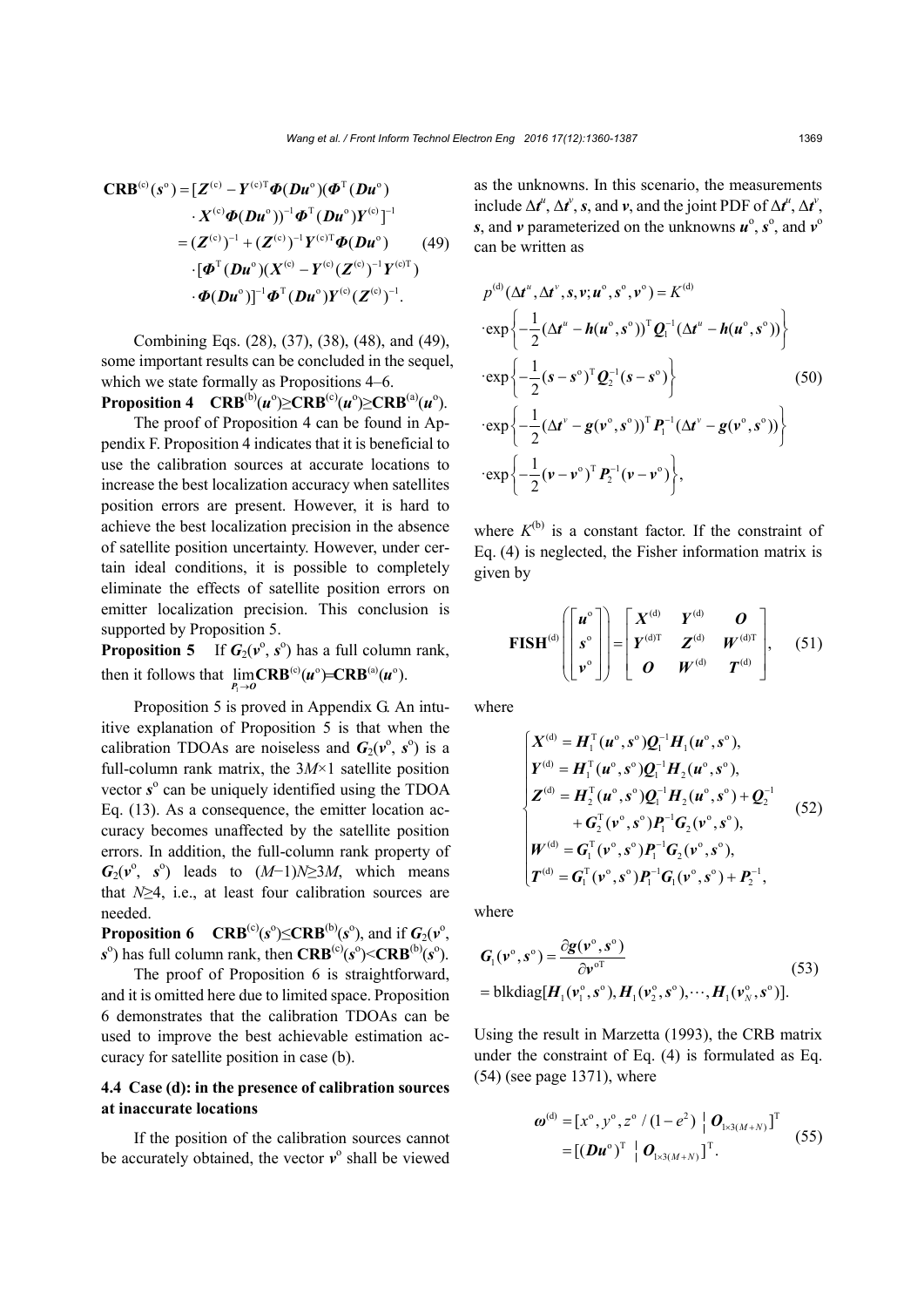$$
\begin{aligned}
\mathbf{CRB}^{(c)}(\boldsymbol{s}^{o}) &= [\boldsymbol{Z}^{(c)} - \boldsymbol{Y}^{(c)\mathrm{T}}\boldsymbol{\Phi}(\boldsymbol{D}\boldsymbol{u}^{o})(\boldsymbol{\Phi}^{\mathrm{T}}(\boldsymbol{D}\boldsymbol{u}^{o}) \\
&\quad \cdot \boldsymbol{X}^{(c)}\boldsymbol{\Phi}(\boldsymbol{D}\boldsymbol{u}^{o}))^{-1}\boldsymbol{\Phi}^{\mathrm{T}}(\boldsymbol{D}\boldsymbol{u}^{o})\boldsymbol{Y}^{(c)}]^{-1} \\
&= (\boldsymbol{Z}^{(c)})^{-1} + (\boldsymbol{Z}^{(c)})^{-1}\boldsymbol{Y}^{(c)\mathrm{T}}\boldsymbol{\Phi}(\boldsymbol{D}\boldsymbol{u}^{o}) \\
&\quad \cdot [\boldsymbol{\Phi}^{\mathrm{T}}(\boldsymbol{D}\boldsymbol{u}^{o})(\boldsymbol{X}^{(c)} - \boldsymbol{Y}^{(c)}(\boldsymbol{Z}^{(c)})^{-1}\boldsymbol{Y}^{(c)\mathrm{T}}) \\
&\quad \cdot \boldsymbol{\Phi}(\boldsymbol{D}\boldsymbol{u}^{o})]^{-1}\boldsymbol{\Phi}^{\mathrm{T}}(\boldsymbol{D}\boldsymbol{u}^{o})\boldsymbol{Y}^{(c)}(\boldsymbol{Z}^{(c)})^{-1}.
\end{aligned}
\tag{49}
$$

Combining Eqs. (28), (37), (38), (48), and (49), some important results can be concluded in the sequel, which we state formally as Propositions 4–6.

**Proposition 4** $\mathbf{CRB}^{(b)}(\boldsymbol{u}^{o}) \geq \mathbf{CRB}^{(c)}(\boldsymbol{u}^{o}) \geq \mathbf{CRB}^{(a)}(\boldsymbol{u}^{o})$.

The proof of Proposition 4 can be found in Appendix F. Proposition 4 indicates that it is beneficial to use the calibration sources at accurate locations to increase the best localization accuracy when satellites position errors are present. However, it is hard to achieve the best localization precision in the absence of satellite position uncertainty. However, under certain ideal conditions, it is possible to completely eliminate the effects of satellite position errors on emitter localization precision. This conclusion is supported by Proposition 5.

**Proposition 5** If $\boldsymbol{G}_2(\boldsymbol{v}^{o}, \boldsymbol{s}^{o})$ has a full column rank, then it follows that $\lim_{\boldsymbol{P}_1 \to \boldsymbol{O}} \mathbf{CRB}^{(c)}(\boldsymbol{u}^{o}) = \mathbf{CRB}^{(a)}(\boldsymbol{u}^{o})$.

Proposition 5 is proved in Appendix G. An intuitive explanation of Proposition 5 is that when the calibration TDOAs are noiseless and $\boldsymbol{G}_2(\boldsymbol{v}^{o}, \boldsymbol{s}^{o})$ is a full-column rank matrix, the $3M\times 1$ satellite position vector $\boldsymbol{s}^{o}$ can be uniquely identified using the TDOA Eq. (13). As a consequence, the emitter location accuracy becomes unaffected by the satellite position errors. In addition, the full-column rank property of $\boldsymbol{G}_2(\boldsymbol{v}^{o}, \boldsymbol{s}^{o})$ leads to $(M-1)N \geq 3M$, which means that $N\geq 4$, i.e., at least four calibration sources are needed.

**Proposition 6** $\mathbf{CRB}^{(c)}(\boldsymbol{s}^{o}) \leq \mathbf{CRB}^{(b)}(\boldsymbol{s}^{o})$, and if $\boldsymbol{G}_2(\boldsymbol{v}^{o}, \boldsymbol{s}^{o})$ has full column rank, then $\mathbf{CRB}^{(c)}(\boldsymbol{s}^{o}) < \mathbf{CRB}^{(b)}(\boldsymbol{s}^{o})$.

The proof of Proposition 6 is straightforward, and it is omitted here due to limited space. Proposition 6 demonstrates that the calibration TDOAs can be used to improve the best achievable estimation accuracy for satellite position in case (b).

### 4.4 Case (d): in the presence of calibration sources at inaccurate locations

If the position of the calibration sources cannot be accurately obtained, the vector $\boldsymbol{v}^{o}$ shall be viewed as the unknowns. In this scenario, the measurements include $\Delta\boldsymbol{t}^{u}$, $\Delta\boldsymbol{t}^{v}$, $\boldsymbol{s}$, and $\boldsymbol{v}$, and the joint PDF of $\Delta\boldsymbol{t}^{u}$, $\Delta\boldsymbol{t}^{v}$, $\boldsymbol{s}$, and $\boldsymbol{v}$ parameterized on the unknowns $\boldsymbol{u}^{o}$, $\boldsymbol{s}^{o}$, and $\boldsymbol{v}^{o}$ can be written as

$$
\begin{aligned}
& p^{(d)}(\Delta\boldsymbol{t}^{u}, \Delta\boldsymbol{t}^{v}, \boldsymbol{s}, \boldsymbol{v}; \boldsymbol{u}^{o}, \boldsymbol{s}^{o}, \boldsymbol{v}^{o}) = K^{(d)} \\
& \cdot \exp\left\{-\frac{1}{2}(\Delta\boldsymbol{t}^{u} - \boldsymbol{h}(\boldsymbol{u}^{o}, \boldsymbol{s}^{o}))^{\mathrm{T}}\boldsymbol{Q}_1^{-1}(\Delta\boldsymbol{t}^{u} - \boldsymbol{h}(\boldsymbol{u}^{o}, \boldsymbol{s}^{o}))\right\} \\
& \cdot \exp\left\{-\frac{1}{2}(\boldsymbol{s} - \boldsymbol{s}^{o})^{\mathrm{T}}\boldsymbol{Q}_2^{-1}(\boldsymbol{s} - \boldsymbol{s}^{o})\right\} \\
& \cdot \exp\left\{-\frac{1}{2}(\Delta\boldsymbol{t}^{v} - \boldsymbol{g}(\boldsymbol{v}^{o}, \boldsymbol{s}^{o}))^{\mathrm{T}}\boldsymbol{P}_1^{-1}(\Delta\boldsymbol{t}^{v} - \boldsymbol{g}(\boldsymbol{v}^{o}, \boldsymbol{s}^{o}))\right\} \\
& \cdot \exp\left\{-\frac{1}{2}(\boldsymbol{v} - \boldsymbol{v}^{o})^{\mathrm{T}}\boldsymbol{P}_2^{-1}(\boldsymbol{v} - \boldsymbol{v}^{o})\right\},
\end{aligned}
\tag{50}
$$

where $K^{(b)}$ is a constant factor. If the constraint of Eq. (4) is neglected, the Fisher information matrix is given by

$$
\mathbf{FISH}^{(d)}\left(\begin{bmatrix}\boldsymbol{u}^{o} \\ \boldsymbol{s}^{o} \\ \boldsymbol{v}^{o}\end{bmatrix}\right) = \begin{bmatrix}\boldsymbol{X}^{(d)} & \boldsymbol{Y}^{(d)} & \boldsymbol{O} \\ \boldsymbol{Y}^{(d)\mathrm{T}} & \boldsymbol{Z}^{(d)} & \boldsymbol{W}^{(d)\mathrm{T}} \\ \boldsymbol{O} & \boldsymbol{W}^{(d)} & \boldsymbol{T}^{(d)}\end{bmatrix},
\tag{51}
$$

where

$$
\begin{cases}
\boldsymbol{X}^{(d)} = \boldsymbol{H}_1^{\mathrm{T}}(\boldsymbol{u}^{o}, \boldsymbol{s}^{o})\boldsymbol{Q}_1^{-1}\boldsymbol{H}_1(\boldsymbol{u}^{o}, \boldsymbol{s}^{o}), \\
\boldsymbol{Y}^{(d)} = \boldsymbol{H}_1^{\mathrm{T}}(\boldsymbol{u}^{o}, \boldsymbol{s}^{o})\boldsymbol{Q}_1^{-1}\boldsymbol{H}_2(\boldsymbol{u}^{o}, \boldsymbol{s}^{o}), \\
\boldsymbol{Z}^{(d)} = \boldsymbol{H}_2^{\mathrm{T}}(\boldsymbol{u}^{o}, \boldsymbol{s}^{o})\boldsymbol{Q}_1^{-1}\boldsymbol{H}_2(\boldsymbol{u}^{o}, \boldsymbol{s}^{o}) + \boldsymbol{Q}_2^{-1} \\
\qquad + \boldsymbol{G}_2^{\mathrm{T}}(\boldsymbol{v}^{o}, \boldsymbol{s}^{o})\boldsymbol{P}_1^{-1}\boldsymbol{G}_2(\boldsymbol{v}^{o}, \boldsymbol{s}^{o}), \\
\boldsymbol{W}^{(d)} = \boldsymbol{G}_1^{\mathrm{T}}(\boldsymbol{v}^{o}, \boldsymbol{s}^{o})\boldsymbol{P}_1^{-1}\boldsymbol{G}_2(\boldsymbol{v}^{o}, \boldsymbol{s}^{o}), \\
\boldsymbol{T}^{(d)} = \boldsymbol{G}_1^{\mathrm{T}}(\boldsymbol{v}^{o}, \boldsymbol{s}^{o})\boldsymbol{P}_1^{-1}\boldsymbol{G}_1(\boldsymbol{v}^{o}, \boldsymbol{s}^{o}) + \boldsymbol{P}_2^{-1},
\end{cases}
\tag{52}
$$

where

$$
\begin{aligned}
\boldsymbol{G}_1(\boldsymbol{v}^{o}, \boldsymbol{s}^{o}) &= \frac{\partial \boldsymbol{g}(\boldsymbol{v}^{o}, \boldsymbol{s}^{o})}{\partial \boldsymbol{v}^{o\mathrm{T}}} \\
&= \mathrm{blkdiag}[\boldsymbol{H}_1(\boldsymbol{v}_1^{o}, \boldsymbol{s}^{o}), \boldsymbol{H}_1(\boldsymbol{v}_2^{o}, \boldsymbol{s}^{o}), \cdots, \boldsymbol{H}_1(\boldsymbol{v}_N^{o}, \boldsymbol{s}^{o})].
\end{aligned}
\tag{53}
$$

Using the result in Marzetta (1993), the CRB matrix under the constraint of Eq. (4) is formulated as Eq. (54) (see page 1371), where

$$
\begin{aligned}
\boldsymbol{\omega}^{(d)} &= [x^{o}, y^{o}, z^{o}/(1-e^2) \mid \boldsymbol{O}_{1\times 3(M+N)}]^{\mathrm{T}} \\
&= [(\boldsymbol{D}\boldsymbol{u}^{o})^{\mathrm{T}} \mid \boldsymbol{O}_{1\times 3(M+N)}]^{\mathrm{T}}.
\end{aligned}
\tag{55}
$$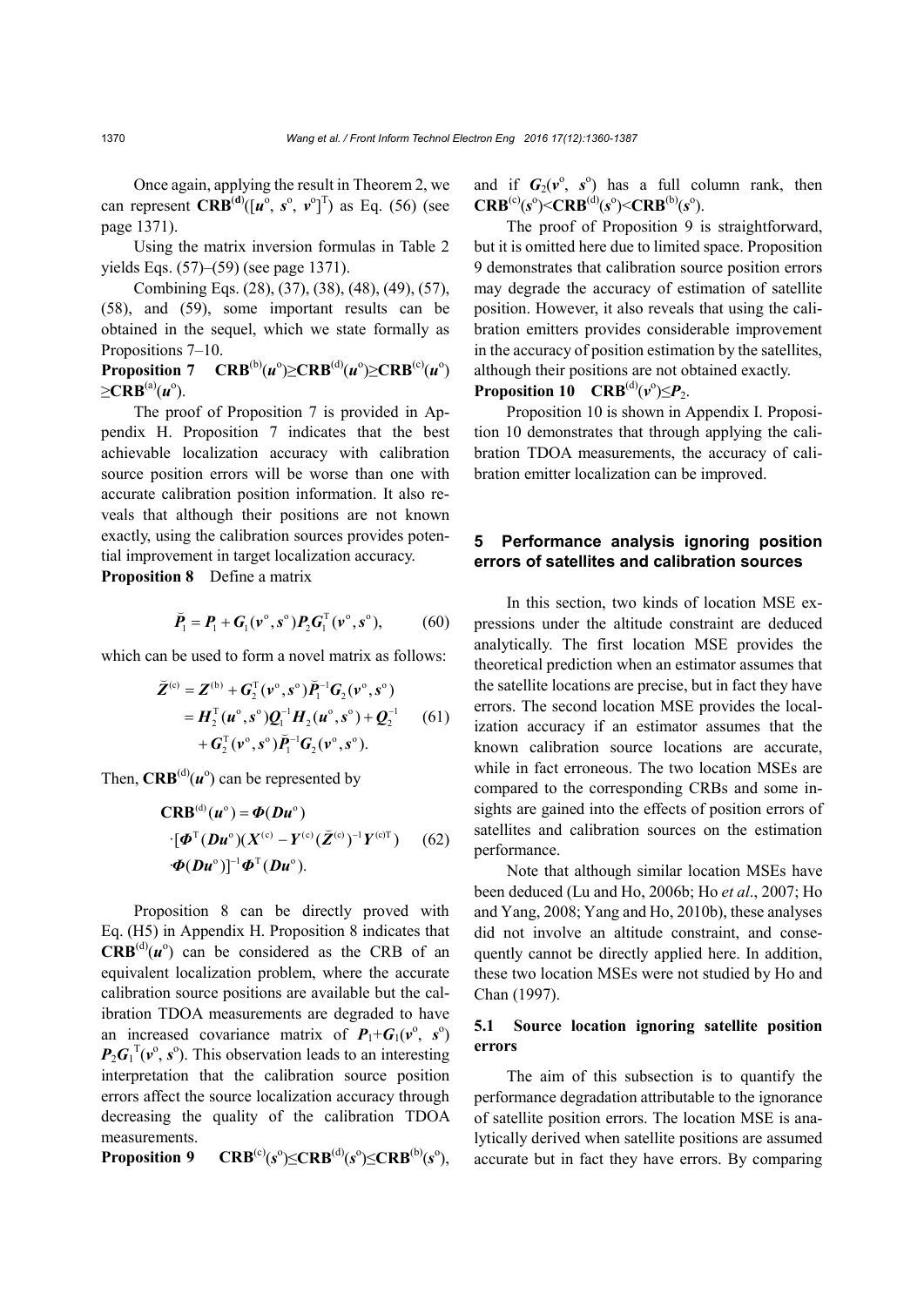Once again, applying the result in Theorem 2, we can represent $\mathbf{CRB}^{(\mathrm{d})}([\boldsymbol{u}^{\mathrm{o}}, \boldsymbol{s}^{\mathrm{o}}, \boldsymbol{v}^{\mathrm{o}}]^{\mathrm{T}})$ as Eq. (56) (see page 1371).

Using the matrix inversion formulas in Table 2 yields Eqs. (57)–(59) (see page 1371).

Combining Eqs. (28), (37), (38), (48), (49), (57), (58), and (59), some important results can be obtained in the sequel, which we state formally as Propositions 7–10.

**Proposition 7** $\mathbf{CRB}^{(\mathrm{b})}(\boldsymbol{u}^{\mathrm{o}}) \geq \mathbf{CRB}^{(\mathrm{d})}(\boldsymbol{u}^{\mathrm{o}}) \geq \mathbf{CRB}^{(\mathrm{c})}(\boldsymbol{u}^{\mathrm{o}}) \geq \mathbf{CRB}^{(\mathrm{a})}(\boldsymbol{u}^{\mathrm{o}})$.

The proof of Proposition 7 is provided in Appendix H. Proposition 7 indicates that the best achievable localization accuracy with calibration source position errors will be worse than one with accurate calibration position information. It also reveals that although their positions are not known exactly, using the calibration sources provides potential improvement in target localization accuracy.

**Proposition 8** Define a matrix

$$\breve{\boldsymbol{P}}_1 = \boldsymbol{P}_1 + \boldsymbol{G}_1(\boldsymbol{v}^{\mathrm{o}}, \boldsymbol{s}^{\mathrm{o}})\boldsymbol{P}_2\boldsymbol{G}_1^{\mathrm{T}}(\boldsymbol{v}^{\mathrm{o}}, \boldsymbol{s}^{\mathrm{o}}), \tag{60}$$

which can be used to form a novel matrix as follows:

$$\begin{aligned}\breve{\boldsymbol{Z}}^{(\mathrm{c})} &= \boldsymbol{Z}^{(\mathrm{b})} + \boldsymbol{G}_2^{\mathrm{T}}(\boldsymbol{v}^{\mathrm{o}}, \boldsymbol{s}^{\mathrm{o}})\breve{\boldsymbol{P}}_1^{-1}\boldsymbol{G}_2(\boldsymbol{v}^{\mathrm{o}}, \boldsymbol{s}^{\mathrm{o}}) \\ &= \boldsymbol{H}_2^{\mathrm{T}}(\boldsymbol{u}^{\mathrm{o}}, \boldsymbol{s}^{\mathrm{o}})\boldsymbol{Q}_1^{-1}\boldsymbol{H}_2(\boldsymbol{u}^{\mathrm{o}}, \boldsymbol{s}^{\mathrm{o}}) + \boldsymbol{Q}_2^{-1} \\ &\quad + \boldsymbol{G}_2^{\mathrm{T}}(\boldsymbol{v}^{\mathrm{o}}, \boldsymbol{s}^{\mathrm{o}})\breve{\boldsymbol{P}}_1^{-1}\boldsymbol{G}_2(\boldsymbol{v}^{\mathrm{o}}, \boldsymbol{s}^{\mathrm{o}}).\end{aligned} \tag{61}$$

Then, $\mathbf{CRB}^{(\mathrm{d})}(\boldsymbol{u}^{\mathrm{o}})$ can be represented by

$$\begin{aligned}\mathbf{CRB}^{(\mathrm{d})}(\boldsymbol{u}^{\mathrm{o}}) &= \boldsymbol{\Phi}(\boldsymbol{D}\boldsymbol{u}^{\mathrm{o}}) \\ &\cdot[\boldsymbol{\Phi}^{\mathrm{T}}(\boldsymbol{D}\boldsymbol{u}^{\mathrm{o}})(\boldsymbol{X}^{(\mathrm{c})} - \boldsymbol{Y}^{(\mathrm{c})}(\breve{\boldsymbol{Z}}^{(\mathrm{c})})^{-1}\boldsymbol{Y}^{(\mathrm{c})\mathrm{T}}) \\ &\cdot\boldsymbol{\Phi}(\boldsymbol{D}\boldsymbol{u}^{\mathrm{o}})]^{-1}\boldsymbol{\Phi}^{\mathrm{T}}(\boldsymbol{D}\boldsymbol{u}^{\mathrm{o}}).\end{aligned} \tag{62}$$

Proposition 8 can be directly proved with Eq. (H5) in Appendix H. Proposition 8 indicates that $\mathbf{CRB}^{(\mathrm{d})}(\boldsymbol{u}^{\mathrm{o}})$ can be considered as the CRB of an equivalent localization problem, where the accurate calibration source positions are available but the calibration TDOA measurements are degraded to have an increased covariance matrix of $\boldsymbol{P}_1 + \boldsymbol{G}_1(\boldsymbol{v}^{\mathrm{o}}, \boldsymbol{s}^{\mathrm{o}})\boldsymbol{P}_2\boldsymbol{G}_1^{\mathrm{T}}(\boldsymbol{v}^{\mathrm{o}}, \boldsymbol{s}^{\mathrm{o}})$. This observation leads to an interesting interpretation that the calibration source position errors affect the source localization accuracy through decreasing the quality of the calibration TDOA measurements.

**Proposition 9** $\mathbf{CRB}^{(\mathrm{c})}(\boldsymbol{s}^{\mathrm{o}}) \leq \mathbf{CRB}^{(\mathrm{d})}(\boldsymbol{s}^{\mathrm{o}}) \leq \mathbf{CRB}^{(\mathrm{b})}(\boldsymbol{s}^{\mathrm{o}})$, and if $\boldsymbol{G}_2(\boldsymbol{v}^{\mathrm{o}}, \boldsymbol{s}^{\mathrm{o}})$ has a full column rank, then $\mathbf{CRB}^{(\mathrm{c})}(\boldsymbol{s}^{\mathrm{o}}) < \mathbf{CRB}^{(\mathrm{d})}(\boldsymbol{s}^{\mathrm{o}}) < \mathbf{CRB}^{(\mathrm{b})}(\boldsymbol{s}^{\mathrm{o}})$.

The proof of Proposition 9 is straightforward, but it is omitted here due to limited space. Proposition 9 demonstrates that calibration source position errors may degrade the accuracy of estimation of satellite position. However, it also reveals that using the calibration emitters provides considerable improvement in the accuracy of position estimation by the satellites, although their positions are not obtained exactly.

**Proposition 10** $\mathbf{CRB}^{(\mathrm{d})}(\boldsymbol{v}^{\mathrm{o}}) \leq \boldsymbol{P}_2$.

Proposition 10 is shown in Appendix I. Proposition 10 demonstrates that through applying the calibration TDOA measurements, the accuracy of calibration emitter localization can be improved.

## 5 Performance analysis ignoring position errors of satellites and calibration sources

In this section, two kinds of location MSE expressions under the altitude constraint are deduced analytically. The first location MSE provides the theoretical prediction when an estimator assumes that the satellite locations are precise, but in fact they have errors. The second location MSE provides the localization accuracy if an estimator assumes that the known calibration source locations are accurate, while in fact erroneous. The two location MSEs are compared to the corresponding CRBs and some insights are gained into the effects of position errors of satellites and calibration sources on the estimation performance.

Note that although similar location MSEs have been deduced (Lu and Ho, 2006b; Ho *et al*., 2007; Ho and Yang, 2008; Yang and Ho, 2010b), these analyses did not involve an altitude constraint, and consequently cannot be directly applied here. In addition, these two location MSEs were not studied by Ho and Chan (1997).

### 5.1 Source location ignoring satellite position errors

The aim of this subsection is to quantify the performance degradation attributable to the ignorance of satellite position errors. The location MSE is analytically derived when satellite positions are assumed accurate but in fact they have errors. By comparing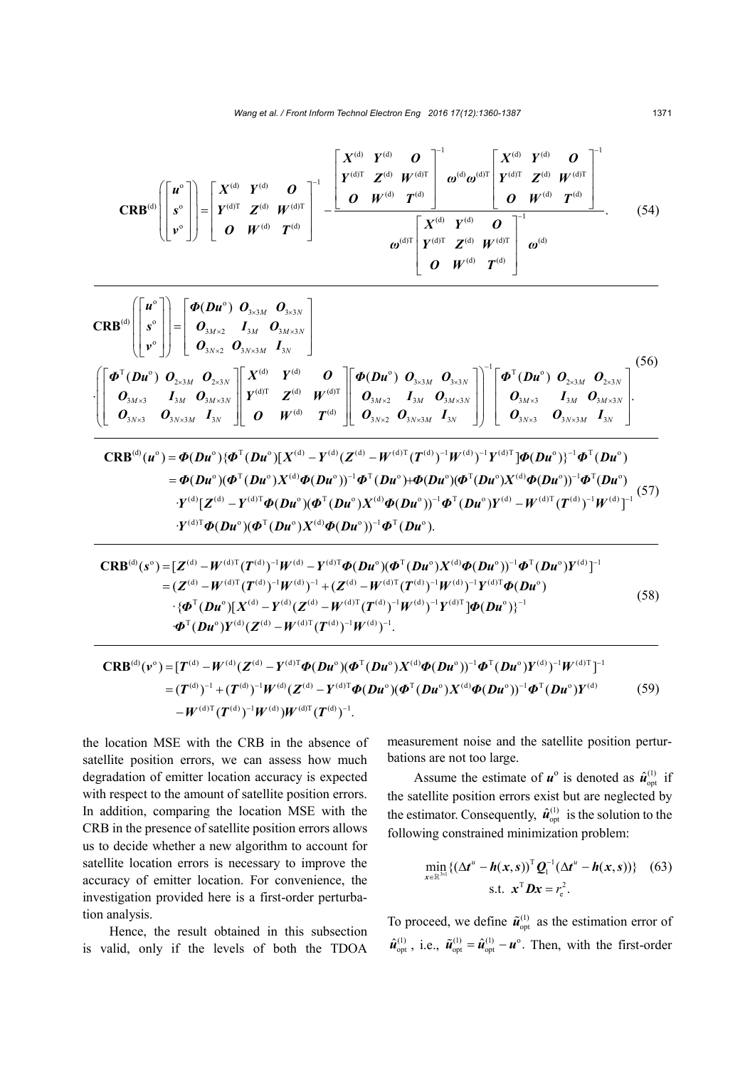$$\mathbf{CRB}^{(\mathrm{d})}\left(\begin{bmatrix}\boldsymbol{u}^{\mathrm{o}}\\ \boldsymbol{s}^{\mathrm{o}}\\ \boldsymbol{v}^{\mathrm{o}}\end{bmatrix}\right)=\begin{bmatrix}\boldsymbol{X}^{(\mathrm{d})} & \boldsymbol{Y}^{(\mathrm{d})} & \boldsymbol{O}\\ \boldsymbol{Y}^{(\mathrm{d})\mathrm{T}} & \boldsymbol{Z}^{(\mathrm{d})} & \boldsymbol{W}^{(\mathrm{d})\mathrm{T}}\\ \boldsymbol{O} & \boldsymbol{W}^{(\mathrm{d})} & \boldsymbol{T}^{(\mathrm{d})}\end{bmatrix}^{-1}-\frac{\begin{bmatrix}\boldsymbol{X}^{(\mathrm{d})} & \boldsymbol{Y}^{(\mathrm{d})} & \boldsymbol{O}\\ \boldsymbol{Y}^{(\mathrm{d})\mathrm{T}} & \boldsymbol{Z}^{(\mathrm{d})} & \boldsymbol{W}^{(\mathrm{d})\mathrm{T}}\\ \boldsymbol{O} & \boldsymbol{W}^{(\mathrm{d})} & \boldsymbol{T}^{(\mathrm{d})}\end{bmatrix}^{-1}\boldsymbol{\omega}^{(\mathrm{d})}\boldsymbol{\omega}^{(\mathrm{d})\mathrm{T}}\begin{bmatrix}\boldsymbol{X}^{(\mathrm{d})} & \boldsymbol{Y}^{(\mathrm{d})} & \boldsymbol{O}\\ \boldsymbol{Y}^{(\mathrm{d})\mathrm{T}} & \boldsymbol{Z}^{(\mathrm{d})} & \boldsymbol{W}^{(\mathrm{d})\mathrm{T}}\\ \boldsymbol{O} & \boldsymbol{W}^{(\mathrm{d})} & \boldsymbol{T}^{(\mathrm{d})}\end{bmatrix}^{-1}}{\boldsymbol{\omega}^{(\mathrm{d})\mathrm{T}}\begin{bmatrix}\boldsymbol{X}^{(\mathrm{d})} & \boldsymbol{Y}^{(\mathrm{d})} & \boldsymbol{O}\\ \boldsymbol{Y}^{(\mathrm{d})\mathrm{T}} & \boldsymbol{Z}^{(\mathrm{d})} & \boldsymbol{W}^{(\mathrm{d})\mathrm{T}}\\ \boldsymbol{O} & \boldsymbol{W}^{(\mathrm{d})} & \boldsymbol{T}^{(\mathrm{d})}\end{bmatrix}^{-1}\boldsymbol{\omega}^{(\mathrm{d})}}. \tag{54}$$

$$\begin{aligned}\mathbf{CRB}^{(\mathrm{d})}\left(\begin{bmatrix}\boldsymbol{u}^{\mathrm{o}}\\ \boldsymbol{s}^{\mathrm{o}}\\ \boldsymbol{v}^{\mathrm{o}}\end{bmatrix}\right)&=\begin{bmatrix}\boldsymbol{\Phi}(\boldsymbol{D}\boldsymbol{u}^{\mathrm{o}}) & \boldsymbol{O}_{3\times 3M} & \boldsymbol{O}_{3\times 3N}\\ \boldsymbol{O}_{3M\times 2} & \boldsymbol{I}_{3M} & \boldsymbol{O}_{3M\times 3N}\\ \boldsymbol{O}_{3N\times 2} & \boldsymbol{O}_{3N\times 3M} & \boldsymbol{I}_{3N}\end{bmatrix}\\ &\cdot\left(\begin{bmatrix}\boldsymbol{\Phi}^{\mathrm{T}}(\boldsymbol{D}\boldsymbol{u}^{\mathrm{o}}) & \boldsymbol{O}_{2\times 3M} & \boldsymbol{O}_{2\times 3N}\\ \boldsymbol{O}_{3M\times 3} & \boldsymbol{I}_{3M} & \boldsymbol{O}_{3M\times 3N}\\ \boldsymbol{O}_{3N\times 3} & \boldsymbol{O}_{3N\times 3M} & \boldsymbol{I}_{3N}\end{bmatrix}\begin{bmatrix}\boldsymbol{X}^{(\mathrm{d})} & \boldsymbol{Y}^{(\mathrm{d})} & \boldsymbol{O}\\ \boldsymbol{Y}^{(\mathrm{d})\mathrm{T}} & \boldsymbol{Z}^{(\mathrm{d})} & \boldsymbol{W}^{(\mathrm{d})\mathrm{T}}\\ \boldsymbol{O} & \boldsymbol{W}^{(\mathrm{d})} & \boldsymbol{T}^{(\mathrm{d})}\end{bmatrix}\begin{bmatrix}\boldsymbol{\Phi}(\boldsymbol{D}\boldsymbol{u}^{\mathrm{o}}) & \boldsymbol{O}_{3\times 3M} & \boldsymbol{O}_{3\times 3N}\\ \boldsymbol{O}_{3M\times 2} & \boldsymbol{I}_{3M} & \boldsymbol{O}_{3M\times 3N}\\ \boldsymbol{O}_{3N\times 2} & \boldsymbol{O}_{3N\times 3M} & \boldsymbol{I}_{3N}\end{bmatrix}\right)^{-1}\begin{bmatrix}\boldsymbol{\Phi}^{\mathrm{T}}(\boldsymbol{D}\boldsymbol{u}^{\mathrm{o}}) & \boldsymbol{O}_{2\times 3M} & \boldsymbol{O}_{2\times 3N}\\ \boldsymbol{O}_{3M\times 3} & \boldsymbol{I}_{3M} & \boldsymbol{O}_{3M\times 3N}\\ \boldsymbol{O}_{3N\times 3} & \boldsymbol{O}_{3N\times 3M} & \boldsymbol{I}_{3N}\end{bmatrix}.\end{aligned} \tag{56}$$

$$\begin{aligned}\mathbf{CRB}^{(\mathrm{d})}(\boldsymbol{u}^{\mathrm{o}})&=\boldsymbol{\Phi}(\boldsymbol{D}\boldsymbol{u}^{\mathrm{o}})\{\boldsymbol{\Phi}^{\mathrm{T}}(\boldsymbol{D}\boldsymbol{u}^{\mathrm{o}})[\boldsymbol{X}^{(\mathrm{d})}-\boldsymbol{Y}^{(\mathrm{d})}(\boldsymbol{Z}^{(\mathrm{d})}-\boldsymbol{W}^{(\mathrm{d})\mathrm{T}}(\boldsymbol{T}^{(\mathrm{d})})^{-1}\boldsymbol{W}^{(\mathrm{d})})^{-1}\boldsymbol{Y}^{(\mathrm{d})\mathrm{T}}]\boldsymbol{\Phi}(\boldsymbol{D}\boldsymbol{u}^{\mathrm{o}})\}^{-1}\boldsymbol{\Phi}^{\mathrm{T}}(\boldsymbol{D}\boldsymbol{u}^{\mathrm{o}})\\ &=\boldsymbol{\Phi}(\boldsymbol{D}\boldsymbol{u}^{\mathrm{o}})(\boldsymbol{\Phi}^{\mathrm{T}}(\boldsymbol{D}\boldsymbol{u}^{\mathrm{o}})\boldsymbol{X}^{(\mathrm{d})}\boldsymbol{\Phi}(\boldsymbol{D}\boldsymbol{u}^{\mathrm{o}}))^{-1}\boldsymbol{\Phi}^{\mathrm{T}}(\boldsymbol{D}\boldsymbol{u}^{\mathrm{o}})+\boldsymbol{\Phi}(\boldsymbol{D}\boldsymbol{u}^{\mathrm{o}})(\boldsymbol{\Phi}^{\mathrm{T}}(\boldsymbol{D}\boldsymbol{u}^{\mathrm{o}})\boldsymbol{X}^{(\mathrm{d})}\boldsymbol{\Phi}(\boldsymbol{D}\boldsymbol{u}^{\mathrm{o}}))^{-1}\boldsymbol{\Phi}^{\mathrm{T}}(\boldsymbol{D}\boldsymbol{u}^{\mathrm{o}})\\ &\cdot\boldsymbol{Y}^{(\mathrm{d})}[\boldsymbol{Z}^{(\mathrm{d})}-\boldsymbol{Y}^{(\mathrm{d})\mathrm{T}}\boldsymbol{\Phi}(\boldsymbol{D}\boldsymbol{u}^{\mathrm{o}})(\boldsymbol{\Phi}^{\mathrm{T}}(\boldsymbol{D}\boldsymbol{u}^{\mathrm{o}})\boldsymbol{X}^{(\mathrm{d})}\boldsymbol{\Phi}(\boldsymbol{D}\boldsymbol{u}^{\mathrm{o}}))^{-1}\boldsymbol{\Phi}^{\mathrm{T}}(\boldsymbol{D}\boldsymbol{u}^{\mathrm{o}})\boldsymbol{Y}^{(\mathrm{d})}-\boldsymbol{W}^{(\mathrm{d})\mathrm{T}}(\boldsymbol{T}^{(\mathrm{d})})^{-1}\boldsymbol{W}^{(\mathrm{d})}]^{-1}\\ &\cdot\boldsymbol{Y}^{(\mathrm{d})\mathrm{T}}\boldsymbol{\Phi}(\boldsymbol{D}\boldsymbol{u}^{\mathrm{o}})(\boldsymbol{\Phi}^{\mathrm{T}}(\boldsymbol{D}\boldsymbol{u}^{\mathrm{o}})\boldsymbol{X}^{(\mathrm{d})}\boldsymbol{\Phi}(\boldsymbol{D}\boldsymbol{u}^{\mathrm{o}}))^{-1}\boldsymbol{\Phi}^{\mathrm{T}}(\boldsymbol{D}\boldsymbol{u}^{\mathrm{o}}).\end{aligned} \tag{57}$$

$$\begin{aligned}\mathbf{CRB}^{(\mathrm{d})}(\boldsymbol{s}^{\mathrm{o}})&=[\boldsymbol{Z}^{(\mathrm{d})}-\boldsymbol{W}^{(\mathrm{d})\mathrm{T}}(\boldsymbol{T}^{(\mathrm{d})})^{-1}\boldsymbol{W}^{(\mathrm{d})}-\boldsymbol{Y}^{(\mathrm{d})\mathrm{T}}\boldsymbol{\Phi}(\boldsymbol{D}\boldsymbol{u}^{\mathrm{o}})(\boldsymbol{\Phi}^{\mathrm{T}}(\boldsymbol{D}\boldsymbol{u}^{\mathrm{o}})\boldsymbol{X}^{(\mathrm{d})}\boldsymbol{\Phi}(\boldsymbol{D}\boldsymbol{u}^{\mathrm{o}}))^{-1}\boldsymbol{\Phi}^{\mathrm{T}}(\boldsymbol{D}\boldsymbol{u}^{\mathrm{o}})\boldsymbol{Y}^{(\mathrm{d})}]^{-1}\\ &=(\boldsymbol{Z}^{(\mathrm{d})}-\boldsymbol{W}^{(\mathrm{d})\mathrm{T}}(\boldsymbol{T}^{(\mathrm{d})})^{-1}\boldsymbol{W}^{(\mathrm{d})})^{-1}+(\boldsymbol{Z}^{(\mathrm{d})}-\boldsymbol{W}^{(\mathrm{d})\mathrm{T}}(\boldsymbol{T}^{(\mathrm{d})})^{-1}\boldsymbol{W}^{(\mathrm{d})})^{-1}\boldsymbol{Y}^{(\mathrm{d})\mathrm{T}}\boldsymbol{\Phi}(\boldsymbol{D}\boldsymbol{u}^{\mathrm{o}})\\ &\cdot\{\boldsymbol{\Phi}^{\mathrm{T}}(\boldsymbol{D}\boldsymbol{u}^{\mathrm{o}})[\boldsymbol{X}^{(\mathrm{d})}-\boldsymbol{Y}^{(\mathrm{d})}(\boldsymbol{Z}^{(\mathrm{d})}-\boldsymbol{W}^{(\mathrm{d})\mathrm{T}}(\boldsymbol{T}^{(\mathrm{d})})^{-1}\boldsymbol{W}^{(\mathrm{d})})^{-1}\boldsymbol{Y}^{(\mathrm{d})\mathrm{T}}]\boldsymbol{\Phi}(\boldsymbol{D}\boldsymbol{u}^{\mathrm{o}})\}^{-1}\\ &\cdot\boldsymbol{\Phi}^{\mathrm{T}}(\boldsymbol{D}\boldsymbol{u}^{\mathrm{o}})\boldsymbol{Y}^{(\mathrm{d})}(\boldsymbol{Z}^{(\mathrm{d})}-\boldsymbol{W}^{(\mathrm{d})\mathrm{T}}(\boldsymbol{T}^{(\mathrm{d})})^{-1}\boldsymbol{W}^{(\mathrm{d})})^{-1}.\end{aligned} \tag{58}$$

$$\begin{aligned}\mathbf{CRB}^{(\mathrm{d})}(\boldsymbol{v}^{\mathrm{o}})&=[\boldsymbol{T}^{(\mathrm{d})}-\boldsymbol{W}^{(\mathrm{d})}(\boldsymbol{Z}^{(\mathrm{d})}-\boldsymbol{Y}^{(\mathrm{d})\mathrm{T}}\boldsymbol{\Phi}(\boldsymbol{D}\boldsymbol{u}^{\mathrm{o}})(\boldsymbol{\Phi}^{\mathrm{T}}(\boldsymbol{D}\boldsymbol{u}^{\mathrm{o}})\boldsymbol{X}^{(\mathrm{d})}\boldsymbol{\Phi}(\boldsymbol{D}\boldsymbol{u}^{\mathrm{o}}))^{-1}\boldsymbol{\Phi}^{\mathrm{T}}(\boldsymbol{D}\boldsymbol{u}^{\mathrm{o}})\boldsymbol{Y}^{(\mathrm{d})})^{-1}\boldsymbol{W}^{(\mathrm{d})\mathrm{T}}]^{-1}\\ &=(\boldsymbol{T}^{(\mathrm{d})})^{-1}+(\boldsymbol{T}^{(\mathrm{d})})^{-1}\boldsymbol{W}^{(\mathrm{d})}(\boldsymbol{Z}^{(\mathrm{d})}-\boldsymbol{Y}^{(\mathrm{d})\mathrm{T}}\boldsymbol{\Phi}(\boldsymbol{D}\boldsymbol{u}^{\mathrm{o}})(\boldsymbol{\Phi}^{\mathrm{T}}(\boldsymbol{D}\boldsymbol{u}^{\mathrm{o}})\boldsymbol{X}^{(\mathrm{d})}\boldsymbol{\Phi}(\boldsymbol{D}\boldsymbol{u}^{\mathrm{o}}))^{-1}\boldsymbol{\Phi}^{\mathrm{T}}(\boldsymbol{D}\boldsymbol{u}^{\mathrm{o}})\boldsymbol{Y}^{(\mathrm{d})}\\ &-\boldsymbol{W}^{(\mathrm{d})\mathrm{T}}(\boldsymbol{T}^{(\mathrm{d})})^{-1}\boldsymbol{W}^{(\mathrm{d})})\boldsymbol{W}^{(\mathrm{d})\mathrm{T}}(\boldsymbol{T}^{(\mathrm{d})})^{-1}.\end{aligned} \tag{59}$$

the location MSE with the CRB in the absence of satellite position errors, we can assess how much degradation of emitter location accuracy is expected with respect to the amount of satellite position errors. In addition, comparing the location MSE with the CRB in the presence of satellite position errors allows us to decide whether a new algorithm to account for satellite location errors is necessary to improve the accuracy of emitter location. For convenience, the investigation provided here is a first-order perturbation analysis.

Hence, the result obtained in this subsection is valid, only if the levels of both the TDOA measurement noise and the satellite position perturbations are not too large.

Assume the estimate of $\boldsymbol{u}^{\mathrm{o}}$ is denoted as $\hat{\boldsymbol{u}}_{\mathrm{opt}}^{(1)}$ if the satellite position errors exist but are neglected by the estimator. Consequently, $\hat{\boldsymbol{u}}_{\mathrm{opt}}^{(1)}$ is the solution to the following constrained minimization problem:

$$\min_{\boldsymbol{x}\in\mathbb{R}^{3\times 1}}\{(\Delta\boldsymbol{t}^{u}-\boldsymbol{h}(\boldsymbol{x},\boldsymbol{s}))^{\mathrm{T}}\boldsymbol{Q}_{1}^{-1}(\Delta\boldsymbol{t}^{u}-\boldsymbol{h}(\boldsymbol{x},\boldsymbol{s}))\}\quad \text{s.t. } \boldsymbol{x}^{\mathrm{T}}\boldsymbol{D}\boldsymbol{x}=r_{\mathrm{e}}^{2}. \tag{63}$$

To proceed, we define $\tilde{\boldsymbol{u}}_{\mathrm{opt}}^{(1)}$ as the estimation error of $\hat{\boldsymbol{u}}_{\mathrm{opt}}^{(1)}$, i.e., $\tilde{\boldsymbol{u}}_{\mathrm{opt}}^{(1)}=\hat{\boldsymbol{u}}_{\mathrm{opt}}^{(1)}-\boldsymbol{u}^{\mathrm{o}}$. Then, with the first-order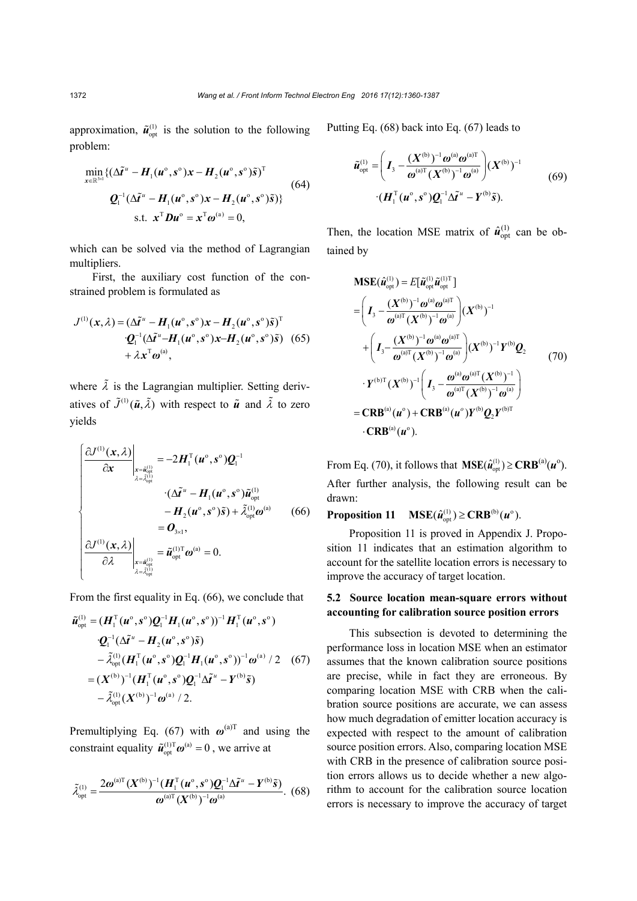approximation, $\tilde{\boldsymbol{u}}_{\text{opt}}^{(1)}$ is the solution to the following problem:

$$\begin{aligned}\min_{\boldsymbol{x}\in\mathbb{R}^{3\times1}} \{&(\Delta\tilde{\boldsymbol{t}}^u - \boldsymbol{H}_1(\boldsymbol{u}^\text{o},\boldsymbol{s}^\text{o})\boldsymbol{x} - \boldsymbol{H}_2(\boldsymbol{u}^\text{o},\boldsymbol{s}^\text{o})\tilde{\boldsymbol{s}})^\text{T} \\ &\boldsymbol{Q}_1^{-1}(\Delta\tilde{\boldsymbol{t}}^u - \boldsymbol{H}_1(\boldsymbol{u}^\text{o},\boldsymbol{s}^\text{o})\boldsymbol{x} - \boldsymbol{H}_2(\boldsymbol{u}^\text{o},\boldsymbol{s}^\text{o})\tilde{\boldsymbol{s}})\} \\ &\text{s.t. } \boldsymbol{x}^\text{T}\boldsymbol{D}\boldsymbol{u}^\text{o} = \boldsymbol{x}^\text{T}\boldsymbol{\omega}^{(\text{a})} = 0,\end{aligned} \tag{64}$$

which can be solved via the method of Lagrangian multipliers.

First, the auxiliary cost function of the constrained problem is formulated as

$$\begin{aligned}J^{(1)}(\boldsymbol{x},\lambda) = &(\Delta\tilde{\boldsymbol{t}}^u - \boldsymbol{H}_1(\boldsymbol{u}^\text{o},\boldsymbol{s}^\text{o})\boldsymbol{x} - \boldsymbol{H}_2(\boldsymbol{u}^\text{o},\boldsymbol{s}^\text{o})\tilde{\boldsymbol{s}})^\text{T} \\ &\cdot\boldsymbol{Q}_1^{-1}(\Delta\tilde{\boldsymbol{t}}^u - \boldsymbol{H}_1(\boldsymbol{u}^\text{o},\boldsymbol{s}^\text{o})\boldsymbol{x} - \boldsymbol{H}_2(\boldsymbol{u}^\text{o},\boldsymbol{s}^\text{o})\tilde{\boldsymbol{s}}) \\ &+ \lambda\boldsymbol{x}^\text{T}\boldsymbol{\omega}^{(\text{a})},\end{aligned} \tag{65}$$

where $\tilde{\lambda}$ is the Lagrangian multiplier. Setting derivatives of $\tilde{J}^{(1)}(\tilde{\boldsymbol{u}},\tilde{\lambda})$ with respect to $\tilde{\boldsymbol{u}}$ and $\tilde{\lambda}$ to zero yields

$$\begin{cases}\left.\dfrac{\partial J^{(1)}(\boldsymbol{x},\lambda)}{\partial \boldsymbol{x}}\right|_{\substack{\boldsymbol{x}=\tilde{\boldsymbol{u}}_{\text{opt}}^{(1)}\\ \lambda=\tilde{\lambda}_{\text{opt}}^{(1)}}} = -2\boldsymbol{H}_1^\text{T}(\boldsymbol{u}^\text{o},\boldsymbol{s}^\text{o})\boldsymbol{Q}_1^{-1} \\ \qquad\cdot(\Delta\tilde{\boldsymbol{t}}^u - \boldsymbol{H}_1(\boldsymbol{u}^\text{o},\boldsymbol{s}^\text{o})\tilde{\boldsymbol{u}}_{\text{opt}}^{(1)} \\ \qquad - \boldsymbol{H}_2(\boldsymbol{u}^\text{o},\boldsymbol{s}^\text{o})\tilde{\boldsymbol{s}}) + \tilde{\lambda}_{\text{opt}}^{(1)}\boldsymbol{\omega}^{(\text{a})} \\ \qquad = \boldsymbol{O}_{3\times1}, \\ \left.\dfrac{\partial J^{(1)}(\boldsymbol{x},\lambda)}{\partial \lambda}\right|_{\substack{\boldsymbol{x}=\tilde{\boldsymbol{u}}_{\text{opt}}^{(1)}\\ \lambda=\tilde{\lambda}_{\text{opt}}^{(1)}}} = \tilde{\boldsymbol{u}}_{\text{opt}}^{(1)\text{T}}\boldsymbol{\omega}^{(\text{a})} = 0.\end{cases} \tag{66}$$

From the first equality in Eq. (66), we conclude that

$$\begin{aligned}\tilde{\boldsymbol{u}}_{\text{opt}}^{(1)} &= (\boldsymbol{H}_1^\text{T}(\boldsymbol{u}^\text{o},\boldsymbol{s}^\text{o})\boldsymbol{Q}_1^{-1}\boldsymbol{H}_1(\boldsymbol{u}^\text{o},\boldsymbol{s}^\text{o}))^{-1}\boldsymbol{H}_1^\text{T}(\boldsymbol{u}^\text{o},\boldsymbol{s}^\text{o}) \\ &\quad\cdot\boldsymbol{Q}_1^{-1}(\Delta\tilde{\boldsymbol{t}}^u - \boldsymbol{H}_2(\boldsymbol{u}^\text{o},\boldsymbol{s}^\text{o})\tilde{\boldsymbol{s}}) \\ &\quad - \tilde{\lambda}_{\text{opt}}^{(1)}(\boldsymbol{H}_1^\text{T}(\boldsymbol{u}^\text{o},\boldsymbol{s}^\text{o})\boldsymbol{Q}_1^{-1}\boldsymbol{H}_1(\boldsymbol{u}^\text{o},\boldsymbol{s}^\text{o}))^{-1}\boldsymbol{\omega}^{(\text{a})}/2 \\ &= (\boldsymbol{X}^{(\text{b})})^{-1}(\boldsymbol{H}_1^\text{T}(\boldsymbol{u}^\text{o},\boldsymbol{s}^\text{o})\boldsymbol{Q}_1^{-1}\Delta\tilde{\boldsymbol{t}}^u - \boldsymbol{Y}^{(\text{b})}\tilde{\boldsymbol{s}}) \\ &\quad - \tilde{\lambda}_{\text{opt}}^{(1)}(\boldsymbol{X}^{(\text{b})})^{-1}\boldsymbol{\omega}^{(\text{a})}/2.\end{aligned} \tag{67}$$

Premultiplying Eq. (67) with $\boldsymbol{\omega}^{(\text{a})\text{T}}$ and using the constraint equality $\tilde{\boldsymbol{u}}_{\text{opt}}^{(1)\text{T}}\boldsymbol{\omega}^{(\text{a})} = 0$, we arrive at

$$\tilde{\lambda}_{\text{opt}}^{(1)} = \frac{2\boldsymbol{\omega}^{(\text{a})\text{T}}(\boldsymbol{X}^{(\text{b})})^{-1}(\boldsymbol{H}_1^\text{T}(\boldsymbol{u}^\text{o},\boldsymbol{s}^\text{o})\boldsymbol{Q}_1^{-1}\Delta\tilde{\boldsymbol{t}}^u - \boldsymbol{Y}^{(\text{b})}\tilde{\boldsymbol{s}})}{\boldsymbol{\omega}^{(\text{a})\text{T}}(\boldsymbol{X}^{(\text{b})})^{-1}\boldsymbol{\omega}^{(\text{a})}}. \tag{68}$$

Putting Eq. (68) back into Eq. (67) leads to

$$\begin{aligned}\tilde{\boldsymbol{u}}_{\text{opt}}^{(1)} = &\left(\boldsymbol{I}_3 - \frac{(\boldsymbol{X}^{(\text{b})})^{-1}\boldsymbol{\omega}^{(\text{a})}\boldsymbol{\omega}^{(\text{a})\text{T}}}{\boldsymbol{\omega}^{(\text{a})\text{T}}(\boldsymbol{X}^{(\text{b})})^{-1}\boldsymbol{\omega}^{(\text{a})}}\right)(\boldsymbol{X}^{(\text{b})})^{-1} \\ &\cdot(\boldsymbol{H}_1^\text{T}(\boldsymbol{u}^\text{o},\boldsymbol{s}^\text{o})\boldsymbol{Q}_1^{-1}\Delta\tilde{\boldsymbol{t}}^u - \boldsymbol{Y}^{(\text{b})}\tilde{\boldsymbol{s}}).\end{aligned} \tag{69}$$

Then, the location MSE matrix of $\hat{\boldsymbol{u}}_{\text{opt}}^{(1)}$ can be obtained by

$$\begin{aligned}\mathbf{MSE}(\hat{\boldsymbol{u}}_{\text{opt}}^{(1)}) &= E[\tilde{\boldsymbol{u}}_{\text{opt}}^{(1)}\tilde{\boldsymbol{u}}_{\text{opt}}^{(1)\text{T}}] \\ &= \left(\boldsymbol{I}_3 - \frac{(\boldsymbol{X}^{(\text{b})})^{-1}\boldsymbol{\omega}^{(\text{a})}\boldsymbol{\omega}^{(\text{a})\text{T}}}{\boldsymbol{\omega}^{(\text{a})\text{T}}(\boldsymbol{X}^{(\text{b})})^{-1}\boldsymbol{\omega}^{(\text{a})}}\right)(\boldsymbol{X}^{(\text{b})})^{-1} \\ &\quad + \left(\boldsymbol{I}_3 - \frac{(\boldsymbol{X}^{(\text{b})})^{-1}\boldsymbol{\omega}^{(\text{a})}\boldsymbol{\omega}^{(\text{a})\text{T}}}{\boldsymbol{\omega}^{(\text{a})\text{T}}(\boldsymbol{X}^{(\text{b})})^{-1}\boldsymbol{\omega}^{(\text{a})}}\right)(\boldsymbol{X}^{(\text{b})})^{-1}\boldsymbol{Y}^{(\text{b})}\boldsymbol{Q}_2 \\ &\quad \cdot\boldsymbol{Y}^{(\text{b})\text{T}}(\boldsymbol{X}^{(\text{b})})^{-1}\left(\boldsymbol{I}_3 - \frac{\boldsymbol{\omega}^{(\text{a})}\boldsymbol{\omega}^{(\text{a})\text{T}}(\boldsymbol{X}^{(\text{b})})^{-1}}{\boldsymbol{\omega}^{(\text{a})\text{T}}(\boldsymbol{X}^{(\text{b})})^{-1}\boldsymbol{\omega}^{(\text{a})}}\right) \\ &= \mathbf{CRB}^{(\text{a})}(\boldsymbol{u}^\text{o}) + \mathbf{CRB}^{(\text{a})}(\boldsymbol{u}^o)\boldsymbol{Y}^{(\text{b})}\boldsymbol{Q}_2\boldsymbol{Y}^{(\text{b})\text{T}} \\ &\quad \cdot\mathbf{CRB}^{(\text{a})}(\boldsymbol{u}^\text{o}).\end{aligned} \tag{70}$$

From Eq. (70), it follows that $\mathbf{MSE}(\hat{\boldsymbol{u}}_{\text{opt}}^{(1)}) \ge \mathbf{CRB}^{(\text{a})}(\boldsymbol{u}^\text{o})$. After further analysis, the following result can be drawn:

**Proposition 11** $\quad \mathbf{MSE}(\hat{\boldsymbol{u}}_{\text{opt}}^{(1)}) \ge \mathbf{CRB}^{(\text{b})}(\boldsymbol{u}^\text{o})$.

Proposition 11 is proved in Appendix J. Proposition 11 indicates that an estimation algorithm to account for the satellite location errors is necessary to improve the accuracy of target location.

### 5.2 Source location mean-square errors without accounting for calibration source position errors

This subsection is devoted to determining the performance loss in location MSE when an estimator assumes that the known calibration source positions are precise, while in fact they are erroneous. By comparing location MSE with CRB when the calibration source positions are accurate, we can assess how much degradation of emitter location accuracy is expected with respect to the amount of calibration source position errors. Also, comparing location MSE with CRB in the presence of calibration source position errors allows us to decide whether a new algorithm to account for the calibration source location errors is necessary to improve the accuracy of target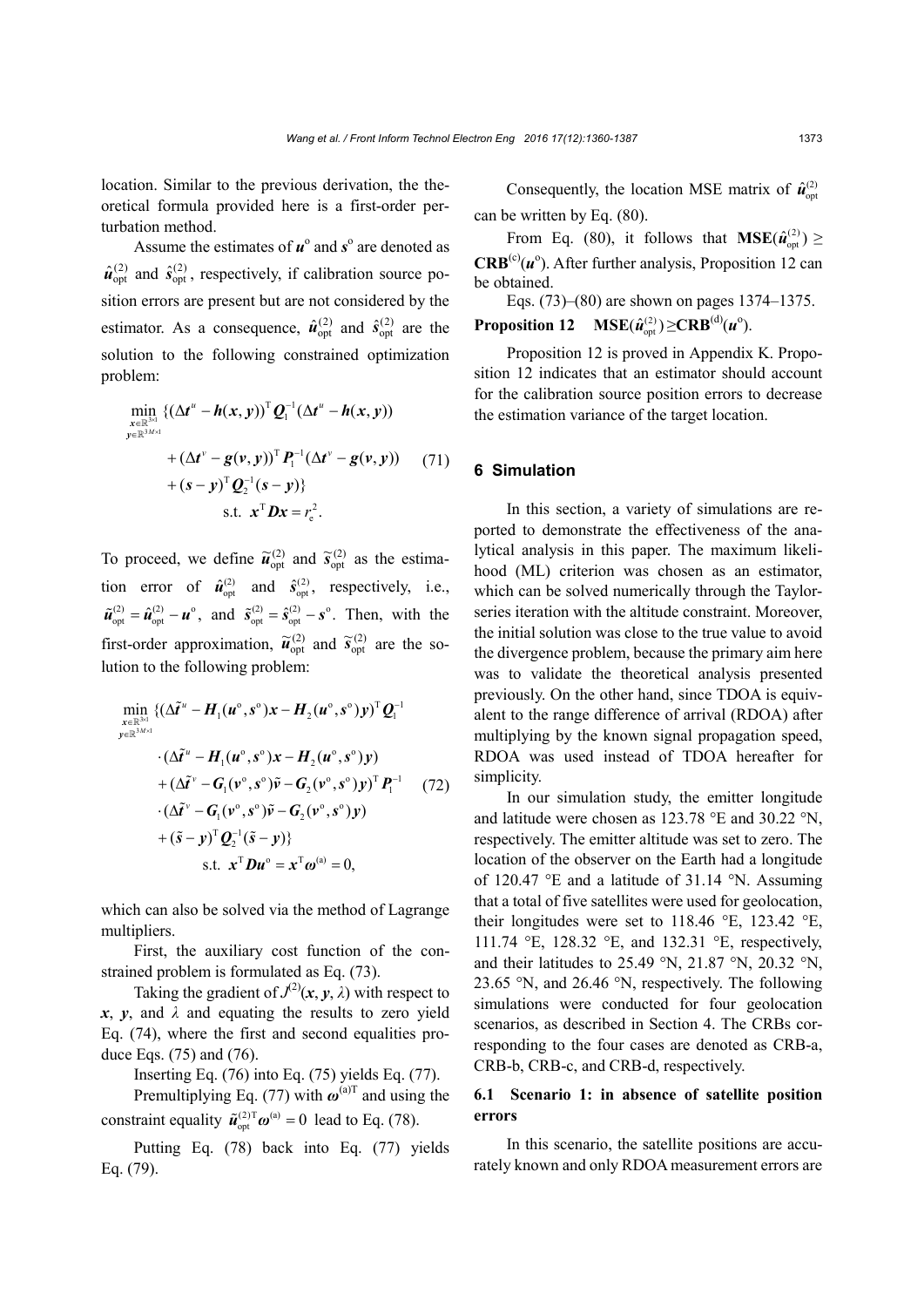location. Similar to the previous derivation, the theoretical formula provided here is a first-order perturbation method.

Assume the estimates of $\boldsymbol{u}^{\text{o}}$ and $\boldsymbol{s}^{\text{o}}$ are denoted as $\hat{\boldsymbol{u}}_{\text{opt}}^{(2)}$ and $\hat{\boldsymbol{s}}_{\text{opt}}^{(2)}$, respectively, if calibration source position errors are present but are not considered by the estimator. As a consequence, $\hat{\boldsymbol{u}}_{\text{opt}}^{(2)}$ and $\hat{\boldsymbol{s}}_{\text{opt}}^{(2)}$ are the solution to the following constrained optimization problem:

$$
\begin{aligned}
\min_{\substack{\boldsymbol{x}\in\mathbb{R}^{3\times 1}\\ \boldsymbol{y}\in\mathbb{R}^{3M\times 1}}} \{&(\Delta\boldsymbol{t}^{u}-\boldsymbol{h}(\boldsymbol{x},\boldsymbol{y}))^{\text{T}}\boldsymbol{Q}_1^{-1}(\Delta\boldsymbol{t}^{u}-\boldsymbol{h}(\boldsymbol{x},\boldsymbol{y}))\\
&+(\Delta\boldsymbol{t}^{v}-\boldsymbol{g}(\boldsymbol{v},\boldsymbol{y}))^{\text{T}}\boldsymbol{P}_1^{-1}(\Delta\boldsymbol{t}^{v}-\boldsymbol{g}(\boldsymbol{v},\boldsymbol{y}))\\
&+(\boldsymbol{s}-\boldsymbol{y})^{\text{T}}\boldsymbol{Q}_2^{-1}(\boldsymbol{s}-\boldsymbol{y})\}\\
&\text{s.t.}\ \ \boldsymbol{x}^{\text{T}}\boldsymbol{D}\boldsymbol{x}=r_{\text{e}}^2.
\end{aligned}
\tag{71}
$$

To proceed, we define $\tilde{\boldsymbol{u}}_{\text{opt}}^{(2)}$ and $\tilde{\boldsymbol{s}}_{\text{opt}}^{(2)}$ as the estimation error of $\hat{\boldsymbol{u}}_{\text{opt}}^{(2)}$ and $\hat{\boldsymbol{s}}_{\text{opt}}^{(2)}$, respectively, i.e., $\tilde{\boldsymbol{u}}_{\text{opt}}^{(2)}=\hat{\boldsymbol{u}}_{\text{opt}}^{(2)}-\boldsymbol{u}^{\text{o}}$, and $\tilde{\boldsymbol{s}}_{\text{opt}}^{(2)}=\hat{\boldsymbol{s}}_{\text{opt}}^{(2)}-\boldsymbol{s}^{\text{o}}$. Then, with the first-order approximation, $\tilde{\boldsymbol{u}}_{\text{opt}}^{(2)}$ and $\tilde{\boldsymbol{s}}_{\text{opt}}^{(2)}$ are the solution to the following problem:

$$
\begin{aligned}
\min_{\substack{\boldsymbol{x}\in\mathbb{R}^{3\times 1}\\ \boldsymbol{y}\in\mathbb{R}^{3M\times 1}}} \{&(\Delta\tilde{\boldsymbol{t}}^{u}-\boldsymbol{H}_1(\boldsymbol{u}^{\text{o}},\boldsymbol{s}^{\text{o}})\boldsymbol{x}-\boldsymbol{H}_2(\boldsymbol{u}^{\text{o}},\boldsymbol{s}^{\text{o}})\boldsymbol{y})^{\text{T}}\boldsymbol{Q}_1^{-1}\\
&\cdot(\Delta\tilde{\boldsymbol{t}}^{u}-\boldsymbol{H}_1(\boldsymbol{u}^{\text{o}},\boldsymbol{s}^{\text{o}})\boldsymbol{x}-\boldsymbol{H}_2(\boldsymbol{u}^{\text{o}},\boldsymbol{s}^{\text{o}})\boldsymbol{y})\\
&+(\Delta\tilde{\boldsymbol{t}}^{v}-\boldsymbol{G}_1(\boldsymbol{v}^{\text{o}},\boldsymbol{s}^{\text{o}})\tilde{\boldsymbol{v}}-\boldsymbol{G}_2(\boldsymbol{v}^{\text{o}},\boldsymbol{s}^{\text{o}})\boldsymbol{y})^{\text{T}}\boldsymbol{P}_1^{-1}\\
&\cdot(\Delta\tilde{\boldsymbol{t}}^{v}-\boldsymbol{G}_1(\boldsymbol{v}^{\text{o}},\boldsymbol{s}^{\text{o}})\tilde{\boldsymbol{v}}-\boldsymbol{G}_2(\boldsymbol{v}^{\text{o}},\boldsymbol{s}^{\text{o}})\boldsymbol{y})\\
&+(\tilde{\boldsymbol{s}}-\boldsymbol{y})^{\text{T}}\boldsymbol{Q}_2^{-1}(\tilde{\boldsymbol{s}}-\boldsymbol{y})\}\\
&\text{s.t.}\ \ \boldsymbol{x}^{\text{T}}\boldsymbol{D}\boldsymbol{u}^{\text{o}}=\boldsymbol{x}^{\text{T}}\boldsymbol{\omega}^{(\text{a})}=0,
\end{aligned}
\tag{72}
$$

which can also be solved via the method of Lagrange multipliers.

First, the auxiliary cost function of the constrained problem is formulated as Eq. (73).

Taking the gradient of $J^{(2)}(\boldsymbol{x},\boldsymbol{y},\lambda)$ with respect to $\boldsymbol{x}$, $\boldsymbol{y}$, and $\lambda$ and equating the results to zero yield Eq. (74), where the first and second equalities produce Eqs. (75) and (76).

Inserting Eq. (76) into Eq. (75) yields Eq. (77).

Premultiplying Eq. (77) with $\boldsymbol{\omega}^{(\text{a})\text{T}}$ and using the constraint equality $\tilde{\boldsymbol{u}}_{\text{opt}}^{(2)\text{T}}\boldsymbol{\omega}^{(\text{a})}=0$ lead to Eq. (78).

Putting Eq. (78) back into Eq. (77) yields Eq. (79).

Consequently, the location MSE matrix of $\hat{\boldsymbol{u}}_{\text{opt}}^{(2)}$ can be written by Eq. (80).

From Eq. (80), it follows that $\mathbf{MSE}(\hat{\boldsymbol{u}}_{\text{opt}}^{(2)})\geq\mathbf{CRB}^{(\text{c})}(\boldsymbol{u}^{\text{o}})$. After further analysis, Proposition 12 can be obtained.

Eqs. (73)–(80) are shown on pages 1374–1375.

**Proposition 12** $\mathbf{MSE}(\hat{\boldsymbol{u}}_{\text{opt}}^{(2)})\geq\mathbf{CRB}^{(\text{d})}(\boldsymbol{u}^{\text{o}})$.

Proposition 12 is proved in Appendix K. Proposition 12 indicates that an estimator should account for the calibration source position errors to decrease the estimation variance of the target location.

## 6 Simulation

In this section, a variety of simulations are reported to demonstrate the effectiveness of the analytical analysis in this paper. The maximum likelihood (ML) criterion was chosen as an estimator, which can be solved numerically through the Taylor-series iteration with the altitude constraint. Moreover, the initial solution was close to the true value to avoid the divergence problem, because the primary aim here was to validate the theoretical analysis presented previously. On the other hand, since TDOA is equivalent to the range difference of arrival (RDOA) after multiplying by the known signal propagation speed, RDOA was used instead of TDOA hereafter for simplicity.

In our simulation study, the emitter longitude and latitude were chosen as 123.78 °E and 30.22 °N, respectively. The emitter altitude was set to zero. The location of the observer on the Earth had a longitude of 120.47 °E and a latitude of 31.14 °N. Assuming that a total of five satellites were used for geolocation, their longitudes were set to 118.46 °E, 123.42 °E, 111.74 °E, 128.32 °E, and 132.31 °E, respectively, and their latitudes to 25.49 °N, 21.87 °N, 20.32 °N, 23.65 °N, and 26.46 °N, respectively. The following simulations were conducted for four geolocation scenarios, as described in Section 4. The CRBs corresponding to the four cases are denoted as CRB-a, CRB-b, CRB-c, and CRB-d, respectively.

### 6.1 Scenario 1: in absence of satellite position errors

In this scenario, the satellite positions are accurately known and only RDOA measurement errors are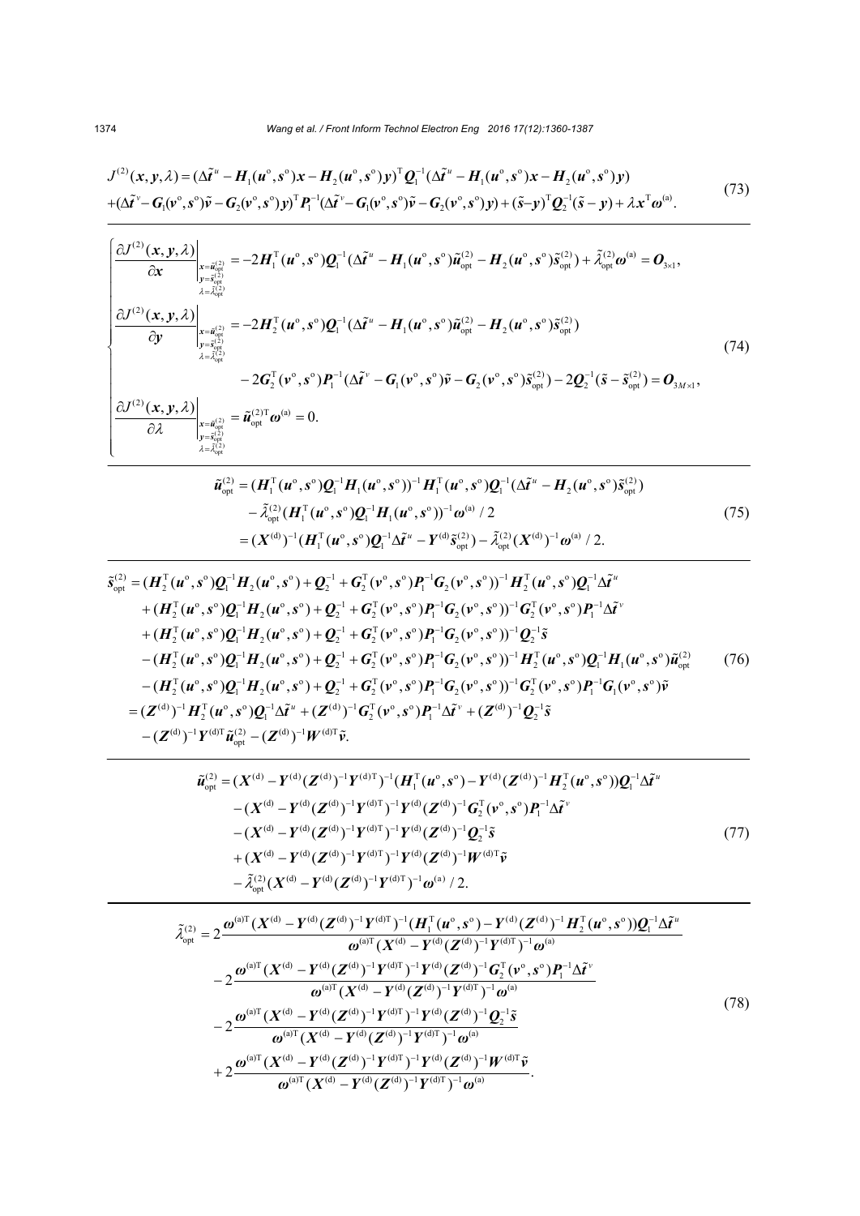$$
\begin{aligned}
J^{(2)}(\boldsymbol{x},\boldsymbol{y},\lambda) &= (\Delta\tilde{\boldsymbol{t}}^{u}-\boldsymbol{H}_1(\boldsymbol{u}^{\circ},\boldsymbol{s}^{\circ})\boldsymbol{x}-\boldsymbol{H}_2(\boldsymbol{u}^{\circ},\boldsymbol{s}^{\circ})\boldsymbol{y})^{\mathrm{T}}\boldsymbol{Q}_1^{-1}(\Delta\tilde{\boldsymbol{t}}^{u}-\boldsymbol{H}_1(\boldsymbol{u}^{\circ},\boldsymbol{s}^{\circ})\boldsymbol{x}-\boldsymbol{H}_2(\boldsymbol{u}^{\circ},\boldsymbol{s}^{\circ})\boldsymbol{y}) \\
&+(\Delta\tilde{\boldsymbol{t}}^{v}-\boldsymbol{G}_1(\boldsymbol{v}^{\circ},\boldsymbol{s}^{\circ})\tilde{\boldsymbol{v}}-\boldsymbol{G}_2(\boldsymbol{v}^{\circ},\boldsymbol{s}^{\circ})\boldsymbol{y})^{\mathrm{T}}\boldsymbol{P}_1^{-1}(\Delta\tilde{\boldsymbol{t}}^{v}-\boldsymbol{G}_1(\boldsymbol{v}^{\circ},\boldsymbol{s}^{\circ})\tilde{\boldsymbol{v}}-\boldsymbol{G}_2(\boldsymbol{v}^{\circ},\boldsymbol{s}^{\circ})\boldsymbol{y})+(\tilde{\boldsymbol{s}}-\boldsymbol{y})^{\mathrm{T}}\boldsymbol{Q}_2^{-1}(\tilde{\boldsymbol{s}}-\boldsymbol{y})+\lambda\boldsymbol{x}^{\mathrm{T}}\boldsymbol{\omega}^{(\mathrm{a})}.
\end{aligned}
\tag{73}
$$

$$
\begin{cases}
\left.\dfrac{\partial J^{(2)}(\boldsymbol{x},\boldsymbol{y},\lambda)}{\partial \boldsymbol{x}}\right|_{\substack{\boldsymbol{x}=\tilde{\boldsymbol{u}}_{\mathrm{opt}}^{(2)}\\ \boldsymbol{y}=\tilde{\boldsymbol{s}}_{\mathrm{opt}}^{(2)}\\ \lambda=\tilde{\lambda}_{\mathrm{opt}}^{(2)}}} = -2\boldsymbol{H}_1^{\mathrm{T}}(\boldsymbol{u}^{\circ},\boldsymbol{s}^{\circ})\boldsymbol{Q}_1^{-1}(\Delta\tilde{\boldsymbol{t}}^{u}-\boldsymbol{H}_1(\boldsymbol{u}^{\circ},\boldsymbol{s}^{\circ})\tilde{\boldsymbol{u}}_{\mathrm{opt}}^{(2)}-\boldsymbol{H}_2(\boldsymbol{u}^{\circ},\boldsymbol{s}^{\circ})\tilde{\boldsymbol{s}}_{\mathrm{opt}}^{(2)})+\tilde{\lambda}_{\mathrm{opt}}^{(2)}\boldsymbol{\omega}^{(\mathrm{a})}=\boldsymbol{O}_{3\times 1}, \\[2ex]
\left.\dfrac{\partial J^{(2)}(\boldsymbol{x},\boldsymbol{y},\lambda)}{\partial \boldsymbol{y}}\right|_{\substack{\boldsymbol{x}=\tilde{\boldsymbol{u}}_{\mathrm{opt}}^{(2)}\\ \boldsymbol{y}=\tilde{\boldsymbol{s}}_{\mathrm{opt}}^{(2)}\\ \lambda=\tilde{\lambda}_{\mathrm{opt}}^{(2)}}} = -2\boldsymbol{H}_2^{\mathrm{T}}(\boldsymbol{u}^{\circ},\boldsymbol{s}^{\circ})\boldsymbol{Q}_1^{-1}(\Delta\tilde{\boldsymbol{t}}^{u}-\boldsymbol{H}_1(\boldsymbol{u}^{\circ},\boldsymbol{s}^{\circ})\tilde{\boldsymbol{u}}_{\mathrm{opt}}^{(2)}-\boldsymbol{H}_2(\boldsymbol{u}^{\circ},\boldsymbol{s}^{\circ})\tilde{\boldsymbol{s}}_{\mathrm{opt}}^{(2)}) \\
\qquad\qquad -2\boldsymbol{G}_2^{\mathrm{T}}(\boldsymbol{v}^{\circ},\boldsymbol{s}^{\circ})\boldsymbol{P}_1^{-1}(\Delta\tilde{\boldsymbol{t}}^{v}-\boldsymbol{G}_1(\boldsymbol{v}^{\circ},\boldsymbol{s}^{\circ})\tilde{\boldsymbol{v}}-\boldsymbol{G}_2(\boldsymbol{v}^{\circ},\boldsymbol{s}^{\circ})\tilde{\boldsymbol{s}}_{\mathrm{opt}}^{(2)})-2\boldsymbol{Q}_2^{-1}(\tilde{\boldsymbol{s}}-\tilde{\boldsymbol{s}}_{\mathrm{opt}}^{(2)})=\boldsymbol{O}_{3M\times 1}, \\[2ex]
\left.\dfrac{\partial J^{(2)}(\boldsymbol{x},\boldsymbol{y},\lambda)}{\partial \lambda}\right|_{\substack{\boldsymbol{x}=\tilde{\boldsymbol{u}}_{\mathrm{opt}}^{(2)}\\ \boldsymbol{y}=\tilde{\boldsymbol{s}}_{\mathrm{opt}}^{(2)}\\ \lambda=\tilde{\lambda}_{\mathrm{opt}}^{(2)}}} = \tilde{\boldsymbol{u}}_{\mathrm{opt}}^{(2)\mathrm{T}}\boldsymbol{\omega}^{(\mathrm{a})}=0.
\end{cases}
\tag{74}
$$

$$
\begin{aligned}
\tilde{\boldsymbol{u}}_{\mathrm{opt}}^{(2)} &= (\boldsymbol{H}_1^{\mathrm{T}}(\boldsymbol{u}^{\circ},\boldsymbol{s}^{\circ})\boldsymbol{Q}_1^{-1}\boldsymbol{H}_1(\boldsymbol{u}^{\circ},\boldsymbol{s}^{\circ}))^{-1}\boldsymbol{H}_1^{\mathrm{T}}(\boldsymbol{u}^{\circ},\boldsymbol{s}^{\circ})\boldsymbol{Q}_1^{-1}(\Delta\tilde{\boldsymbol{t}}^{u}-\boldsymbol{H}_2(\boldsymbol{u}^{\circ},\boldsymbol{s}^{\circ})\tilde{\boldsymbol{s}}_{\mathrm{opt}}^{(2)}) \\
&\quad -\tilde{\lambda}_{\mathrm{opt}}^{(2)}(\boldsymbol{H}_1^{\mathrm{T}}(\boldsymbol{u}^{\circ},\boldsymbol{s}^{\circ})\boldsymbol{Q}_1^{-1}\boldsymbol{H}_1(\boldsymbol{u}^{\circ},\boldsymbol{s}^{\circ}))^{-1}\boldsymbol{\omega}^{(\mathrm{a})}/2 \\
&= (\boldsymbol{X}^{(\mathrm{d})})^{-1}(\boldsymbol{H}_1^{\mathrm{T}}(\boldsymbol{u}^{\circ},\boldsymbol{s}^{\circ})\boldsymbol{Q}_1^{-1}\Delta\tilde{\boldsymbol{t}}^{u}-\boldsymbol{Y}^{(\mathrm{d})}\tilde{\boldsymbol{s}}_{\mathrm{opt}}^{(2)})-\tilde{\lambda}_{\mathrm{opt}}^{(2)}(\boldsymbol{X}^{(\mathrm{d})})^{-1}\boldsymbol{\omega}^{(\mathrm{a})}/2.
\end{aligned}
\tag{75}
$$

$$
\begin{aligned}
\tilde{\boldsymbol{s}}_{\mathrm{opt}}^{(2)} &= (\boldsymbol{H}_2^{\mathrm{T}}(\boldsymbol{u}^{\circ},\boldsymbol{s}^{\circ})\boldsymbol{Q}_1^{-1}\boldsymbol{H}_2(\boldsymbol{u}^{\circ},\boldsymbol{s}^{\circ})+\boldsymbol{Q}_2^{-1}+\boldsymbol{G}_2^{\mathrm{T}}(\boldsymbol{v}^{\circ},\boldsymbol{s}^{\circ})\boldsymbol{P}_1^{-1}\boldsymbol{G}_2(\boldsymbol{v}^{\circ},\boldsymbol{s}^{\circ}))^{-1}\boldsymbol{H}_2^{\mathrm{T}}(\boldsymbol{u}^{\circ},\boldsymbol{s}^{\circ})\boldsymbol{Q}_1^{-1}\Delta\tilde{\boldsymbol{t}}^{u} \\
&\quad +(\boldsymbol{H}_2^{\mathrm{T}}(\boldsymbol{u}^{\circ},\boldsymbol{s}^{\circ})\boldsymbol{Q}_1^{-1}\boldsymbol{H}_2(\boldsymbol{u}^{\circ},\boldsymbol{s}^{\circ})+\boldsymbol{Q}_2^{-1}+\boldsymbol{G}_2^{\mathrm{T}}(\boldsymbol{v}^{\circ},\boldsymbol{s}^{\circ})\boldsymbol{P}_1^{-1}\boldsymbol{G}_2(\boldsymbol{v}^{\circ},\boldsymbol{s}^{\circ}))^{-1}\boldsymbol{G}_2^{\mathrm{T}}(\boldsymbol{v}^{\circ},\boldsymbol{s}^{\circ})\boldsymbol{P}_1^{-1}\Delta\tilde{\boldsymbol{t}}^{v} \\
&\quad +(\boldsymbol{H}_2^{\mathrm{T}}(\boldsymbol{u}^{\circ},\boldsymbol{s}^{\circ})\boldsymbol{Q}_1^{-1}\boldsymbol{H}_2(\boldsymbol{u}^{\circ},\boldsymbol{s}^{\circ})+\boldsymbol{Q}_2^{-1}+\boldsymbol{G}_2^{\mathrm{T}}(\boldsymbol{v}^{\circ},\boldsymbol{s}^{\circ})\boldsymbol{P}_1^{-1}\boldsymbol{G}_2(\boldsymbol{v}^{\circ},\boldsymbol{s}^{\circ}))^{-1}\boldsymbol{Q}_2^{-1}\tilde{\boldsymbol{s}} \\
&\quad -(\boldsymbol{H}_2^{\mathrm{T}}(\boldsymbol{u}^{\circ},\boldsymbol{s}^{\circ})\boldsymbol{Q}_1^{-1}\boldsymbol{H}_2(\boldsymbol{u}^{\circ},\boldsymbol{s}^{\circ})+\boldsymbol{Q}_2^{-1}+\boldsymbol{G}_2^{\mathrm{T}}(\boldsymbol{v}^{\circ},\boldsymbol{s}^{\circ})\boldsymbol{P}_1^{-1}\boldsymbol{G}_2(\boldsymbol{v}^{\circ},\boldsymbol{s}^{\circ}))^{-1}\boldsymbol{H}_2^{\mathrm{T}}(\boldsymbol{u}^{\circ},\boldsymbol{s}^{\circ})\boldsymbol{Q}_1^{-1}\boldsymbol{H}_1(\boldsymbol{u}^{\circ},\boldsymbol{s}^{\circ})\tilde{\boldsymbol{u}}_{\mathrm{opt}}^{(2)} \\
&\quad -(\boldsymbol{H}_2^{\mathrm{T}}(\boldsymbol{u}^{\circ},\boldsymbol{s}^{\circ})\boldsymbol{Q}_1^{-1}\boldsymbol{H}_2(\boldsymbol{u}^{\circ},\boldsymbol{s}^{\circ})+\boldsymbol{Q}_2^{-1}+\boldsymbol{G}_2^{\mathrm{T}}(\boldsymbol{v}^{\circ},\boldsymbol{s}^{\circ})\boldsymbol{P}_1^{-1}\boldsymbol{G}_2(\boldsymbol{v}^{\circ},\boldsymbol{s}^{\circ}))^{-1}\boldsymbol{G}_2^{\mathrm{T}}(\boldsymbol{v}^{\circ},\boldsymbol{s}^{\circ})\boldsymbol{P}_1^{-1}\boldsymbol{G}_1(\boldsymbol{v}^{\circ},\boldsymbol{s}^{\circ})\tilde{\boldsymbol{v}} \\
&= (\boldsymbol{Z}^{(\mathrm{d})})^{-1}\boldsymbol{H}_2^{\mathrm{T}}(\boldsymbol{u}^{\circ},\boldsymbol{s}^{\circ})\boldsymbol{Q}_1^{-1}\Delta\tilde{\boldsymbol{t}}^{u}+(\boldsymbol{Z}^{(\mathrm{d})})^{-1}\boldsymbol{G}_2^{\mathrm{T}}(\boldsymbol{v}^{\circ},\boldsymbol{s}^{\circ})\boldsymbol{P}_1^{-1}\Delta\tilde{\boldsymbol{t}}^{v}+(\boldsymbol{Z}^{(\mathrm{d})})^{-1}\boldsymbol{Q}_2^{-1}\tilde{\boldsymbol{s}} \\
&\quad -(\boldsymbol{Z}^{(\mathrm{d})})^{-1}\boldsymbol{Y}^{(\mathrm{d})\mathrm{T}}\tilde{\boldsymbol{u}}_{\mathrm{opt}}^{(2)}-(\boldsymbol{Z}^{(\mathrm{d})})^{-1}\boldsymbol{W}^{(\mathrm{d})\mathrm{T}}\tilde{\boldsymbol{v}}.
\end{aligned}
\tag{76}
$$

$$
\begin{aligned}
\tilde{\boldsymbol{u}}_{\mathrm{opt}}^{(2)} &= (\boldsymbol{X}^{(\mathrm{d})}-\boldsymbol{Y}^{(\mathrm{d})}(\boldsymbol{Z}^{(\mathrm{d})})^{-1}\boldsymbol{Y}^{(\mathrm{d})\mathrm{T}})^{-1}(\boldsymbol{H}_1^{\mathrm{T}}(\boldsymbol{u}^{\circ},\boldsymbol{s}^{\circ})-\boldsymbol{Y}^{(\mathrm{d})}(\boldsymbol{Z}^{(\mathrm{d})})^{-1}\boldsymbol{H}_2^{\mathrm{T}}(\boldsymbol{u}^{\circ},\boldsymbol{s}^{\circ}))\boldsymbol{Q}_1^{-1}\Delta\tilde{\boldsymbol{t}}^{u} \\
&\quad -(\boldsymbol{X}^{(\mathrm{d})}-\boldsymbol{Y}^{(\mathrm{d})}(\boldsymbol{Z}^{(\mathrm{d})})^{-1}\boldsymbol{Y}^{(\mathrm{d})\mathrm{T}})^{-1}\boldsymbol{Y}^{(\mathrm{d})}(\boldsymbol{Z}^{(\mathrm{d})})^{-1}\boldsymbol{G}_2^{\mathrm{T}}(\boldsymbol{v}^{\circ},\boldsymbol{s}^{\circ})\boldsymbol{P}_1^{-1}\Delta\tilde{\boldsymbol{t}}^{v} \\
&\quad -(\boldsymbol{X}^{(\mathrm{d})}-\boldsymbol{Y}^{(\mathrm{d})}(\boldsymbol{Z}^{(\mathrm{d})})^{-1}\boldsymbol{Y}^{(\mathrm{d})\mathrm{T}})^{-1}\boldsymbol{Y}^{(\mathrm{d})}(\boldsymbol{Z}^{(\mathrm{d})})^{-1}\boldsymbol{Q}_2^{-1}\tilde{\boldsymbol{s}} \\
&\quad +(\boldsymbol{X}^{(\mathrm{d})}-\boldsymbol{Y}^{(\mathrm{d})}(\boldsymbol{Z}^{(\mathrm{d})})^{-1}\boldsymbol{Y}^{(\mathrm{d})\mathrm{T}})^{-1}\boldsymbol{Y}^{(\mathrm{d})}(\boldsymbol{Z}^{(\mathrm{d})})^{-1}\boldsymbol{W}^{(\mathrm{d})\mathrm{T}}\tilde{\boldsymbol{v}} \\
&\quad -\tilde{\lambda}_{\mathrm{opt}}^{(2)}(\boldsymbol{X}^{(\mathrm{d})}-\boldsymbol{Y}^{(\mathrm{d})}(\boldsymbol{Z}^{(\mathrm{d})})^{-1}\boldsymbol{Y}^{(\mathrm{d})\mathrm{T}})^{-1}\boldsymbol{\omega}^{(\mathrm{a})}/2.
\end{aligned}
\tag{77}
$$

$$
\begin{aligned}
\tilde{\lambda}_{\mathrm{opt}}^{(2)} &= 2\frac{\boldsymbol{\omega}^{(\mathrm{a})\mathrm{T}}(\boldsymbol{X}^{(\mathrm{d})}-\boldsymbol{Y}^{(\mathrm{d})}(\boldsymbol{Z}^{(\mathrm{d})})^{-1}\boldsymbol{Y}^{(\mathrm{d})\mathrm{T}})^{-1}(\boldsymbol{H}_1^{\mathrm{T}}(\boldsymbol{u}^{\circ},\boldsymbol{s}^{\circ})-\boldsymbol{Y}^{(\mathrm{d})}(\boldsymbol{Z}^{(\mathrm{d})})^{-1}\boldsymbol{H}_2^{\mathrm{T}}(\boldsymbol{u}^{\circ},\boldsymbol{s}^{\circ}))\boldsymbol{Q}_1^{-1}\Delta\tilde{\boldsymbol{t}}^{u}}{\boldsymbol{\omega}^{(\mathrm{a})\mathrm{T}}(\boldsymbol{X}^{(\mathrm{d})}-\boldsymbol{Y}^{(\mathrm{d})}(\boldsymbol{Z}^{(\mathrm{d})})^{-1}\boldsymbol{Y}^{(\mathrm{d})\mathrm{T}})^{-1}\boldsymbol{\omega}^{(\mathrm{a})}} \\
&\quad -2\frac{\boldsymbol{\omega}^{(\mathrm{a})\mathrm{T}}(\boldsymbol{X}^{(\mathrm{d})}-\boldsymbol{Y}^{(\mathrm{d})}(\boldsymbol{Z}^{(\mathrm{d})})^{-1}\boldsymbol{Y}^{(\mathrm{d})\mathrm{T}})^{-1}\boldsymbol{Y}^{(\mathrm{d})}(\boldsymbol{Z}^{(\mathrm{d})})^{-1}\boldsymbol{G}_2^{\mathrm{T}}(\boldsymbol{v}^{\circ},\boldsymbol{s}^{\circ})\boldsymbol{P}_1^{-1}\Delta\tilde{\boldsymbol{t}}^{v}}{\boldsymbol{\omega}^{(\mathrm{a})\mathrm{T}}(\boldsymbol{X}^{(\mathrm{d})}-\boldsymbol{Y}^{(\mathrm{d})}(\boldsymbol{Z}^{(\mathrm{d})})^{-1}\boldsymbol{Y}^{(\mathrm{d})\mathrm{T}})^{-1}\boldsymbol{\omega}^{(\mathrm{a})}} \\
&\quad -2\frac{\boldsymbol{\omega}^{(\mathrm{a})\mathrm{T}}(\boldsymbol{X}^{(\mathrm{d})}-\boldsymbol{Y}^{(\mathrm{d})}(\boldsymbol{Z}^{(\mathrm{d})})^{-1}\boldsymbol{Y}^{(\mathrm{d})\mathrm{T}})^{-1}\boldsymbol{Y}^{(\mathrm{d})}(\boldsymbol{Z}^{(\mathrm{d})})^{-1}\boldsymbol{Q}_2^{-1}\tilde{\boldsymbol{s}}}{\boldsymbol{\omega}^{(\mathrm{a})\mathrm{T}}(\boldsymbol{X}^{(\mathrm{d})}-\boldsymbol{Y}^{(\mathrm{d})}(\boldsymbol{Z}^{(\mathrm{d})})^{-1}\boldsymbol{Y}^{(\mathrm{d})\mathrm{T}})^{-1}\boldsymbol{\omega}^{(\mathrm{a})}} \\
&\quad +2\frac{\boldsymbol{\omega}^{(\mathrm{a})\mathrm{T}}(\boldsymbol{X}^{(\mathrm{d})}-\boldsymbol{Y}^{(\mathrm{d})}(\boldsymbol{Z}^{(\mathrm{d})})^{-1}\boldsymbol{Y}^{(\mathrm{d})\mathrm{T}})^{-1}\boldsymbol{Y}^{(\mathrm{d})}(\boldsymbol{Z}^{(\mathrm{d})})^{-1}\boldsymbol{W}^{(\mathrm{d})\mathrm{T}}\tilde{\boldsymbol{v}}}{\boldsymbol{\omega}^{(\mathrm{a})\mathrm{T}}(\boldsymbol{X}^{(\mathrm{d})}-\boldsymbol{Y}^{(\mathrm{d})}(\boldsymbol{Z}^{(\mathrm{d})})^{-1}\boldsymbol{Y}^{(\mathrm{d})\mathrm{T}})^{-1}\boldsymbol{\omega}^{(\mathrm{a})}}.
\end{aligned}
\tag{78}
$$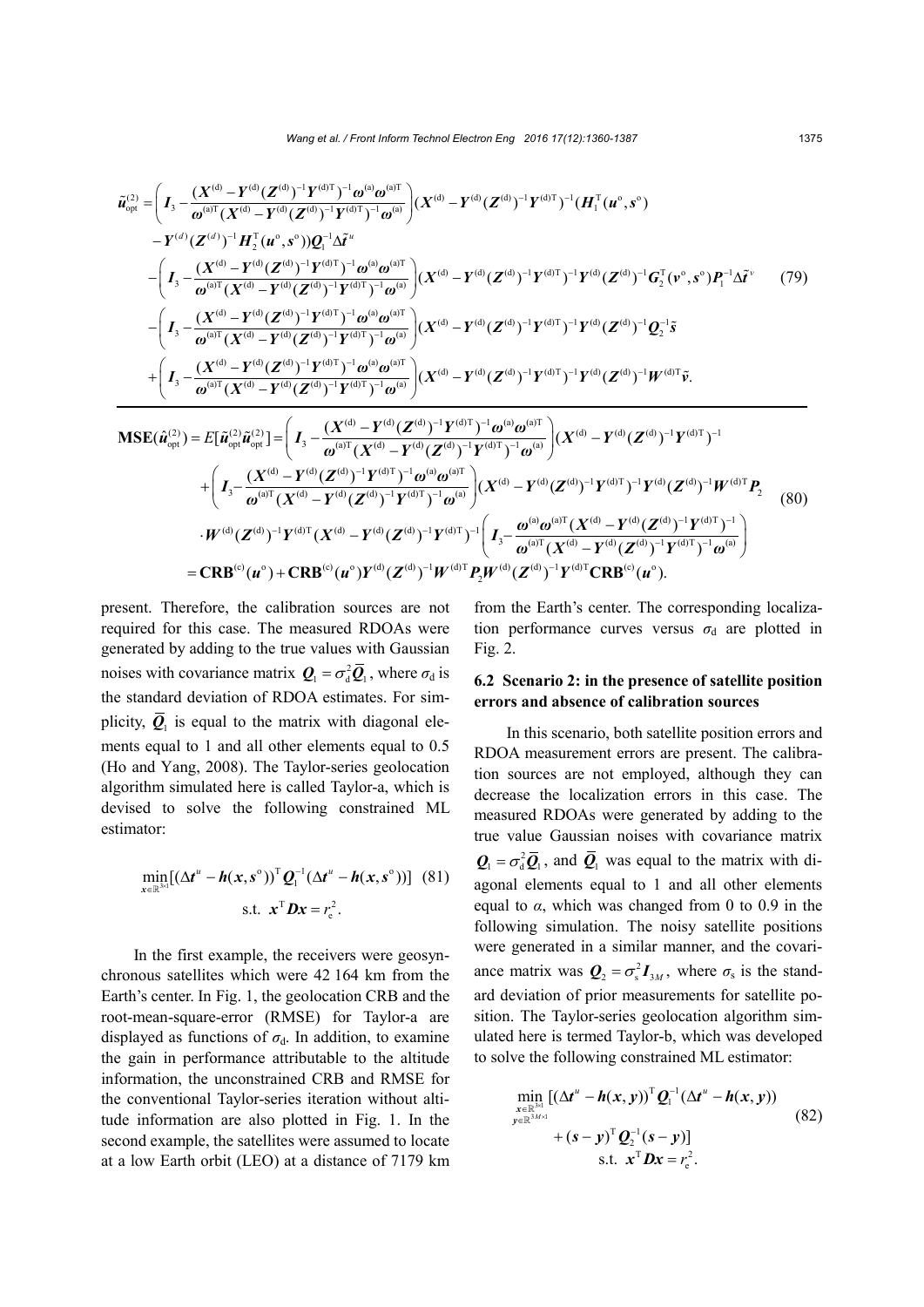$$
\begin{aligned}
\tilde{\boldsymbol{u}}_{\text{opt}}^{(2)} = & \left( \boldsymbol{I}_3 - \frac{(\boldsymbol{X}^{(\text{d})} - \boldsymbol{Y}^{(\text{d})}(\boldsymbol{Z}^{(\text{d})})^{-1}\boldsymbol{Y}^{(\text{d})\text{T}})^{-1}\boldsymbol{\omega}^{(\text{a})}\boldsymbol{\omega}^{(\text{a})\text{T}}}{\boldsymbol{\omega}^{(\text{a})\text{T}}(\boldsymbol{X}^{(\text{d})} - \boldsymbol{Y}^{(\text{d})}(\boldsymbol{Z}^{(\text{d})})^{-1}\boldsymbol{Y}^{(\text{d})\text{T}})^{-1}\boldsymbol{\omega}^{(\text{a})}} \right) (\boldsymbol{X}^{(\text{d})} - \boldsymbol{Y}^{(\text{d})}(\boldsymbol{Z}^{(\text{d})})^{-1}\boldsymbol{Y}^{(\text{d})\text{T}})^{-1}(\boldsymbol{H}_1^{\text{T}}(\boldsymbol{u}^{\text{o}}, \boldsymbol{s}^{\text{o}}) \\
& - \boldsymbol{Y}^{(d)}(\boldsymbol{Z}^{(d)})^{-1}\boldsymbol{H}_2^{\text{T}}(\boldsymbol{u}^{\text{o}}, \boldsymbol{s}^{\text{o}}))\boldsymbol{Q}_1^{-1}\Delta\tilde{\boldsymbol{t}}^{u} \\
& - \left( \boldsymbol{I}_3 - \frac{(\boldsymbol{X}^{(\text{d})} - \boldsymbol{Y}^{(\text{d})}(\boldsymbol{Z}^{(\text{d})})^{-1}\boldsymbol{Y}^{(\text{d})\text{T}})^{-1}\boldsymbol{\omega}^{(\text{a})}\boldsymbol{\omega}^{(\text{a})\text{T}}}{\boldsymbol{\omega}^{(\text{a})\text{T}}(\boldsymbol{X}^{(\text{d})} - \boldsymbol{Y}^{(\text{d})}(\boldsymbol{Z}^{(\text{d})})^{-1}\boldsymbol{Y}^{(\text{d})\text{T}})^{-1}\boldsymbol{\omega}^{(\text{a})}} \right) (\boldsymbol{X}^{(\text{d})} - \boldsymbol{Y}^{(\text{d})}(\boldsymbol{Z}^{(\text{d})})^{-1}\boldsymbol{Y}^{(\text{d})\text{T}})^{-1}\boldsymbol{Y}^{(\text{d})}(\boldsymbol{Z}^{(\text{d})})^{-1}\boldsymbol{G}_2^{\text{T}}(\boldsymbol{v}^{\text{o}}, \boldsymbol{s}^{\text{o}})\boldsymbol{P}_1^{-1}\Delta\tilde{\boldsymbol{t}}^{v} \\
& - \left( \boldsymbol{I}_3 - \frac{(\boldsymbol{X}^{(\text{d})} - \boldsymbol{Y}^{(\text{d})}(\boldsymbol{Z}^{(\text{d})})^{-1}\boldsymbol{Y}^{(\text{d})\text{T}})^{-1}\boldsymbol{\omega}^{(\text{a})}\boldsymbol{\omega}^{(\text{a})\text{T}}}{\boldsymbol{\omega}^{(\text{a})\text{T}}(\boldsymbol{X}^{(\text{d})} - \boldsymbol{Y}^{(\text{d})}(\boldsymbol{Z}^{(\text{d})})^{-1}\boldsymbol{Y}^{(\text{d})\text{T}})^{-1}\boldsymbol{\omega}^{(\text{a})}} \right) (\boldsymbol{X}^{(\text{d})} - \boldsymbol{Y}^{(\text{d})}(\boldsymbol{Z}^{(\text{d})})^{-1}\boldsymbol{Y}^{(\text{d})\text{T}})^{-1}\boldsymbol{Y}^{(\text{d})}(\boldsymbol{Z}^{(\text{d})})^{-1}\boldsymbol{Q}_2^{-1}\tilde{\boldsymbol{s}} \\
& + \left( \boldsymbol{I}_3 - \frac{(\boldsymbol{X}^{(\text{d})} - \boldsymbol{Y}^{(\text{d})}(\boldsymbol{Z}^{(\text{d})})^{-1}\boldsymbol{Y}^{(\text{d})\text{T}})^{-1}\boldsymbol{\omega}^{(\text{a})}\boldsymbol{\omega}^{(\text{a})\text{T}}}{\boldsymbol{\omega}^{(\text{a})\text{T}}(\boldsymbol{X}^{(\text{d})} - \boldsymbol{Y}^{(\text{d})}(\boldsymbol{Z}^{(\text{d})})^{-1}\boldsymbol{Y}^{(\text{d})\text{T}})^{-1}\boldsymbol{\omega}^{(\text{a})}} \right) (\boldsymbol{X}^{(\text{d})} - \boldsymbol{Y}^{(\text{d})}(\boldsymbol{Z}^{(\text{d})})^{-1}\boldsymbol{Y}^{(\text{d})\text{T}})^{-1}\boldsymbol{Y}^{(\text{d})}(\boldsymbol{Z}^{(\text{d})})^{-1}\boldsymbol{W}^{(\text{d})\text{T}}\tilde{\boldsymbol{v}}.
\end{aligned}
\tag{79}
$$

$$
\begin{aligned}
\mathbf{MSE}(\hat{\boldsymbol{u}}_{\text{opt}}^{(2)}) = E[\tilde{\boldsymbol{u}}_{\text{opt}}^{(2)}\tilde{\boldsymbol{u}}_{\text{opt}}^{(2)}] = & \left( \boldsymbol{I}_3 - \frac{(\boldsymbol{X}^{(\text{d})} - \boldsymbol{Y}^{(\text{d})}(\boldsymbol{Z}^{(\text{d})})^{-1}\boldsymbol{Y}^{(\text{d})\text{T}})^{-1}\boldsymbol{\omega}^{(\text{a})}\boldsymbol{\omega}^{(\text{a})\text{T}}}{\boldsymbol{\omega}^{(\text{a})\text{T}}(\boldsymbol{X}^{(\text{d})} - \boldsymbol{Y}^{(\text{d})}(\boldsymbol{Z}^{(\text{d})})^{-1}\boldsymbol{Y}^{(\text{d})\text{T}})^{-1}\boldsymbol{\omega}^{(\text{a})}} \right) (\boldsymbol{X}^{(\text{d})} - \boldsymbol{Y}^{(\text{d})}(\boldsymbol{Z}^{(\text{d})})^{-1}\boldsymbol{Y}^{(\text{d})\text{T}})^{-1} \\
& + \left( \boldsymbol{I}_3 - \frac{(\boldsymbol{X}^{(\text{d})} - \boldsymbol{Y}^{(\text{d})}(\boldsymbol{Z}^{(\text{d})})^{-1}\boldsymbol{Y}^{(\text{d})\text{T}})^{-1}\boldsymbol{\omega}^{(\text{a})}\boldsymbol{\omega}^{(\text{a})\text{T}}}{\boldsymbol{\omega}^{(\text{a})\text{T}}(\boldsymbol{X}^{(\text{d})} - \boldsymbol{Y}^{(\text{d})}(\boldsymbol{Z}^{(\text{d})})^{-1}\boldsymbol{Y}^{(\text{d})\text{T}})^{-1}\boldsymbol{\omega}^{(\text{a})}} \right) (\boldsymbol{X}^{(\text{d})} - \boldsymbol{Y}^{(\text{d})}(\boldsymbol{Z}^{(\text{d})})^{-1}\boldsymbol{Y}^{(\text{d})\text{T}})^{-1}\boldsymbol{Y}^{(\text{d})}(\boldsymbol{Z}^{(\text{d})})^{-1}\boldsymbol{W}^{(\text{d})\text{T}}\boldsymbol{P}_2 \\
& \cdot \boldsymbol{W}^{(\text{d})}(\boldsymbol{Z}^{(\text{d})})^{-1}\boldsymbol{Y}^{(\text{d})\text{T}}(\boldsymbol{X}^{(\text{d})} - \boldsymbol{Y}^{(\text{d})}(\boldsymbol{Z}^{(\text{d})})^{-1}\boldsymbol{Y}^{(\text{d})\text{T}})^{-1} \left( \boldsymbol{I}_3 - \frac{\boldsymbol{\omega}^{(\text{a})}\boldsymbol{\omega}^{(\text{a})\text{T}}(\boldsymbol{X}^{(\text{d})} - \boldsymbol{Y}^{(\text{d})}(\boldsymbol{Z}^{(\text{d})})^{-1}\boldsymbol{Y}^{(\text{d})\text{T}})^{-1}}{\boldsymbol{\omega}^{(\text{a})\text{T}}(\boldsymbol{X}^{(\text{d})} - \boldsymbol{Y}^{(\text{d})}(\boldsymbol{Z}^{(\text{d})})^{-1}\boldsymbol{Y}^{(\text{d})\text{T}})^{-1}\boldsymbol{\omega}^{(\text{a})}} \right) \\
= & \, \mathbf{CRB}^{(\text{c})}(\boldsymbol{u}^{\text{o}}) + \mathbf{CRB}^{(\text{c})}(\boldsymbol{u}^{\text{o}})\boldsymbol{Y}^{(\text{d})}(\boldsymbol{Z}^{(\text{d})})^{-1}\boldsymbol{W}^{(\text{d})\text{T}}\boldsymbol{P}_2\boldsymbol{W}^{(\text{d})}(\boldsymbol{Z}^{(\text{d})})^{-1}\boldsymbol{Y}^{(\text{d})\text{T}}\mathbf{CRB}^{(\text{c})}(\boldsymbol{u}^{\text{o}}).
\end{aligned}
\tag{80}
$$

present. Therefore, the calibration sources are not required for this case. The measured RDOAs were generated by adding to the true values with Gaussian noises with covariance matrix $\boldsymbol{Q}_1 = \sigma_{\text{d}}^2 \overline{\boldsymbol{Q}}_1$, where $\sigma_{\text{d}}$ is the standard deviation of RDOA estimates. For simplicity, $\overline{\boldsymbol{Q}}_1$ is equal to the matrix with diagonal elements equal to 1 and all other elements equal to 0.5 (Ho and Yang, 2008). The Taylor-series geolocation algorithm simulated here is called Taylor-a, which is devised to solve the following constrained ML estimator:

$$
\min_{\boldsymbol{x} \in \mathbb{R}^{3\times1}} [(\Delta\boldsymbol{t}^{u} - \boldsymbol{h}(\boldsymbol{x}, \boldsymbol{s}^{\text{o}}))^{\text{T}}\boldsymbol{Q}_1^{-1}(\Delta\boldsymbol{t}^{u} - \boldsymbol{h}(\boldsymbol{x}, \boldsymbol{s}^{\text{o}}))] \quad \text{s.t.} \;\; \boldsymbol{x}^{\text{T}}\boldsymbol{D}\boldsymbol{x} = r_{\text{e}}^2. \tag{81}
$$

In the first example, the receivers were geosynchronous satellites which were 42 164 km from the Earth's center. In Fig. 1, the geolocation CRB and the root-mean-square-error (RMSE) for Taylor-a are displayed as functions of $\sigma_{\text{d}}$. In addition, to examine the gain in performance attributable to the altitude information, the unconstrained CRB and RMSE for the conventional Taylor-series iteration without altitude information are also plotted in Fig. 1. In the second example, the satellites were assumed to locate at a low Earth orbit (LEO) at a distance of 7179 km from the Earth's center. The corresponding localization performance curves versus $\sigma_{\text{d}}$ are plotted in Fig. 2.

### 6.2 Scenario 2: in the presence of satellite position errors and absence of calibration sources

In this scenario, both satellite position errors and RDOA measurement errors are present. The calibration sources are not employed, although they can decrease the localization errors in this case. The measured RDOAs were generated by adding to the true value Gaussian noises with covariance matrix $\boldsymbol{Q}_1 = \sigma_{\text{d}}^2 \overline{\boldsymbol{Q}}_1$, and $\overline{\boldsymbol{Q}}_1$ was equal to the matrix with diagonal elements equal to 1 and all other elements equal to $\alpha$, which was changed from 0 to 0.9 in the following simulation. The noisy satellite positions were generated in a similar manner, and the covariance matrix was $\boldsymbol{Q}_2 = \sigma_{\text{s}}^2 \boldsymbol{I}_{3M}$, where $\sigma_{\text{s}}$ is the standard deviation of prior measurements for satellite position. The Taylor-series geolocation algorithm simulated here is termed Taylor-b, which was developed to solve the following constrained ML estimator:

$$
\begin{aligned}
\min_{\substack{\boldsymbol{x} \in \mathbb{R}^{3\times1} \\ \boldsymbol{y} \in \mathbb{R}^{3M\times1}}} & [(\Delta\boldsymbol{t}^{u} - \boldsymbol{h}(\boldsymbol{x}, \boldsymbol{y}))^{\text{T}}\boldsymbol{Q}_1^{-1}(\Delta\boldsymbol{t}^{u} - \boldsymbol{h}(\boldsymbol{x}, \boldsymbol{y})) \\
& + (\boldsymbol{s} - \boldsymbol{y})^{\text{T}}\boldsymbol{Q}_2^{-1}(\boldsymbol{s} - \boldsymbol{y})] \\
& \text{s.t.} \;\; \boldsymbol{x}^{\text{T}}\boldsymbol{D}\boldsymbol{x} = r_{\text{e}}^2.
\end{aligned}
\tag{82}
$$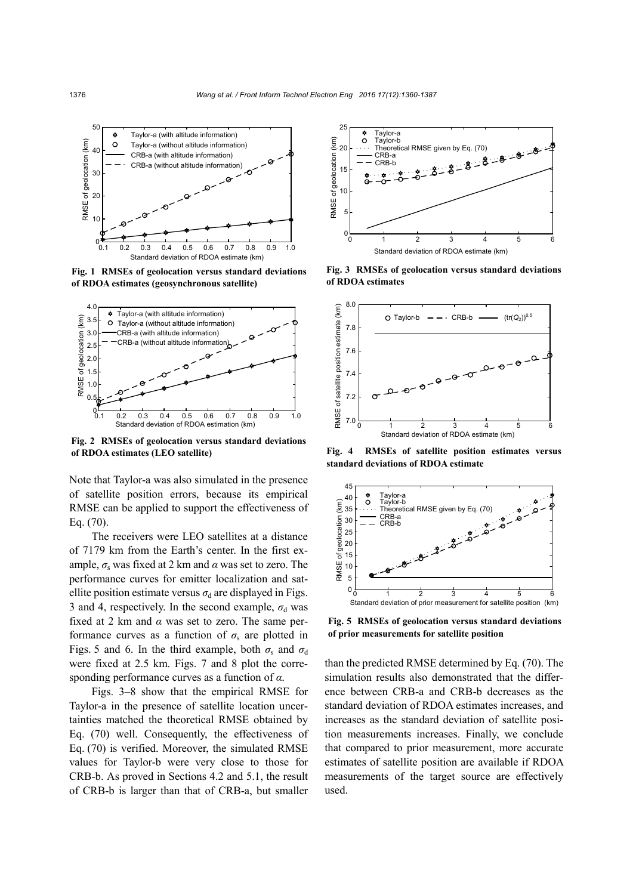Fig. 1 RMSEs of geolocation versus standard deviations of RDOA estimates (geosynchronous satellite)

Fig. 2 RMSEs of geolocation versus standard deviations of RDOA estimates (LEO satellite)

Note that Taylor-a was also simulated in the presence of satellite position errors, because its empirical RMSE can be applied to support the effectiveness of Eq. (70).

The receivers were LEO satellites at a distance of 7179 km from the Earth's center. In the first example, $\sigma_s$ was fixed at 2 km and $\alpha$ was set to zero. The performance curves for emitter localization and satellite position estimate versus $\sigma_d$ are displayed in Figs. 3 and 4, respectively. In the second example, $\sigma_d$ was fixed at 2 km and $\alpha$ was set to zero. The same performance curves as a function of $\sigma_s$ are plotted in Figs. 5 and 6. In the third example, both $\sigma_s$ and $\sigma_d$ were fixed at 2.5 km. Figs. 7 and 8 plot the corresponding performance curves as a function of $\alpha$.

Figs. 3–8 show that the empirical RMSE for Taylor-a in the presence of satellite location uncertainties matched the theoretical RMSE obtained by Eq. (70) well. Consequently, the effectiveness of Eq. (70) is verified. Moreover, the simulated RMSE values for Taylor-b were very close to those for CRB-b. As proved in Sections 4.2 and 5.1, the result of CRB-b is larger than that of CRB-a, but smaller than the predicted RMSE determined by Eq. (70). The simulation results also demonstrated that the difference between CRB-a and CRB-b decreases as the standard deviation of RDOA estimates increases, and increases as the standard deviation of satellite position measurements increases. Finally, we conclude that compared to prior measurement, more accurate estimates of satellite position are available if RDOA measurements of the target source are effectively used.

Fig. 3 RMSEs of geolocation versus standard deviations of RDOA estimates

Fig. 4 RMSEs of satellite position estimates versus standard deviations of RDOA estimate

Fig. 5 RMSEs of geolocation versus standard deviations of prior measurements for satellite position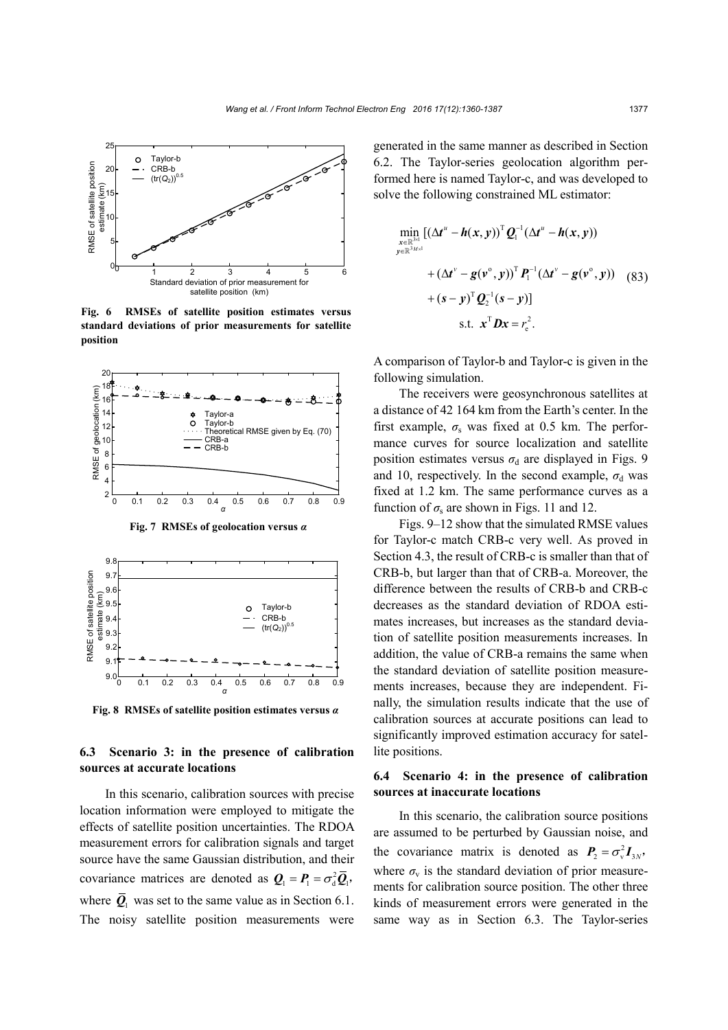Fig. 6 RMSEs of satellite position estimates versus standard deviations of prior measurements for satellite position

Fig. 7 RMSEs of geolocation versus $\alpha$

Fig. 8 RMSEs of satellite position estimates versus $\alpha$

### 6.3 Scenario 3: in the presence of calibration sources at accurate locations

In this scenario, calibration sources with precise location information were employed to mitigate the effects of satellite position uncertainties. The RDOA measurement errors for calibration signals and target source have the same Gaussian distribution, and their covariance matrices are denoted as $\boldsymbol{Q}_1 = \boldsymbol{P}_1 = \sigma_{\mathrm{d}}^2 \overline{\boldsymbol{Q}}_1$, where $\overline{\boldsymbol{Q}}_1$ was set to the same value as in Section 6.1. The noisy satellite position measurements were generated in the same manner as described in Section 6.2. The Taylor-series geolocation algorithm performed here is named Taylor-c, and was developed to solve the following constrained ML estimator:

$$
\begin{aligned}
\min_{\substack{\boldsymbol{x}\in\mathbb{R}^{3\times1} \\ \boldsymbol{y}\in\mathbb{R}^{3M\times1}}} & [(\Delta\boldsymbol{t}^{u} - \boldsymbol{h}(\boldsymbol{x},\boldsymbol{y}))^{\mathrm{T}} \boldsymbol{Q}_1^{-1} (\Delta\boldsymbol{t}^{u} - \boldsymbol{h}(\boldsymbol{x},\boldsymbol{y})) \\
& + (\Delta\boldsymbol{t}^{v} - \boldsymbol{g}(\boldsymbol{v}^{\mathrm{o}},\boldsymbol{y}))^{\mathrm{T}} \boldsymbol{P}_1^{-1} (\Delta\boldsymbol{t}^{v} - \boldsymbol{g}(\boldsymbol{v}^{\mathrm{o}},\boldsymbol{y})) \\
& + (\boldsymbol{s}-\boldsymbol{y})^{\mathrm{T}} \boldsymbol{Q}_2^{-1} (\boldsymbol{s}-\boldsymbol{y})] \\
& \text{s.t. } \boldsymbol{x}^{\mathrm{T}} \boldsymbol{D} \boldsymbol{x} = r_{\mathrm{e}}^2.
\end{aligned} \tag{83}
$$

A comparison of Taylor-b and Taylor-c is given in the following simulation.

The receivers were geosynchronous satellites at a distance of 42 164 km from the Earth's center. In the first example, $\sigma_{\mathrm{s}}$ was fixed at 0.5 km. The performance curves for source localization and satellite position estimates versus $\sigma_{\mathrm{d}}$ are displayed in Figs. 9 and 10, respectively. In the second example, $\sigma_{\mathrm{d}}$ was fixed at 1.2 km. The same performance curves as a function of $\sigma_{\mathrm{s}}$ are shown in Figs. 11 and 12.

Figs. 9–12 show that the simulated RMSE values for Taylor-c match CRB-c very well. As proved in Section 4.3, the result of CRB-c is smaller than that of CRB-b, but larger than that of CRB-a. Moreover, the difference between the results of CRB-b and CRB-c decreases as the standard deviation of RDOA estimates increases, but increases as the standard deviation of satellite position measurements increases. In addition, the value of CRB-a remains the same when the standard deviation of satellite position measurements increases, because they are independent. Finally, the simulation results indicate that the use of calibration sources at accurate positions can lead to significantly improved estimation accuracy for satellite positions.

### 6.4 Scenario 4: in the presence of calibration sources at inaccurate locations

In this scenario, the calibration source positions are assumed to be perturbed by Gaussian noise, and the covariance matrix is denoted as $\boldsymbol{P}_2 = \sigma_{\mathrm{v}}^2 \boldsymbol{I}_{3N}$, where $\sigma_{\mathrm{v}}$ is the standard deviation of prior measurements for calibration source position. The other three kinds of measurement errors were generated in the same way as in Section 6.3. The Taylor-series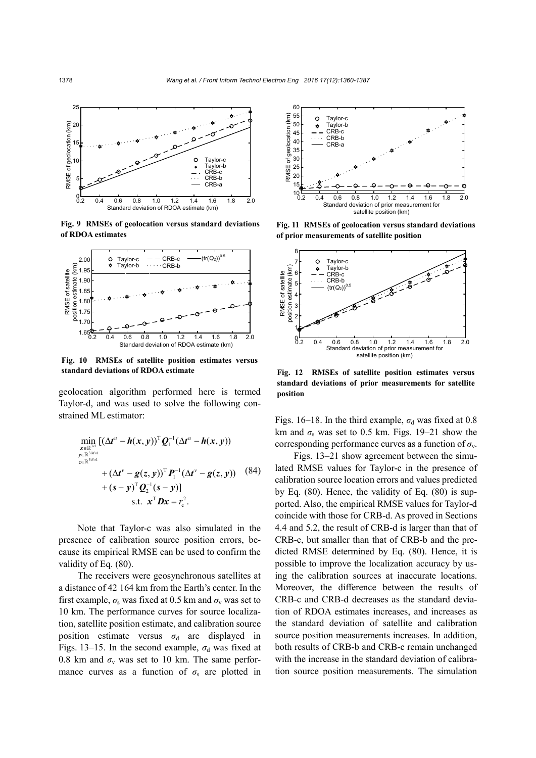Fig. 9 RMSEs of geolocation versus standard deviations of RDOA estimates

Fig. 10 RMSEs of satellite position estimates versus standard deviations of RDOA estimate

Fig. 11 RMSEs of geolocation versus standard deviations of prior measurements of satellite position

Fig. 12 RMSEs of satellite position estimates versus standard deviations of prior measurements for satellite position

geolocation algorithm performed here is termed Taylor-d, and was used to solve the following constrained ML estimator:

$$
\begin{aligned}
\min_{\substack{\boldsymbol{x}\in\mathbb{R}^{3\times 1}\\ \boldsymbol{y}\in\mathbb{R}^{3M\times 1}\\ \boldsymbol{z}\in\mathbb{R}^{3N\times 1}}} & [(\Delta \boldsymbol{t}^{u}-\boldsymbol{h}(\boldsymbol{x},\boldsymbol{y}))^{\mathrm{T}}\boldsymbol{Q}_{1}^{-1}(\Delta \boldsymbol{t}^{u}-\boldsymbol{h}(\boldsymbol{x},\boldsymbol{y})) \\
&+(\Delta \boldsymbol{t}^{v}-\boldsymbol{g}(\boldsymbol{z},\boldsymbol{y}))^{\mathrm{T}}\boldsymbol{P}_{1}^{-1}(\Delta \boldsymbol{t}^{v}-\boldsymbol{g}(\boldsymbol{z},\boldsymbol{y})) \\
&+(\boldsymbol{s}-\boldsymbol{y})^{\mathrm{T}}\boldsymbol{Q}_{2}^{-1}(\boldsymbol{s}-\boldsymbol{y})] \\
&\text{s.t. } \boldsymbol{x}^{\mathrm{T}}\boldsymbol{D}\boldsymbol{x}=r_{\mathrm{e}}^{2}.
\end{aligned}
\tag{84}
$$

Note that Taylor-c was also simulated in the presence of calibration source position errors, because its empirical RMSE can be used to confirm the validity of Eq. (80).

The receivers were geosynchronous satellites at a distance of 42 164 km from the Earth's center. In the first example, $\sigma_{\mathrm{s}}$ was fixed at 0.5 km and $\sigma_{\mathrm{v}}$ was set to 10 km. The performance curves for source localization, satellite position estimate, and calibration source position estimate versus $\sigma_{\mathrm{d}}$ are displayed in Figs. 13–15. In the second example, $\sigma_{\mathrm{d}}$ was fixed at 0.8 km and $\sigma_{\mathrm{v}}$ was set to 10 km. The same performance curves as a function of $\sigma_{\mathrm{s}}$ are plotted in Figs. 16–18. In the third example, $\sigma_{\mathrm{d}}$ was fixed at 0.8 km and $\sigma_{\mathrm{s}}$ was set to 0.5 km. Figs. 19–21 show the corresponding performance curves as a function of $\sigma_{\mathrm{v}}$.

Figs. 13–21 show agreement between the simulated RMSE values for Taylor-c in the presence of calibration source location errors and values predicted by Eq. (80). Hence, the validity of Eq. (80) is supported. Also, the empirical RMSE values for Taylor-d coincide with those for CRB-d. As proved in Sections 4.4 and 5.2, the result of CRB-d is larger than that of CRB-c, but smaller than that of CRB-b and the predicted RMSE determined by Eq. (80). Hence, it is possible to improve the localization accuracy by using the calibration sources at inaccurate locations. Moreover, the difference between the results of CRB-c and CRB-d decreases as the standard deviation of RDOA estimates increases, and increases as the standard deviation of satellite and calibration source position measurements increases. In addition, both results of CRB-b and CRB-c remain unchanged with the increase in the standard deviation of calibration source position measurements. The simulation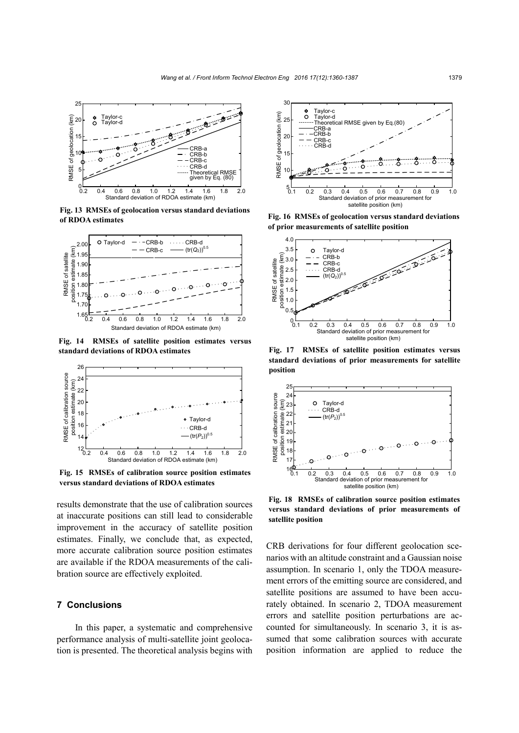Fig. 13 RMSEs of geolocation versus standard deviations of RDOA estimates

Fig. 14 RMSEs of satellite position estimates versus standard deviations of RDOA estimates

Fig. 15 RMSEs of calibration source position estimates versus standard deviations of RDOA estimates

results demonstrate that the use of calibration sources at inaccurate positions can still lead to considerable improvement in the accuracy of satellite position estimates. Finally, we conclude that, as expected, more accurate calibration source position estimates are available if the RDOA measurements of the calibration source are effectively exploited.

## 7 Conclusions

In this paper, a systematic and comprehensive performance analysis of multi-satellite joint geolocation is presented. The theoretical analysis begins with CRB derivations for four different geolocation scenarios with an altitude constraint and a Gaussian noise assumption. In scenario 1, only the TDOA measurement errors of the emitting source are considered, and satellite positions are assumed to have been accurately obtained. In scenario 2, TDOA measurement errors and satellite position perturbations are accounted for simultaneously. In scenario 3, it is assumed that some calibration sources with accurate position information are applied to reduce the

Fig. 16 RMSEs of geolocation versus standard deviations of prior measurements of satellite position

Fig. 17 RMSEs of satellite position estimates versus standard deviations of prior measurements for satellite position

Fig. 18 RMSEs of calibration source position estimates versus standard deviations of prior measurements of satellite position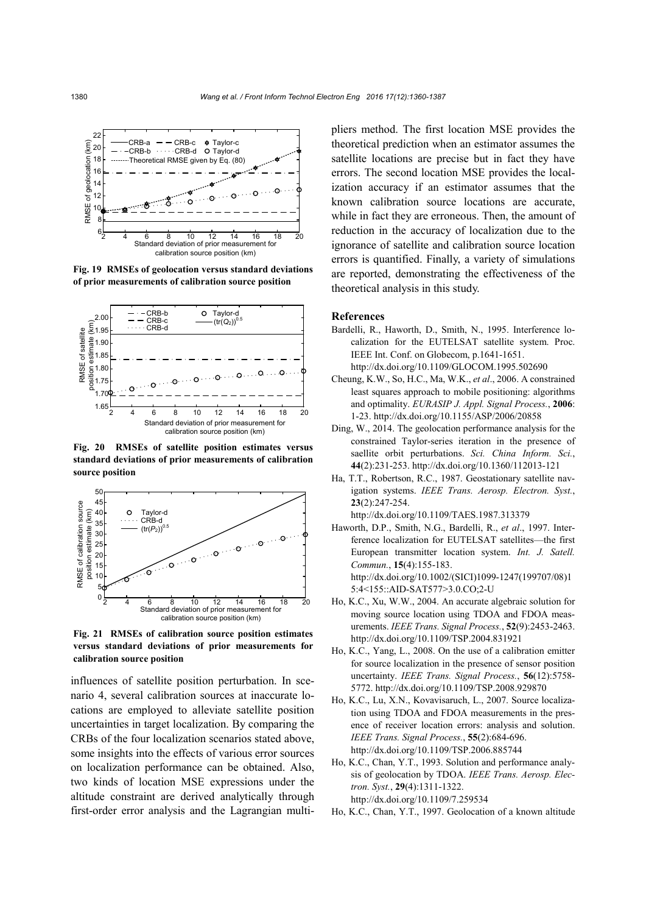Fig. 19 RMSEs of geolocation versus standard deviations of prior measurements of calibration source position

Fig. 20 RMSEs of satellite position estimates versus standard deviations of prior measurements of calibration source position

Fig. 21 RMSEs of calibration source position estimates versus standard deviations of prior measurements for calibration source position

influences of satellite position perturbation. In scenario 4, several calibration sources at inaccurate locations are employed to alleviate satellite position uncertainties in target localization. By comparing the CRBs of the four localization scenarios stated above, some insights into the effects of various error sources on localization performance can be obtained. Also, two kinds of location MSE expressions under the altitude constraint are derived analytically through first-order error analysis and the Lagrangian multipliers method. The first location MSE provides the theoretical prediction when an estimator assumes the satellite locations are precise but in fact they have errors. The second location MSE provides the localization accuracy if an estimator assumes that the known calibration source locations are accurate, while in fact they are erroneous. Then, the amount of reduction in the accuracy of localization due to the ignorance of satellite and calibration source location errors is quantified. Finally, a variety of simulations are reported, demonstrating the effectiveness of the theoretical analysis in this study.

## References

Bardelli, R., Haworth, D., Smith, N., 1995. Interference localization for the EUTELSAT satellite system. Proc. IEEE Int. Conf. on Globecom, p.1641-1651. http://dx.doi.org/10.1109/GLOCOM.1995.502690

Cheung, K.W., So, H.C., Ma, W.K., *et al*., 2006. A constrained least squares approach to mobile positioning: algorithms and optimality. *EURASIP J. Appl. Signal Process.*, **2006**: 1-23. http://dx.doi.org/10.1155/ASP/2006/20858

Ding, W., 2014. The geolocation performance analysis for the constrained Taylor-series iteration in the presence of saellite orbit perturbations. *Sci. China Inform. Sci.*, **44**(2):231-253. http://dx.doi.org/10.1360/112013-121

Ha, T.T., Robertson, R.C., 1987. Geostationary satellite navigation systems. *IEEE Trans. Aerosp. Electron. Syst.*, **23**(2):247-254. http://dx.doi.org/10.1109/TAES.1987.313379

Haworth, D.P., Smith, N.G., Bardelli, R., *et al*., 1997. Interference localization for EUTELSAT satellites—the first European transmitter location system. *Int. J. Satell. Commun.*, **15**(4):155-183. http://dx.doi.org/10.1002/(SICI)1099-1247(199707/08)15:4<155::AID-SAT577>3.0.CO;2-U

Ho, K.C., Xu, W.W., 2004. An accurate algebraic solution for moving source location using TDOA and FDOA measurements. *IEEE Trans. Signal Process.*, **52**(9):2453-2463. http://dx.doi.org/10.1109/TSP.2004.831921

Ho, K.C., Yang, L., 2008. On the use of a calibration emitter for source localization in the presence of sensor position uncertainty. *IEEE Trans. Signal Process.*, **56**(12):5758-5772. http://dx.doi.org/10.1109/TSP.2008.929870

Ho, K.C., Lu, X.N., Kovavisaruch, L., 2007. Source localization using TDOA and FDOA measurements in the presence of receiver location errors: analysis and solution. *IEEE Trans. Signal Process.*, **55**(2):684-696. http://dx.doi.org/10.1109/TSP.2006.885744

Ho, K.C., Chan, Y.T., 1993. Solution and performance analysis of geolocation by TDOA. *IEEE Trans. Aerosp. Electron. Syst.*, **29**(4):1311-1322. http://dx.doi.org/10.1109/7.259534

Ho, K.C., Chan, Y.T., 1997. Geolocation of a known altitude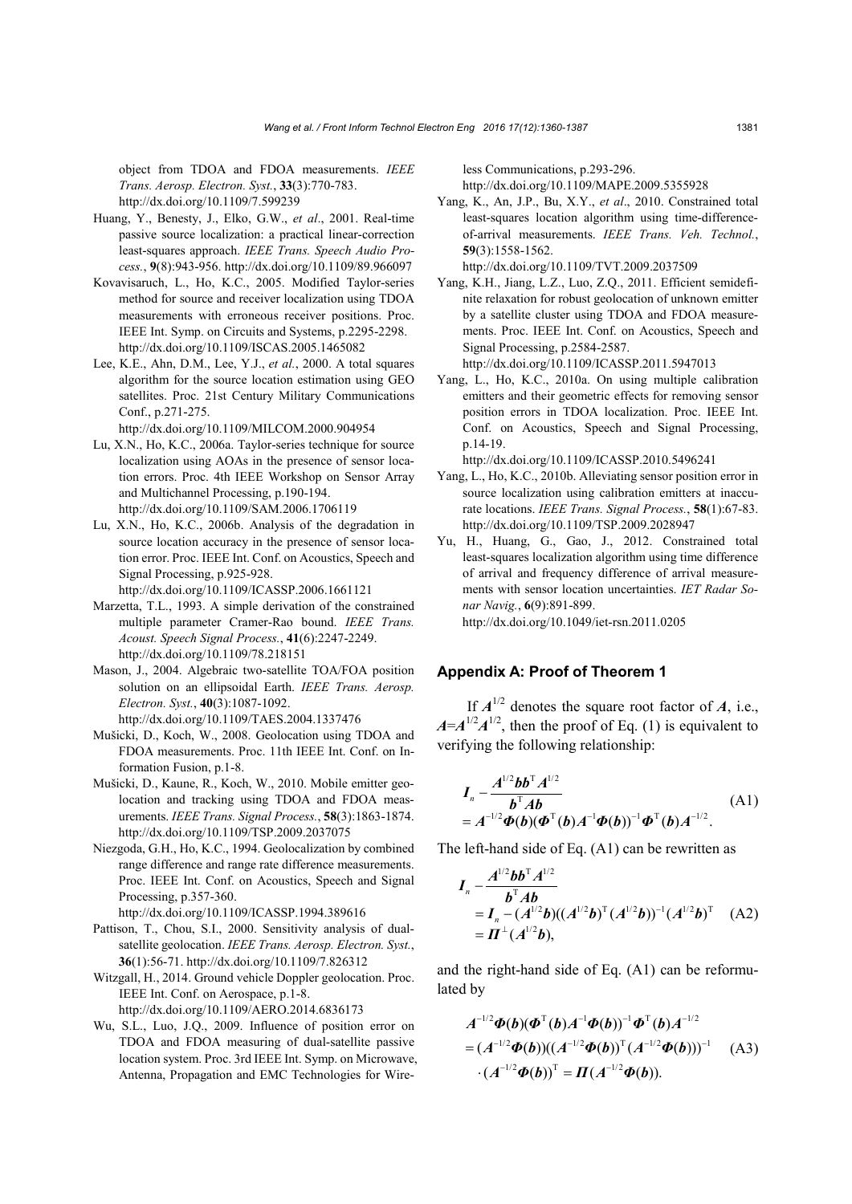object from TDOA and FDOA measurements. *IEEE Trans. Aerosp. Electron. Syst.*, **33**(3):770-783. http://dx.doi.org/10.1109/7.599239

Huang, Y., Benesty, J., Elko, G.W., *et al*., 2001. Real-time passive source localization: a practical linear-correction least-squares approach. *IEEE Trans. Speech Audio Process.*, **9**(8):943-956. http://dx.doi.org/10.1109/89.966097

Kovavisaruch, L., Ho, K.C., 2005. Modified Taylor-series method for source and receiver localization using TDOA measurements with erroneous receiver positions. Proc. IEEE Int. Symp. on Circuits and Systems, p.2295-2298. http://dx.doi.org/10.1109/ISCAS.2005.1465082

Lee, K.E., Ahn, D.M., Lee, Y.J., *et al.*, 2000. A total squares algorithm for the source location estimation using GEO satellites. Proc. 21st Century Military Communications Conf., p.271-275. http://dx.doi.org/10.1109/MILCOM.2000.904954

Lu, X.N., Ho, K.C., 2006a. Taylor-series technique for source localization using AOAs in the presence of sensor location errors. Proc. 4th IEEE Workshop on Sensor Array and Multichannel Processing, p.190-194. http://dx.doi.org/10.1109/SAM.2006.1706119

Lu, X.N., Ho, K.C., 2006b. Analysis of the degradation in source location accuracy in the presence of sensor location error. Proc. IEEE Int. Conf. on Acoustics, Speech and Signal Processing, p.925-928. http://dx.doi.org/10.1109/ICASSP.2006.1661121

Marzetta, T.L., 1993. A simple derivation of the constrained multiple parameter Cramer-Rao bound. *IEEE Trans. Acoust. Speech Signal Process.*, **41**(6):2247-2249. http://dx.doi.org/10.1109/78.218151

Mason, J., 2004. Algebraic two-satellite TOA/FOA position solution on an ellipsoidal Earth. *IEEE Trans. Aerosp. Electron. Syst.*, **40**(3):1087-1092. http://dx.doi.org/10.1109/TAES.2004.1337476

Mušicki, D., Koch, W., 2008. Geolocation using TDOA and FDOA measurements. Proc. 11th IEEE Int. Conf. on Information Fusion, p.1-8.

Mušicki, D., Kaune, R., Koch, W., 2010. Mobile emitter geolocation and tracking using TDOA and FDOA measurements. *IEEE Trans. Signal Process.*, **58**(3):1863-1874. http://dx.doi.org/10.1109/TSP.2009.2037075

Niezgoda, G.H., Ho, K.C., 1994. Geolocalization by combined range difference and range rate difference measurements. Proc. IEEE Int. Conf. on Acoustics, Speech and Signal Processing, p.357-360. http://dx.doi.org/10.1109/ICASSP.1994.389616

Pattison, T., Chou, S.I., 2000. Sensitivity analysis of dual-satellite geolocation. *IEEE Trans. Aerosp. Electron. Syst.*, **36**(1):56-71. http://dx.doi.org/10.1109/7.826312

Witzgall, H., 2014. Ground vehicle Doppler geolocation. Proc. IEEE Int. Conf. on Aerospace, p.1-8. http://dx.doi.org/10.1109/AERO.2014.6836173

Wu, S.L., Luo, J.Q., 2009. Influence of position error on TDOA and FDOA measuring of dual-satellite passive location system. Proc. 3rd IEEE Int. Symp. on Microwave, Antenna, Propagation and EMC Technologies for Wireless Communications, p.293-296. http://dx.doi.org/10.1109/MAPE.2009.5355928

Yang, K., An, J.P., Bu, X.Y., *et al*., 2010. Constrained total least-squares location algorithm using time-difference-of-arrival measurements. *IEEE Trans. Veh. Technol.*, **59**(3):1558-1562. http://dx.doi.org/10.1109/TVT.2009.2037509

Yang, K.H., Jiang, L.Z., Luo, Z.Q., 2011. Efficient semidefinite relaxation for robust geolocation of unknown emitter by a satellite cluster using TDOA and FDOA measurements. Proc. IEEE Int. Conf. on Acoustics, Speech and Signal Processing, p.2584-2587. http://dx.doi.org/10.1109/ICASSP.2011.5947013

Yang, L., Ho, K.C., 2010a. On using multiple calibration emitters and their geometric effects for removing sensor position errors in TDOA localization. Proc. IEEE Int. Conf. on Acoustics, Speech and Signal Processing, p.14-19. http://dx.doi.org/10.1109/ICASSP.2010.5496241

Yang, L., Ho, K.C., 2010b. Alleviating sensor position error in source localization using calibration emitters at inaccurate locations. *IEEE Trans. Signal Process.*, **58**(1):67-83. http://dx.doi.org/10.1109/TSP.2009.2028947

Yu, H., Huang, G., Gao, J., 2012. Constrained total least-squares localization algorithm using time difference of arrival and frequency difference of arrival measurements with sensor location uncertainties. *IET Radar Sonar Navig.*, **6**(9):891-899. http://dx.doi.org/10.1049/iet-rsn.2011.0205

## Appendix A: Proof of Theorem 1

If $\boldsymbol{A}^{1/2}$ denotes the square root factor of $\boldsymbol{A}$, i.e., $\boldsymbol{A}=\boldsymbol{A}^{1/2}\boldsymbol{A}^{1/2}$, then the proof of Eq. (1) is equivalent to verifying the following relationship:

$$\begin{aligned}&\boldsymbol{I}_n-\frac{\boldsymbol{A}^{1/2}\boldsymbol{b}\boldsymbol{b}^{\mathrm{T}}\boldsymbol{A}^{1/2}}{\boldsymbol{b}^{\mathrm{T}}\boldsymbol{A}\boldsymbol{b}}\\&=\boldsymbol{A}^{-1/2}\boldsymbol{\Phi}(\boldsymbol{b})(\boldsymbol{\Phi}^{\mathrm{T}}(\boldsymbol{b})\boldsymbol{A}^{-1}\boldsymbol{\Phi}(\boldsymbol{b}))^{-1}\boldsymbol{\Phi}^{\mathrm{T}}(\boldsymbol{b})\boldsymbol{A}^{-1/2}.\end{aligned}\tag{A1}$$

The left-hand side of Eq. (A1) can be rewritten as

$$\begin{aligned}&\boldsymbol{I}_n-\frac{\boldsymbol{A}^{1/2}\boldsymbol{b}\boldsymbol{b}^{\mathrm{T}}\boldsymbol{A}^{1/2}}{\boldsymbol{b}^{\mathrm{T}}\boldsymbol{A}\boldsymbol{b}}\\&=\boldsymbol{I}_n-(\boldsymbol{A}^{1/2}\boldsymbol{b})((\boldsymbol{A}^{1/2}\boldsymbol{b})^{\mathrm{T}}(\boldsymbol{A}^{1/2}\boldsymbol{b}))^{-1}(\boldsymbol{A}^{1/2}\boldsymbol{b})^{\mathrm{T}}\\&=\boldsymbol{\Pi}^{\perp}(\boldsymbol{A}^{1/2}\boldsymbol{b}),\end{aligned}\tag{A2}$$

and the right-hand side of Eq. (A1) can be reformulated by

$$\begin{aligned}&\boldsymbol{A}^{-1/2}\boldsymbol{\Phi}(\boldsymbol{b})(\boldsymbol{\Phi}^{\mathrm{T}}(\boldsymbol{b})\boldsymbol{A}^{-1}\boldsymbol{\Phi}(\boldsymbol{b}))^{-1}\boldsymbol{\Phi}^{\mathrm{T}}(\boldsymbol{b})\boldsymbol{A}^{-1/2}\\&=(\boldsymbol{A}^{-1/2}\boldsymbol{\Phi}(\boldsymbol{b}))((\boldsymbol{A}^{-1/2}\boldsymbol{\Phi}(\boldsymbol{b}))^{\mathrm{T}}(\boldsymbol{A}^{-1/2}\boldsymbol{\Phi}(\boldsymbol{b})))^{-1}\\&\quad\cdot(\boldsymbol{A}^{-1/2}\boldsymbol{\Phi}(\boldsymbol{b}))^{\mathrm{T}}=\boldsymbol{\Pi}(\boldsymbol{A}^{-1/2}\boldsymbol{\Phi}(\boldsymbol{b})).\end{aligned}\tag{A3}$$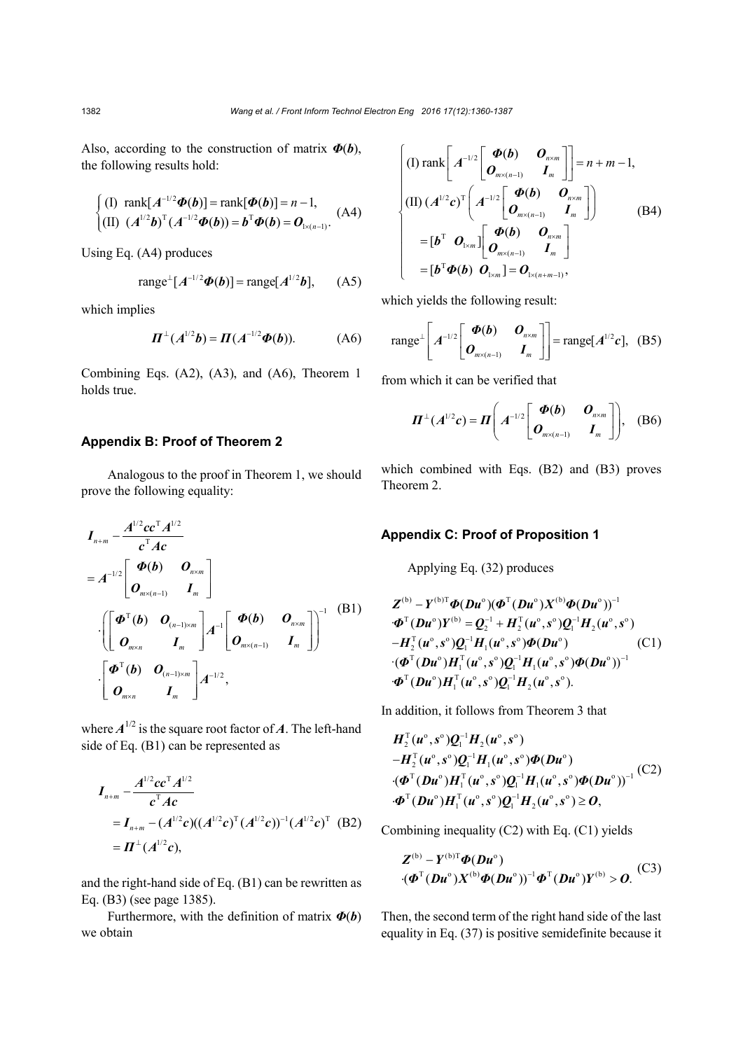Also, according to the construction of matrix $\boldsymbol{\Phi}(\boldsymbol{b})$, the following results hold:

$$
\begin{cases}
\text{(I)}\ \operatorname{rank}[\boldsymbol{A}^{-1/2}\boldsymbol{\Phi}(\boldsymbol{b})] = \operatorname{rank}[\boldsymbol{\Phi}(\boldsymbol{b})] = n-1, \\
\text{(II)}\ (\boldsymbol{A}^{1/2}\boldsymbol{b})^{\mathrm{T}}(\boldsymbol{A}^{-1/2}\boldsymbol{\Phi}(\boldsymbol{b})) = \boldsymbol{b}^{\mathrm{T}}\boldsymbol{\Phi}(\boldsymbol{b}) = \boldsymbol{O}_{1\times(n-1)}.
\end{cases} \tag{A4}
$$

Using Eq. (A4) produces

$$
\operatorname{range}^{\perp}[\boldsymbol{A}^{-1/2}\boldsymbol{\Phi}(\boldsymbol{b})] = \operatorname{range}[\boldsymbol{A}^{1/2}\boldsymbol{b}], \tag{A5}
$$

which implies

$$
\boldsymbol{\Pi}^{\perp}(\boldsymbol{A}^{1/2}\boldsymbol{b}) = \boldsymbol{\Pi}(\boldsymbol{A}^{-1/2}\boldsymbol{\Phi}(\boldsymbol{b})). \tag{A6}
$$

Combining Eqs. (A2), (A3), and (A6), Theorem 1 holds true.

## Appendix B: Proof of Theorem 2

Analogous to the proof in Theorem 1, we should prove the following equality:

$$
\begin{aligned}
&\boldsymbol{I}_{n+m} - \frac{\boldsymbol{A}^{1/2}\boldsymbol{c}\boldsymbol{c}^{\mathrm{T}}\boldsymbol{A}^{1/2}}{\boldsymbol{c}^{\mathrm{T}}\boldsymbol{A}\boldsymbol{c}} \\
&= \boldsymbol{A}^{-1/2}\begin{bmatrix} \boldsymbol{\Phi}(\boldsymbol{b}) & \boldsymbol{O}_{n\times m} \\ \boldsymbol{O}_{m\times(n-1)} & \boldsymbol{I}_m \end{bmatrix} \\
&\quad \cdot\left(\begin{bmatrix} \boldsymbol{\Phi}^{\mathrm{T}}(\boldsymbol{b}) & \boldsymbol{O}_{(n-1)\times m} \\ \boldsymbol{O}_{m\times n} & \boldsymbol{I}_m \end{bmatrix}\boldsymbol{A}^{-1}\begin{bmatrix} \boldsymbol{\Phi}(\boldsymbol{b}) & \boldsymbol{O}_{n\times m} \\ \boldsymbol{O}_{m\times(n-1)} & \boldsymbol{I}_m \end{bmatrix}\right)^{-1} \\
&\quad \cdot\begin{bmatrix} \boldsymbol{\Phi}^{\mathrm{T}}(\boldsymbol{b}) & \boldsymbol{O}_{(n-1)\times m} \\ \boldsymbol{O}_{m\times n} & \boldsymbol{I}_m \end{bmatrix}\boldsymbol{A}^{-1/2},
\end{aligned} \tag{B1}
$$

where $\boldsymbol{A}^{1/2}$ is the square root factor of $\boldsymbol{A}$. The left-hand side of Eq. (B1) can be represented as

$$
\begin{aligned}
&\boldsymbol{I}_{n+m} - \frac{\boldsymbol{A}^{1/2}\boldsymbol{c}\boldsymbol{c}^{\mathrm{T}}\boldsymbol{A}^{1/2}}{\boldsymbol{c}^{\mathrm{T}}\boldsymbol{A}\boldsymbol{c}} \\
&= \boldsymbol{I}_{n+m} - (\boldsymbol{A}^{1/2}\boldsymbol{c})((\boldsymbol{A}^{1/2}\boldsymbol{c})^{\mathrm{T}}(\boldsymbol{A}^{1/2}\boldsymbol{c}))^{-1}(\boldsymbol{A}^{1/2}\boldsymbol{c})^{\mathrm{T}} \\
&= \boldsymbol{\Pi}^{\perp}(\boldsymbol{A}^{1/2}\boldsymbol{c}),
\end{aligned} \tag{B2}
$$

and the right-hand side of Eq. (B1) can be rewritten as Eq. (B3) (see page 1385).

Furthermore, with the definition of matrix $\boldsymbol{\Phi}(\boldsymbol{b})$ we obtain

$$
\begin{cases}
\text{(I)}\ \operatorname{rank}\left[\boldsymbol{A}^{-1/2}\begin{bmatrix} \boldsymbol{\Phi}(\boldsymbol{b}) & \boldsymbol{O}_{n\times m} \\ \boldsymbol{O}_{m\times(n-1)} & \boldsymbol{I}_m \end{bmatrix}\right] = n+m-1, \\
\text{(II)}\ (\boldsymbol{A}^{1/2}\boldsymbol{c})^{\mathrm{T}}\left(\boldsymbol{A}^{-1/2}\begin{bmatrix} \boldsymbol{\Phi}(\boldsymbol{b}) & \boldsymbol{O}_{n\times m} \\ \boldsymbol{O}_{m\times(n-1)} & \boldsymbol{I}_m \end{bmatrix}\right) \\
\quad = [\boldsymbol{b}^{\mathrm{T}}\ \ \boldsymbol{O}_{1\times m}]\begin{bmatrix} \boldsymbol{\Phi}(\boldsymbol{b}) & \boldsymbol{O}_{n\times m} \\ \boldsymbol{O}_{m\times(n-1)} & \boldsymbol{I}_m \end{bmatrix} \\
\quad = [\boldsymbol{b}^{\mathrm{T}}\boldsymbol{\Phi}(\boldsymbol{b})\ \ \boldsymbol{O}_{1\times m}] = \boldsymbol{O}_{1\times(n+m-1)},
\end{cases} \tag{B4}
$$

which yields the following result:

$$
\operatorname{range}^{\perp}\left[\boldsymbol{A}^{-1/2}\begin{bmatrix} \boldsymbol{\Phi}(\boldsymbol{b}) & \boldsymbol{O}_{n\times m} \\ \boldsymbol{O}_{m\times(n-1)} & \boldsymbol{I}_m \end{bmatrix}\right] = \operatorname{range}[\boldsymbol{A}^{1/2}\boldsymbol{c}], \tag{B5}
$$

from which it can be verified that

$$
\boldsymbol{\Pi}^{\perp}(\boldsymbol{A}^{1/2}\boldsymbol{c}) = \boldsymbol{\Pi}\left(\boldsymbol{A}^{-1/2}\begin{bmatrix} \boldsymbol{\Phi}(\boldsymbol{b}) & \boldsymbol{O}_{n\times m} \\ \boldsymbol{O}_{m\times(n-1)} & \boldsymbol{I}_m \end{bmatrix}\right), \tag{B6}
$$

which combined with Eqs. (B2) and (B3) proves Theorem 2.

## Appendix C: Proof of Proposition 1

Applying Eq. (32) produces

$$
\begin{aligned}
&\boldsymbol{Z}^{(\mathrm{b})} - \boldsymbol{Y}^{(\mathrm{b})\mathrm{T}}\boldsymbol{\Phi}(\boldsymbol{D}\boldsymbol{u}^{\mathrm{o}})(\boldsymbol{\Phi}^{\mathrm{T}}(\boldsymbol{D}\boldsymbol{u}^{\mathrm{o}})\boldsymbol{X}^{(\mathrm{b})}\boldsymbol{\Phi}(\boldsymbol{D}\boldsymbol{u}^{\mathrm{o}}))^{-1} \\
&\cdot\boldsymbol{\Phi}^{\mathrm{T}}(\boldsymbol{D}\boldsymbol{u}^{\mathrm{o}})\boldsymbol{Y}^{(\mathrm{b})} = \boldsymbol{Q}_2^{-1} + \boldsymbol{H}_2^{\mathrm{T}}(\boldsymbol{u}^{\mathrm{o}},\boldsymbol{s}^{\mathrm{o}})\boldsymbol{Q}_1^{-1}\boldsymbol{H}_2(\boldsymbol{u}^{\mathrm{o}},\boldsymbol{s}^{\mathrm{o}}) \\
&-\boldsymbol{H}_2^{\mathrm{T}}(\boldsymbol{u}^{\mathrm{o}},\boldsymbol{s}^{\mathrm{o}})\boldsymbol{Q}_1^{-1}\boldsymbol{H}_1(\boldsymbol{u}^{\mathrm{o}},\boldsymbol{s}^{\mathrm{o}})\boldsymbol{\Phi}(\boldsymbol{D}\boldsymbol{u}^{\mathrm{o}}) \\
&\cdot(\boldsymbol{\Phi}^{\mathrm{T}}(\boldsymbol{D}\boldsymbol{u}^{\mathrm{o}})\boldsymbol{H}_1^{\mathrm{T}}(\boldsymbol{u}^{\mathrm{o}},\boldsymbol{s}^{\mathrm{o}})\boldsymbol{Q}_1^{-1}\boldsymbol{H}_1(\boldsymbol{u}^{\mathrm{o}},\boldsymbol{s}^{\mathrm{o}})\boldsymbol{\Phi}(\boldsymbol{D}\boldsymbol{u}^{\mathrm{o}}))^{-1} \\
&\cdot\boldsymbol{\Phi}^{\mathrm{T}}(\boldsymbol{D}\boldsymbol{u}^{\mathrm{o}})\boldsymbol{H}_1^{\mathrm{T}}(\boldsymbol{u}^{\mathrm{o}},\boldsymbol{s}^{\mathrm{o}})\boldsymbol{Q}_1^{-1}\boldsymbol{H}_2(\boldsymbol{u}^{\mathrm{o}},\boldsymbol{s}^{\mathrm{o}}).
\end{aligned} \tag{C1}
$$

In addition, it follows from Theorem 3 that

$$
\begin{aligned}
&\boldsymbol{H}_2^{\mathrm{T}}(\boldsymbol{u}^{\mathrm{o}},\boldsymbol{s}^{\mathrm{o}})\boldsymbol{Q}_1^{-1}\boldsymbol{H}_2(\boldsymbol{u}^{\mathrm{o}},\boldsymbol{s}^{\mathrm{o}}) \\
&-\boldsymbol{H}_2^{\mathrm{T}}(\boldsymbol{u}^{\mathrm{o}},\boldsymbol{s}^{\mathrm{o}})\boldsymbol{Q}_1^{-1}\boldsymbol{H}_1(\boldsymbol{u}^{\mathrm{o}},\boldsymbol{s}^{\mathrm{o}})\boldsymbol{\Phi}(\boldsymbol{D}\boldsymbol{u}^{\mathrm{o}}) \\
&\cdot(\boldsymbol{\Phi}^{\mathrm{T}}(\boldsymbol{D}\boldsymbol{u}^{\mathrm{o}})\boldsymbol{H}_1^{\mathrm{T}}(\boldsymbol{u}^{\mathrm{o}},\boldsymbol{s}^{\mathrm{o}})\boldsymbol{Q}_1^{-1}\boldsymbol{H}_1(\boldsymbol{u}^{\mathrm{o}},\boldsymbol{s}^{\mathrm{o}})\boldsymbol{\Phi}(\boldsymbol{D}\boldsymbol{u}^{\mathrm{o}}))^{-1} \\
&\cdot\boldsymbol{\Phi}^{\mathrm{T}}(\boldsymbol{D}\boldsymbol{u}^{\mathrm{o}})\boldsymbol{H}_1^{\mathrm{T}}(\boldsymbol{u}^{\mathrm{o}},\boldsymbol{s}^{\mathrm{o}})\boldsymbol{Q}_1^{-1}\boldsymbol{H}_2(\boldsymbol{u}^{\mathrm{o}},\boldsymbol{s}^{\mathrm{o}}) \geq \boldsymbol{O},
\end{aligned} \tag{C2}
$$

Combining inequality (C2) with Eq. (C1) yields

$$
\begin{aligned}
&\boldsymbol{Z}^{(\mathrm{b})} - \boldsymbol{Y}^{(\mathrm{b})\mathrm{T}}\boldsymbol{\Phi}(\boldsymbol{D}\boldsymbol{u}^{\mathrm{o}}) \\
&\cdot(\boldsymbol{\Phi}^{\mathrm{T}}(\boldsymbol{D}\boldsymbol{u}^{\mathrm{o}})\boldsymbol{X}^{(\mathrm{b})}\boldsymbol{\Phi}(\boldsymbol{D}\boldsymbol{u}^{\mathrm{o}}))^{-1}\boldsymbol{\Phi}^{\mathrm{T}}(\boldsymbol{D}\boldsymbol{u}^{\mathrm{o}})\boldsymbol{Y}^{(\mathrm{b})} > \boldsymbol{O}.
\end{aligned} \tag{C3}
$$

Then, the second term of the right hand side of the last equality in Eq. (37) is positive semidefinite because it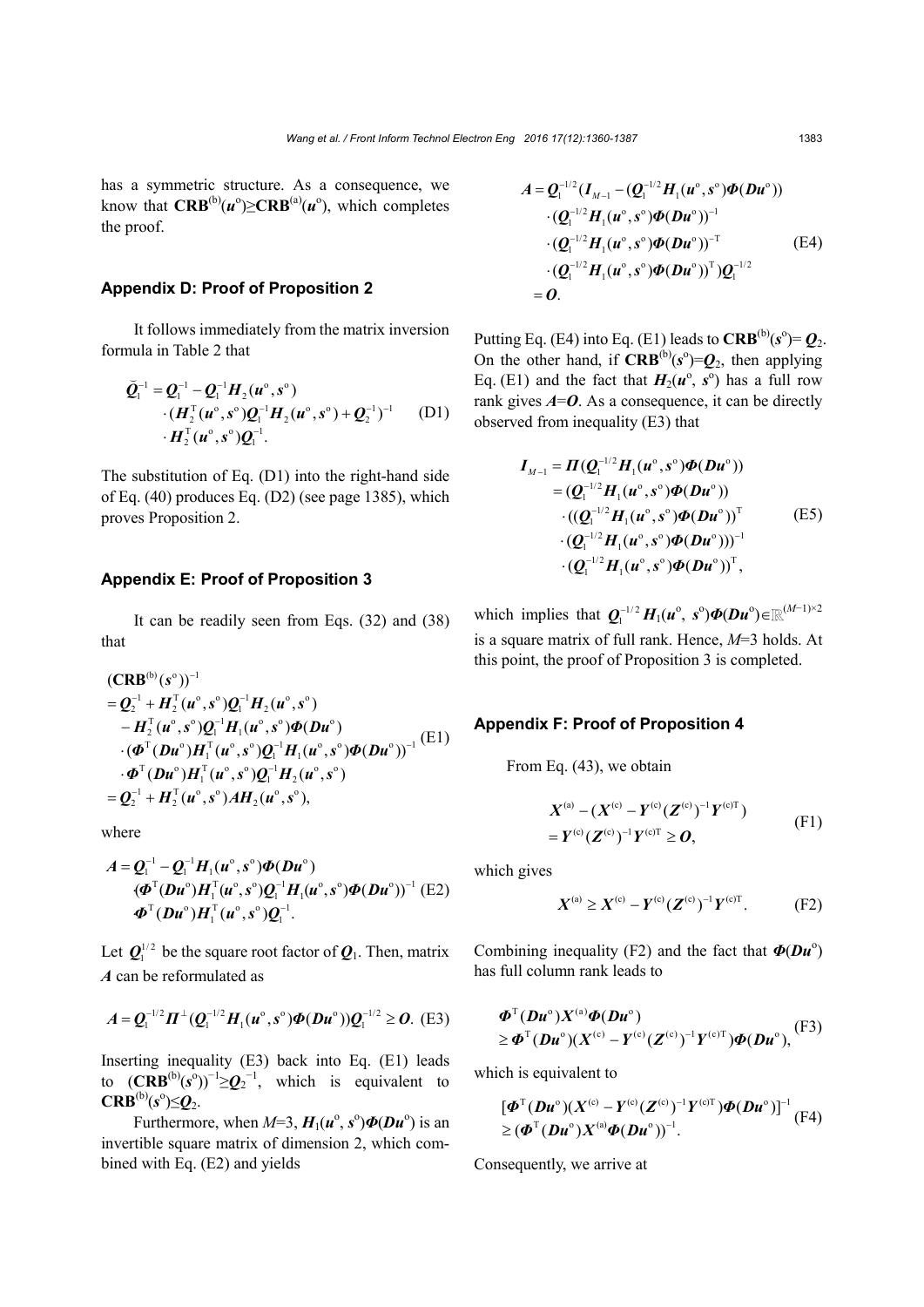has a symmetric structure. As a consequence, we know that $\mathbf{CRB}^{(b)}(\boldsymbol{u}^{o}) \geq \mathbf{CRB}^{(a)}(\boldsymbol{u}^{o})$, which completes the proof.

### Appendix D: Proof of Proposition 2

It follows immediately from the matrix inversion formula in Table 2 that

$$\bar{\boldsymbol{Q}}_1^{-1} = \boldsymbol{Q}_1^{-1} - \boldsymbol{Q}_1^{-1}\boldsymbol{H}_2(\boldsymbol{u}^{o}, \boldsymbol{s}^{o}) \cdot (\boldsymbol{H}_2^{\mathrm{T}}(\boldsymbol{u}^{o}, \boldsymbol{s}^{o})\boldsymbol{Q}_1^{-1}\boldsymbol{H}_2(\boldsymbol{u}^{o}, \boldsymbol{s}^{o}) + \boldsymbol{Q}_2^{-1})^{-1} \cdot \boldsymbol{H}_2^{\mathrm{T}}(\boldsymbol{u}^{o}, \boldsymbol{s}^{o})\boldsymbol{Q}_1^{-1}. \tag{D1}$$

The substitution of Eq. (D1) into the right-hand side of Eq. (40) produces Eq. (D2) (see page 1385), which proves Proposition 2.

### Appendix E: Proof of Proposition 3

It can be readily seen from Eqs. (32) and (38) that

$$\begin{aligned}
&(\mathbf{CRB}^{(b)}(\boldsymbol{s}^{o}))^{-1} \\
&= \boldsymbol{Q}_2^{-1} + \boldsymbol{H}_2^{\mathrm{T}}(\boldsymbol{u}^{o}, \boldsymbol{s}^{o})\boldsymbol{Q}_1^{-1}\boldsymbol{H}_2(\boldsymbol{u}^{o}, \boldsymbol{s}^{o}) \\
&\quad - \boldsymbol{H}_2^{\mathrm{T}}(\boldsymbol{u}^{o}, \boldsymbol{s}^{o})\boldsymbol{Q}_1^{-1}\boldsymbol{H}_1(\boldsymbol{u}^{o}, \boldsymbol{s}^{o})\boldsymbol{\Phi}(\boldsymbol{D}\boldsymbol{u}^{o}) \\
&\quad \cdot (\boldsymbol{\Phi}^{\mathrm{T}}(\boldsymbol{D}\boldsymbol{u}^{o})\boldsymbol{H}_1^{\mathrm{T}}(\boldsymbol{u}^{o}, \boldsymbol{s}^{o})\boldsymbol{Q}_1^{-1}\boldsymbol{H}_1(\boldsymbol{u}^{o}, \boldsymbol{s}^{o})\boldsymbol{\Phi}(\boldsymbol{D}\boldsymbol{u}^{o}))^{-1} \\
&\quad \cdot \boldsymbol{\Phi}^{\mathrm{T}}(\boldsymbol{D}\boldsymbol{u}^{o})\boldsymbol{H}_1^{\mathrm{T}}(\boldsymbol{u}^{o}, \boldsymbol{s}^{o})\boldsymbol{Q}_1^{-1}\boldsymbol{H}_2(\boldsymbol{u}^{o}, \boldsymbol{s}^{o}) \\
&= \boldsymbol{Q}_2^{-1} + \boldsymbol{H}_2^{\mathrm{T}}(\boldsymbol{u}^{o}, \boldsymbol{s}^{o})\boldsymbol{A}\boldsymbol{H}_2(\boldsymbol{u}^{o}, \boldsymbol{s}^{o}),
\end{aligned} \tag{E1}$$

where

$$\begin{aligned}
\boldsymbol{A} = &\boldsymbol{Q}_1^{-1} - \boldsymbol{Q}_1^{-1}\boldsymbol{H}_1(\boldsymbol{u}^{o}, \boldsymbol{s}^{o})\boldsymbol{\Phi}(\boldsymbol{D}\boldsymbol{u}^{o}) \\
&(\boldsymbol{\Phi}^{\mathrm{T}}(\boldsymbol{D}\boldsymbol{u}^{o})\boldsymbol{H}_1^{\mathrm{T}}(\boldsymbol{u}^{o}, \boldsymbol{s}^{o})\boldsymbol{Q}_1^{-1}\boldsymbol{H}_1(\boldsymbol{u}^{o}, \boldsymbol{s}^{o})\boldsymbol{\Phi}(\boldsymbol{D}\boldsymbol{u}^{o}))^{-1} \\
&\boldsymbol{\Phi}^{\mathrm{T}}(\boldsymbol{D}\boldsymbol{u}^{o})\boldsymbol{H}_1^{\mathrm{T}}(\boldsymbol{u}^{o}, \boldsymbol{s}^{o})\boldsymbol{Q}_1^{-1}.
\end{aligned} \tag{E2}$$

Let $\boldsymbol{Q}_1^{1/2}$ be the square root factor of $\boldsymbol{Q}_1$. Then, matrix $\boldsymbol{A}$ can be reformulated as

$$\boldsymbol{A} = \boldsymbol{Q}_1^{-1/2}\boldsymbol{\Pi}^{\perp}(\boldsymbol{Q}_1^{-1/2}\boldsymbol{H}_1(\boldsymbol{u}^{o}, \boldsymbol{s}^{o})\boldsymbol{\Phi}(\boldsymbol{D}\boldsymbol{u}^{o}))\boldsymbol{Q}_1^{-1/2} \geq \boldsymbol{O}. \tag{E3}$$

Inserting inequality (E3) back into Eq. (E1) leads to $(\mathbf{CRB}^{(b)}(\boldsymbol{s}^{o}))^{-1} \geq \boldsymbol{Q}_2^{-1}$, which is equivalent to $\mathbf{CRB}^{(b)}(\boldsymbol{s}^{o}) \leq \boldsymbol{Q}_2$.

Furthermore, when $M$=3, $\boldsymbol{H}_1(\boldsymbol{u}^{o}, \boldsymbol{s}^{o})\boldsymbol{\Phi}(\boldsymbol{D}\boldsymbol{u}^{o})$ is an invertible square matrix of dimension 2, which combined with Eq. (E2) and yields

$$\begin{aligned}
\boldsymbol{A} &= \boldsymbol{Q}_1^{-1/2}(\boldsymbol{I}_{M-1} - (\boldsymbol{Q}_1^{-1/2}\boldsymbol{H}_1(\boldsymbol{u}^{o}, \boldsymbol{s}^{o})\boldsymbol{\Phi}(\boldsymbol{D}\boldsymbol{u}^{o})) \\
&\quad \cdot (\boldsymbol{Q}_1^{-1/2}\boldsymbol{H}_1(\boldsymbol{u}^{o}, \boldsymbol{s}^{o})\boldsymbol{\Phi}(\boldsymbol{D}\boldsymbol{u}^{o}))^{-1} \\
&\quad \cdot (\boldsymbol{Q}_1^{-1/2}\boldsymbol{H}_1(\boldsymbol{u}^{o}, \boldsymbol{s}^{o})\boldsymbol{\Phi}(\boldsymbol{D}\boldsymbol{u}^{o}))^{-\mathrm{T}} \\
&\quad \cdot (\boldsymbol{Q}_1^{-1/2}\boldsymbol{H}_1(\boldsymbol{u}^{o}, \boldsymbol{s}^{o})\boldsymbol{\Phi}(\boldsymbol{D}\boldsymbol{u}^{o}))^{\mathrm{T}})\boldsymbol{Q}_1^{-1/2} \\
&= \boldsymbol{O}.
\end{aligned} \tag{E4}$$

Putting Eq. (E4) into Eq. (E1) leads to $\mathbf{CRB}^{(b)}(\boldsymbol{s}^{o}) = \boldsymbol{Q}_2$. On the other hand, if $\mathbf{CRB}^{(b)}(\boldsymbol{s}^{o}) = \boldsymbol{Q}_2$, then applying Eq. (E1) and the fact that $\boldsymbol{H}_2(\boldsymbol{u}^{o}, \boldsymbol{s}^{o})$ has a full row rank gives $\boldsymbol{A}=\boldsymbol{O}$. As a consequence, it can be directly observed from inequality (E3) that

$$\begin{aligned}
\boldsymbol{I}_{M-1} &= \boldsymbol{\Pi}(\boldsymbol{Q}_1^{-1/2}\boldsymbol{H}_1(\boldsymbol{u}^{o}, \boldsymbol{s}^{o})\boldsymbol{\Phi}(\boldsymbol{D}\boldsymbol{u}^{o})) \\
&= (\boldsymbol{Q}_1^{-1/2}\boldsymbol{H}_1(\boldsymbol{u}^{o}, \boldsymbol{s}^{o})\boldsymbol{\Phi}(\boldsymbol{D}\boldsymbol{u}^{o})) \\
&\quad \cdot ((\boldsymbol{Q}_1^{-1/2}\boldsymbol{H}_1(\boldsymbol{u}^{o}, \boldsymbol{s}^{o})\boldsymbol{\Phi}(\boldsymbol{D}\boldsymbol{u}^{o}))^{\mathrm{T}} \\
&\quad \cdot (\boldsymbol{Q}_1^{-1/2}\boldsymbol{H}_1(\boldsymbol{u}^{o}, \boldsymbol{s}^{o})\boldsymbol{\Phi}(\boldsymbol{D}\boldsymbol{u}^{o})))^{-1} \\
&\quad \cdot (\boldsymbol{Q}_1^{-1/2}\boldsymbol{H}_1(\boldsymbol{u}^{o}, \boldsymbol{s}^{o})\boldsymbol{\Phi}(\boldsymbol{D}\boldsymbol{u}^{o}))^{\mathrm{T}},
\end{aligned} \tag{E5}$$

which implies that $\boldsymbol{Q}_1^{-1/2}\boldsymbol{H}_1(\boldsymbol{u}^{o}, \boldsymbol{s}^{o})\boldsymbol{\Phi}(\boldsymbol{D}\boldsymbol{u}^{o}) \in \mathbb{R}^{(M-1)\times 2}$ is a square matrix of full rank. Hence, $M$=3 holds. At this point, the proof of Proposition 3 is completed.

### Appendix F: Proof of Proposition 4

From Eq. (43), we obtain

$$\boldsymbol{X}^{(a)} - (\boldsymbol{X}^{(c)} - \boldsymbol{Y}^{(c)}(\boldsymbol{Z}^{(c)})^{-1}\boldsymbol{Y}^{(c)\mathrm{T}}) = \boldsymbol{Y}^{(c)}(\boldsymbol{Z}^{(c)})^{-1}\boldsymbol{Y}^{(c)\mathrm{T}} \geq \boldsymbol{O}, \tag{F1}$$

which gives

$$\boldsymbol{X}^{(a)} \geq \boldsymbol{X}^{(c)} - \boldsymbol{Y}^{(c)}(\boldsymbol{Z}^{(c)})^{-1}\boldsymbol{Y}^{(c)\mathrm{T}}. \tag{F2}$$

Combining inequality (F2) and the fact that $\boldsymbol{\Phi}(\boldsymbol{D}\boldsymbol{u}^{o})$ has full column rank leads to

$$\boldsymbol{\Phi}^{\mathrm{T}}(\boldsymbol{D}\boldsymbol{u}^{o})\boldsymbol{X}^{(a)}\boldsymbol{\Phi}(\boldsymbol{D}\boldsymbol{u}^{o}) \geq \boldsymbol{\Phi}^{\mathrm{T}}(\boldsymbol{D}\boldsymbol{u}^{o})(\boldsymbol{X}^{(c)} - \boldsymbol{Y}^{(c)}(\boldsymbol{Z}^{(c)})^{-1}\boldsymbol{Y}^{(c)\mathrm{T}})\boldsymbol{\Phi}(\boldsymbol{D}\boldsymbol{u}^{o}), \tag{F3}$$

which is equivalent to

$$[\boldsymbol{\Phi}^{\mathrm{T}}(\boldsymbol{D}\boldsymbol{u}^{o})(\boldsymbol{X}^{(c)} - \boldsymbol{Y}^{(c)}(\boldsymbol{Z}^{(c)})^{-1}\boldsymbol{Y}^{(c)\mathrm{T}})\boldsymbol{\Phi}(\boldsymbol{D}\boldsymbol{u}^{o})]^{-1} \geq (\boldsymbol{\Phi}^{\mathrm{T}}(\boldsymbol{D}\boldsymbol{u}^{o})\boldsymbol{X}^{(a)}\boldsymbol{\Phi}(\boldsymbol{D}\boldsymbol{u}^{o}))^{-1}. \tag{F4}$$

Consequently, we arrive at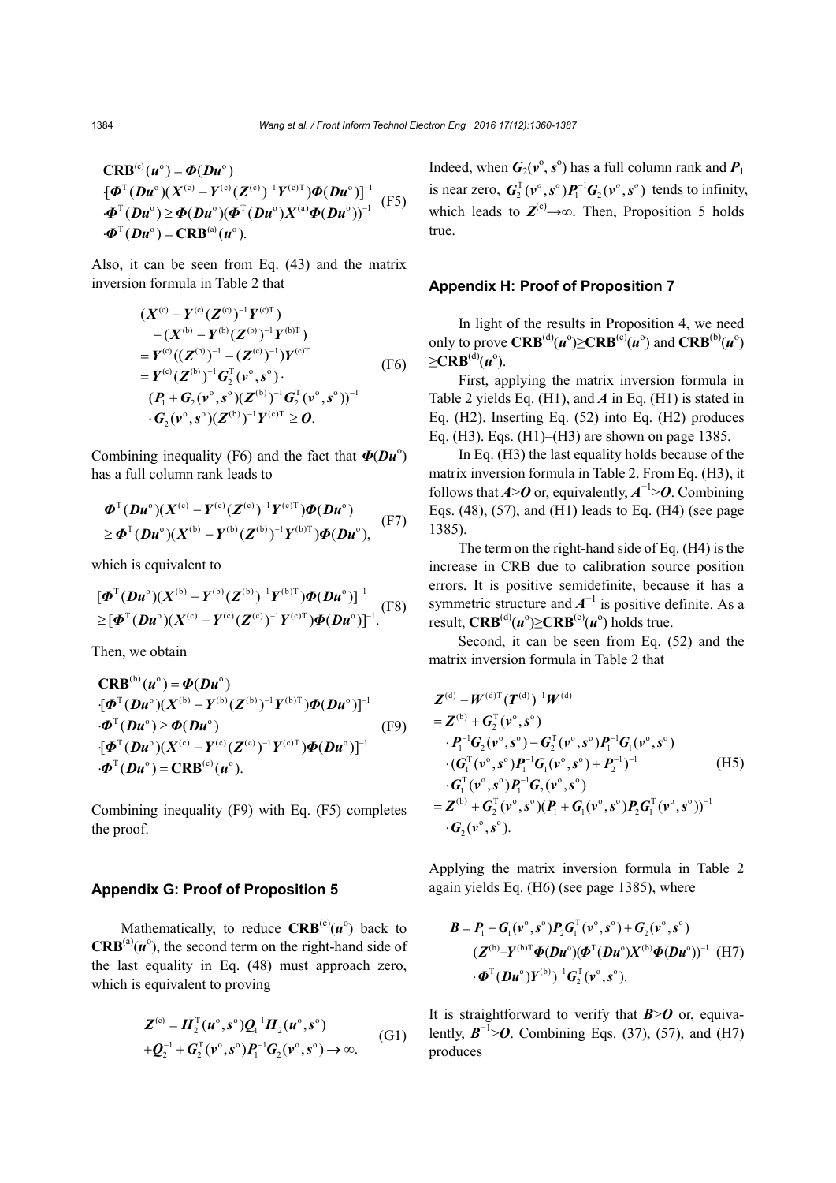$$
\begin{aligned}
&\mathbf{CRB}^{(\mathrm{c})}(\boldsymbol{u}^{\mathrm{o}})=\boldsymbol{\Phi}(\boldsymbol{D}\boldsymbol{u}^{\mathrm{o}})\\
&\cdot[\boldsymbol{\Phi}^{\mathrm{T}}(\boldsymbol{D}\boldsymbol{u}^{\mathrm{o}})(\boldsymbol{X}^{(\mathrm{c})}-\boldsymbol{Y}^{(\mathrm{c})}(\boldsymbol{Z}^{(\mathrm{c})})^{-1}\boldsymbol{Y}^{(\mathrm{c})\mathrm{T}})\boldsymbol{\Phi}(\boldsymbol{D}\boldsymbol{u}^{\mathrm{o}})]^{-1}\\
&\cdot\boldsymbol{\Phi}^{\mathrm{T}}(\boldsymbol{D}\boldsymbol{u}^{\mathrm{o}})\geq\boldsymbol{\Phi}(\boldsymbol{D}\boldsymbol{u}^{\mathrm{o}})(\boldsymbol{\Phi}^{\mathrm{T}}(\boldsymbol{D}\boldsymbol{u}^{\mathrm{o}})\boldsymbol{X}^{(\mathrm{a})}\boldsymbol{\Phi}(\boldsymbol{D}\boldsymbol{u}^{\mathrm{o}}))^{-1}\\
&\cdot\boldsymbol{\Phi}^{\mathrm{T}}(\boldsymbol{D}\boldsymbol{u}^{\mathrm{o}})=\mathbf{CRB}^{(\mathrm{a})}(\boldsymbol{u}^{\mathrm{o}}).
\end{aligned}
\tag{F5}
$$

Also, it can be seen from Eq. (43) and the matrix inversion formula in Table 2 that

$$
\begin{aligned}
&(\boldsymbol{X}^{(\mathrm{c})}-\boldsymbol{Y}^{(\mathrm{c})}(\boldsymbol{Z}^{(\mathrm{c})})^{-1}\boldsymbol{Y}^{(\mathrm{c})\mathrm{T}})\\
&\quad-(\boldsymbol{X}^{(\mathrm{b})}-\boldsymbol{Y}^{(\mathrm{b})}(\boldsymbol{Z}^{(\mathrm{b})})^{-1}\boldsymbol{Y}^{(\mathrm{b})\mathrm{T}})\\
&=\boldsymbol{Y}^{(\mathrm{c})}((\boldsymbol{Z}^{(\mathrm{b})})^{-1}-(\boldsymbol{Z}^{(\mathrm{c})})^{-1})\boldsymbol{Y}^{(\mathrm{c})\mathrm{T}}\\
&=\boldsymbol{Y}^{(\mathrm{c})}(\boldsymbol{Z}^{(\mathrm{b})})^{-1}\boldsymbol{G}_2^{\mathrm{T}}(\boldsymbol{v}^{\mathrm{o}},\boldsymbol{s}^{\mathrm{o}})\cdot\\
&\quad(\boldsymbol{P}_1+\boldsymbol{G}_2(\boldsymbol{v}^{\mathrm{o}},\boldsymbol{s}^{\mathrm{o}})(\boldsymbol{Z}^{(\mathrm{b})})^{-1}\boldsymbol{G}_2^{\mathrm{T}}(\boldsymbol{v}^{\mathrm{o}},\boldsymbol{s}^{\mathrm{o}}))^{-1}\\
&\quad\cdot\boldsymbol{G}_2(\boldsymbol{v}^{\mathrm{o}},\boldsymbol{s}^{\mathrm{o}})(\boldsymbol{Z}^{(\mathrm{b})})^{-1}\boldsymbol{Y}^{(\mathrm{c})\mathrm{T}}\geq\boldsymbol{O}.
\end{aligned}
\tag{F6}
$$

Combining inequality (F6) and the fact that $\boldsymbol{\Phi}(\boldsymbol{D}\boldsymbol{u}^{\mathrm{o}})$ has a full column rank leads to

$$
\begin{aligned}
&\boldsymbol{\Phi}^{\mathrm{T}}(\boldsymbol{D}\boldsymbol{u}^{\mathrm{o}})(\boldsymbol{X}^{(\mathrm{c})}-\boldsymbol{Y}^{(\mathrm{c})}(\boldsymbol{Z}^{(\mathrm{c})})^{-1}\boldsymbol{Y}^{(\mathrm{c})\mathrm{T}})\boldsymbol{\Phi}(\boldsymbol{D}\boldsymbol{u}^{\mathrm{o}})\\
&\geq\boldsymbol{\Phi}^{\mathrm{T}}(\boldsymbol{D}\boldsymbol{u}^{\mathrm{o}})(\boldsymbol{X}^{(\mathrm{b})}-\boldsymbol{Y}^{(\mathrm{b})}(\boldsymbol{Z}^{(\mathrm{b})})^{-1}\boldsymbol{Y}^{(\mathrm{b})\mathrm{T}})\boldsymbol{\Phi}(\boldsymbol{D}\boldsymbol{u}^{\mathrm{o}}),
\end{aligned}
\tag{F7}
$$

which is equivalent to

$$
\begin{aligned}
&[\boldsymbol{\Phi}^{\mathrm{T}}(\boldsymbol{D}\boldsymbol{u}^{\mathrm{o}})(\boldsymbol{X}^{(\mathrm{b})}-\boldsymbol{Y}^{(\mathrm{b})}(\boldsymbol{Z}^{(\mathrm{b})})^{-1}\boldsymbol{Y}^{(\mathrm{b})\mathrm{T}})\boldsymbol{\Phi}(\boldsymbol{D}\boldsymbol{u}^{\mathrm{o}})]^{-1}\\
&\geq[\boldsymbol{\Phi}^{\mathrm{T}}(\boldsymbol{D}\boldsymbol{u}^{\mathrm{o}})(\boldsymbol{X}^{(\mathrm{c})}-\boldsymbol{Y}^{(\mathrm{c})}(\boldsymbol{Z}^{(\mathrm{c})})^{-1}\boldsymbol{Y}^{(\mathrm{c})\mathrm{T}})\boldsymbol{\Phi}(\boldsymbol{D}\boldsymbol{u}^{\mathrm{o}})]^{-1}.
\end{aligned}
\tag{F8}
$$

Then, we obtain

$$
\begin{aligned}
&\mathbf{CRB}^{(\mathrm{b})}(\boldsymbol{u}^{\mathrm{o}})=\boldsymbol{\Phi}(\boldsymbol{D}\boldsymbol{u}^{\mathrm{o}})\\
&\cdot[\boldsymbol{\Phi}^{\mathrm{T}}(\boldsymbol{D}\boldsymbol{u}^{\mathrm{o}})(\boldsymbol{X}^{(\mathrm{b})}-\boldsymbol{Y}^{(\mathrm{b})}(\boldsymbol{Z}^{(\mathrm{b})})^{-1}\boldsymbol{Y}^{(\mathrm{b})\mathrm{T}})\boldsymbol{\Phi}(\boldsymbol{D}\boldsymbol{u}^{\mathrm{o}})]^{-1}\\
&\cdot\boldsymbol{\Phi}^{\mathrm{T}}(\boldsymbol{D}\boldsymbol{u}^{\mathrm{o}})\geq\boldsymbol{\Phi}(\boldsymbol{D}\boldsymbol{u}^{\mathrm{o}})\\
&\cdot[\boldsymbol{\Phi}^{\mathrm{T}}(\boldsymbol{D}\boldsymbol{u}^{\mathrm{o}})(\boldsymbol{X}^{(\mathrm{c})}-\boldsymbol{Y}^{(\mathrm{c})}(\boldsymbol{Z}^{(\mathrm{c})})^{-1}\boldsymbol{Y}^{(\mathrm{c})\mathrm{T}})\boldsymbol{\Phi}(\boldsymbol{D}\boldsymbol{u}^{\mathrm{o}})]^{-1}\\
&\cdot\boldsymbol{\Phi}^{\mathrm{T}}(\boldsymbol{D}\boldsymbol{u}^{\mathrm{o}})=\mathbf{CRB}^{(\mathrm{c})}(\boldsymbol{u}^{\mathrm{o}}).
\end{aligned}
\tag{F9}
$$

Combining inequality (F9) with Eq. (F5) completes the proof.

## Appendix G: Proof of Proposition 5

Mathematically, to reduce $\mathbf{CRB}^{(\mathrm{c})}(\boldsymbol{u}^{\mathrm{o}})$ back to $\mathbf{CRB}^{(\mathrm{a})}(\boldsymbol{u}^{\mathrm{o}})$, the second term on the right-hand side of the last equality in Eq. (48) must approach zero, which is equivalent to proving

$$
\begin{aligned}
\boldsymbol{Z}^{(\mathrm{c})}&=\boldsymbol{H}_2^{\mathrm{T}}(\boldsymbol{u}^{\mathrm{o}},\boldsymbol{s}^{\mathrm{o}})\boldsymbol{Q}_1^{-1}\boldsymbol{H}_2(\boldsymbol{u}^{\mathrm{o}},\boldsymbol{s}^{\mathrm{o}})\\
&+\boldsymbol{Q}_2^{-1}+\boldsymbol{G}_2^{\mathrm{T}}(\boldsymbol{v}^{\mathrm{o}},\boldsymbol{s}^{\mathrm{o}})\boldsymbol{P}_1^{-1}\boldsymbol{G}_2(\boldsymbol{v}^{\mathrm{o}},\boldsymbol{s}^{\mathrm{o}})\rightarrow\infty.
\end{aligned}
\tag{G1}
$$

Indeed, when $\boldsymbol{G}_2(\boldsymbol{v}^{\mathrm{o}},\boldsymbol{s}^{\mathrm{o}})$ has a full column rank and $\boldsymbol{P}_1$ is near zero, $\boldsymbol{G}_2^{\mathrm{T}}(\boldsymbol{v}^{o},\boldsymbol{s}^{o})\boldsymbol{P}_1^{-1}\boldsymbol{G}_2(\boldsymbol{v}^{o},\boldsymbol{s}^{o})$ tends to infinity, which leads to $\boldsymbol{Z}^{(\mathrm{c})}\rightarrow\infty$. Then, Proposition 5 holds true.

## Appendix H: Proof of Proposition 7

In light of the results in Proposition 4, we need only to prove $\mathbf{CRB}^{(\mathrm{d})}(\boldsymbol{u}^{\mathrm{o}})\geq\mathbf{CRB}^{(\mathrm{c})}(\boldsymbol{u}^{\mathrm{o}})$ and $\mathbf{CRB}^{(\mathrm{b})}(\boldsymbol{u}^{\mathrm{o}})\geq\mathbf{CRB}^{(\mathrm{d})}(\boldsymbol{u}^{\mathrm{o}})$.

First, applying the matrix inversion formula in Table 2 yields Eq. (H1), and $\boldsymbol{A}$ in Eq. (H1) is stated in Eq. (H2). Inserting Eq. (52) into Eq. (H2) produces Eq. (H3). Eqs. (H1)–(H3) are shown on page 1385.

In Eq. (H3) the last equality holds because of the matrix inversion formula in Table 2. From Eq. (H3), it follows that $\boldsymbol{A}>\boldsymbol{O}$ or, equivalently, $\boldsymbol{A}^{-1}>\boldsymbol{O}$. Combining Eqs. (48), (57), and (H1) leads to Eq. (H4) (see page 1385).

The term on the right-hand side of Eq. (H4) is the increase in CRB due to calibration source position errors. It is positive semidefinite, because it has a symmetric structure and $\boldsymbol{A}^{-1}$ is positive definite. As a result, $\mathbf{CRB}^{(\mathrm{d})}(\boldsymbol{u}^{\mathrm{o}})\geq\mathbf{CRB}^{(\mathrm{c})}(\boldsymbol{u}^{\mathrm{o}})$ holds true.

Second, it can be seen from Eq. (52) and the matrix inversion formula in Table 2 that

$$
\begin{aligned}
&\boldsymbol{Z}^{(\mathrm{d})}-\boldsymbol{W}^{(\mathrm{d})\mathrm{T}}(\boldsymbol{T}^{(\mathrm{d})})^{-1}\boldsymbol{W}^{(\mathrm{d})}\\
&=\boldsymbol{Z}^{(\mathrm{b})}+\boldsymbol{G}_2^{\mathrm{T}}(\boldsymbol{v}^{\mathrm{o}},\boldsymbol{s}^{\mathrm{o}})\\
&\quad\cdot\boldsymbol{P}_1^{-1}\boldsymbol{G}_2(\boldsymbol{v}^{\mathrm{o}},\boldsymbol{s}^{\mathrm{o}})-\boldsymbol{G}_2^{\mathrm{T}}(\boldsymbol{v}^{\mathrm{o}},\boldsymbol{s}^{\mathrm{o}})\boldsymbol{P}_1^{-1}\boldsymbol{G}_1(\boldsymbol{v}^{\mathrm{o}},\boldsymbol{s}^{\mathrm{o}})\\
&\quad\cdot(\boldsymbol{G}_1^{\mathrm{T}}(\boldsymbol{v}^{\mathrm{o}},\boldsymbol{s}^{\mathrm{o}})\boldsymbol{P}_1^{-1}\boldsymbol{G}_1(\boldsymbol{v}^{\mathrm{o}},\boldsymbol{s}^{\mathrm{o}})+\boldsymbol{P}_2^{-1})^{-1}\\
&\quad\cdot\boldsymbol{G}_1^{\mathrm{T}}(\boldsymbol{v}^{\mathrm{o}},\boldsymbol{s}^{\mathrm{o}})\boldsymbol{P}_1^{-1}\boldsymbol{G}_2(\boldsymbol{v}^{\mathrm{o}},\boldsymbol{s}^{\mathrm{o}})\\
&=\boldsymbol{Z}^{(\mathrm{b})}+\boldsymbol{G}_2^{\mathrm{T}}(\boldsymbol{v}^{\mathrm{o}},\boldsymbol{s}^{\mathrm{o}})(\boldsymbol{P}_1+\boldsymbol{G}_1(\boldsymbol{v}^{\mathrm{o}},\boldsymbol{s}^{\mathrm{o}})\boldsymbol{P}_2\boldsymbol{G}_1^{\mathrm{T}}(\boldsymbol{v}^{\mathrm{o}},\boldsymbol{s}^{\mathrm{o}}))^{-1}\\
&\quad\cdot\boldsymbol{G}_2(\boldsymbol{v}^{\mathrm{o}},\boldsymbol{s}^{\mathrm{o}}).
\end{aligned}
\tag{H5}
$$

Applying the matrix inversion formula in Table 2 again yields Eq. (H6) (see page 1385), where

$$
\begin{aligned}
\boldsymbol{B}&=\boldsymbol{P}_1+\boldsymbol{G}_1(\boldsymbol{v}^{\mathrm{o}},\boldsymbol{s}^{\mathrm{o}})\boldsymbol{P}_2\boldsymbol{G}_1^{\mathrm{T}}(\boldsymbol{v}^{\mathrm{o}},\boldsymbol{s}^{\mathrm{o}})+\boldsymbol{G}_2(\boldsymbol{v}^{\mathrm{o}},\boldsymbol{s}^{\mathrm{o}})\\
&\quad(\boldsymbol{Z}^{(\mathrm{b})}-\boldsymbol{Y}^{(\mathrm{b})\mathrm{T}}\boldsymbol{\Phi}(\boldsymbol{D}\boldsymbol{u}^{\mathrm{o}})(\boldsymbol{\Phi}^{\mathrm{T}}(\boldsymbol{D}\boldsymbol{u}^{\mathrm{o}})\boldsymbol{X}^{(\mathrm{b})}\boldsymbol{\Phi}(\boldsymbol{D}\boldsymbol{u}^{\mathrm{o}}))^{-1}\\
&\quad\cdot\boldsymbol{\Phi}^{\mathrm{T}}(\boldsymbol{D}\boldsymbol{u}^{\mathrm{o}})\boldsymbol{Y}^{(\mathrm{b})})^{-1}\boldsymbol{G}_2^{\mathrm{T}}(\boldsymbol{v}^{\mathrm{o}},\boldsymbol{s}^{\mathrm{o}}).
\end{aligned}
\tag{H7}
$$

It is straightforward to verify that $\boldsymbol{B}>\boldsymbol{O}$ or, equivalently, $\boldsymbol{B}^{-1}>\boldsymbol{O}$. Combining Eqs. (37), (57), and (H7) produces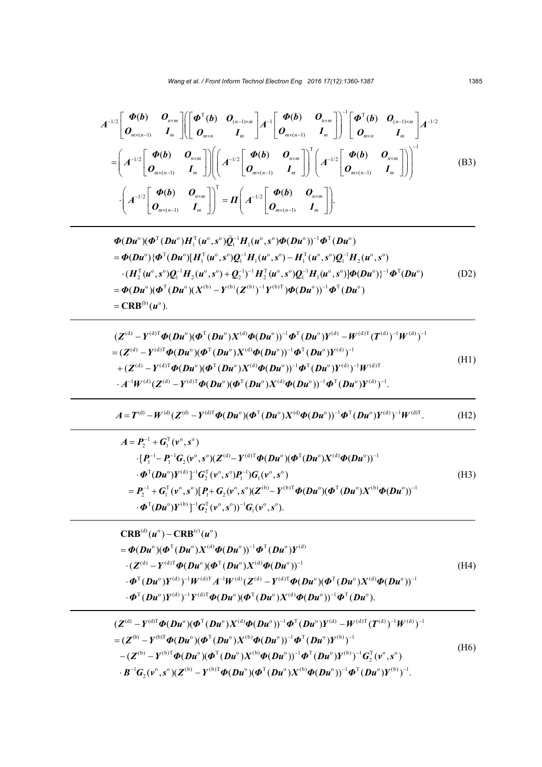$$
\begin{aligned}
&\boldsymbol{A}^{-1/2}\begin{bmatrix}\boldsymbol{\Phi}(\boldsymbol{b}) & \boldsymbol{O}_{n\times m}\\ \boldsymbol{O}_{m\times(n-1)} & \boldsymbol{I}_m\end{bmatrix}\left(\begin{bmatrix}\boldsymbol{\Phi}^{\mathrm{T}}(\boldsymbol{b}) & \boldsymbol{O}_{(n-1)\times m}\\ \boldsymbol{O}_{m\times n} & \boldsymbol{I}_m\end{bmatrix}\boldsymbol{A}^{-1}\begin{bmatrix}\boldsymbol{\Phi}(\boldsymbol{b}) & \boldsymbol{O}_{n\times m}\\ \boldsymbol{O}_{m\times(n-1)} & \boldsymbol{I}_m\end{bmatrix}\right)^{-1}\begin{bmatrix}\boldsymbol{\Phi}^{\mathrm{T}}(\boldsymbol{b}) & \boldsymbol{O}_{(n-1)\times m}\\ \boldsymbol{O}_{m\times n} & \boldsymbol{I}_m\end{bmatrix}\boldsymbol{A}^{-1/2}\\
&=\left(\boldsymbol{A}^{-1/2}\begin{bmatrix}\boldsymbol{\Phi}(\boldsymbol{b}) & \boldsymbol{O}_{n\times m}\\ \boldsymbol{O}_{m\times(n-1)} & \boldsymbol{I}_m\end{bmatrix}\right)\left(\left(\boldsymbol{A}^{-1/2}\begin{bmatrix}\boldsymbol{\Phi}(\boldsymbol{b}) & \boldsymbol{O}_{n\times m}\\ \boldsymbol{O}_{m\times(n-1)} & \boldsymbol{I}_m\end{bmatrix}\right)^{\mathrm{T}}\left(\boldsymbol{A}^{-1/2}\begin{bmatrix}\boldsymbol{\Phi}(\boldsymbol{b}) & \boldsymbol{O}_{n\times m}\\ \boldsymbol{O}_{m\times(n-1)} & \boldsymbol{I}_m\end{bmatrix}\right)\right)^{-1}\\
&\quad\cdot\left(\boldsymbol{A}^{-1/2}\begin{bmatrix}\boldsymbol{\Phi}(\boldsymbol{b}) & \boldsymbol{O}_{n\times m}\\ \boldsymbol{O}_{m\times(n-1)} & \boldsymbol{I}_m\end{bmatrix}\right)^{\mathrm{T}}=\boldsymbol{\Pi}\left(\boldsymbol{A}^{-1/2}\begin{bmatrix}\boldsymbol{\Phi}(\boldsymbol{b}) & \boldsymbol{O}_{n\times m}\\ \boldsymbol{O}_{m\times(n-1)} & \boldsymbol{I}_m\end{bmatrix}\right).
\end{aligned}
\tag{B3}
$$

$$
\begin{aligned}
&\boldsymbol{\Phi}(\boldsymbol{Du}^{\circ})(\boldsymbol{\Phi}^{\mathrm{T}}(\boldsymbol{Du}^{\circ})\boldsymbol{H}_1^{\mathrm{T}}(\boldsymbol{u}^{\circ},\boldsymbol{s}^{\circ})\breve{\boldsymbol{Q}}_1^{-1}\boldsymbol{H}_1(\boldsymbol{u}^{\circ},\boldsymbol{s}^{\circ})\boldsymbol{\Phi}(\boldsymbol{Du}^{\circ}))^{-1}\boldsymbol{\Phi}^{\mathrm{T}}(\boldsymbol{Du}^{\circ})\\
&=\boldsymbol{\Phi}(\boldsymbol{Du}^{\circ})\{\boldsymbol{\Phi}^{\mathrm{T}}(\boldsymbol{Du}^{\circ})[\boldsymbol{H}_1^{\mathrm{T}}(\boldsymbol{u}^{\circ},\boldsymbol{s}^{\circ})\boldsymbol{Q}_1^{-1}\boldsymbol{H}_1(\boldsymbol{u}^{\circ},\boldsymbol{s}^{\circ})-\boldsymbol{H}_1^{\mathrm{T}}(\boldsymbol{u}^{\circ},\boldsymbol{s}^{\circ})\boldsymbol{Q}_1^{-1}\boldsymbol{H}_2(\boldsymbol{u}^{\circ},\boldsymbol{s}^{\circ})\\
&\quad\cdot(\boldsymbol{H}_2^{\mathrm{T}}(\boldsymbol{u}^{\circ},\boldsymbol{s}^{\circ})\boldsymbol{Q}_1^{-1}\boldsymbol{H}_2(\boldsymbol{u}^{\circ},\boldsymbol{s}^{\circ})+\boldsymbol{Q}_2^{-1})^{-1}\boldsymbol{H}_2^{\mathrm{T}}(\boldsymbol{u}^{\circ},\boldsymbol{s}^{\circ})\boldsymbol{Q}_1^{-1}\boldsymbol{H}_1(\boldsymbol{u}^{\circ},\boldsymbol{s}^{\circ})]\boldsymbol{\Phi}(\boldsymbol{Du}^{\circ})\}^{-1}\boldsymbol{\Phi}^{\mathrm{T}}(\boldsymbol{Du}^{\circ})\\
&=\boldsymbol{\Phi}(\boldsymbol{Du}^{\circ})(\boldsymbol{\Phi}^{\mathrm{T}}(\boldsymbol{Du}^{\circ})(\boldsymbol{X}^{(\mathrm{b})}-\boldsymbol{Y}^{(\mathrm{b})}(\boldsymbol{Z}^{(\mathrm{b})})^{-1}\boldsymbol{Y}^{(\mathrm{b})\mathrm{T}})\boldsymbol{\Phi}(\boldsymbol{Du}^{\circ}))^{-1}\boldsymbol{\Phi}^{\mathrm{T}}(\boldsymbol{Du}^{\circ})\\
&=\mathbf{CRB}^{(\mathrm{b})}(\boldsymbol{u}^{\circ}).
\end{aligned}
\tag{D2}
$$

$$
\begin{aligned}
&(\boldsymbol{Z}^{(\mathrm{d})}-\boldsymbol{Y}^{(\mathrm{d})\mathrm{T}}\boldsymbol{\Phi}(\boldsymbol{Du}^{\circ})(\boldsymbol{\Phi}^{\mathrm{T}}(\boldsymbol{Du}^{\circ})\boldsymbol{X}^{(\mathrm{d})}\boldsymbol{\Phi}(\boldsymbol{Du}^{\circ}))^{-1}\boldsymbol{\Phi}^{\mathrm{T}}(\boldsymbol{Du}^{\circ})\boldsymbol{Y}^{(\mathrm{d})}-\boldsymbol{W}^{(\mathrm{d})\mathrm{T}}(\boldsymbol{T}^{(\mathrm{d})})^{-1}\boldsymbol{W}^{(\mathrm{d})})^{-1}\\
&=(\boldsymbol{Z}^{(\mathrm{d})}-\boldsymbol{Y}^{(\mathrm{d})\mathrm{T}}\boldsymbol{\Phi}(\boldsymbol{Du}^{\circ})(\boldsymbol{\Phi}^{\mathrm{T}}(\boldsymbol{Du}^{\circ})\boldsymbol{X}^{(\mathrm{d})}\boldsymbol{\Phi}(\boldsymbol{Du}^{\circ}))^{-1}\boldsymbol{\Phi}^{\mathrm{T}}(\boldsymbol{Du}^{\circ})\boldsymbol{Y}^{(\mathrm{d})})^{-1}\\
&\quad+(\boldsymbol{Z}^{(\mathrm{d})}-\boldsymbol{Y}^{(\mathrm{d})\mathrm{T}}\boldsymbol{\Phi}(\boldsymbol{Du}^{\circ})(\boldsymbol{\Phi}^{\mathrm{T}}(\boldsymbol{Du}^{\circ})\boldsymbol{X}^{(\mathrm{d})}\boldsymbol{\Phi}(\boldsymbol{Du}^{\circ}))^{-1}\boldsymbol{\Phi}^{\mathrm{T}}(\boldsymbol{Du}^{\circ})\boldsymbol{Y}^{(\mathrm{d})})^{-1}\boldsymbol{W}^{(\mathrm{d})\mathrm{T}}\\
&\quad\cdot\boldsymbol{A}^{-1}\boldsymbol{W}^{(\mathrm{d})}(\boldsymbol{Z}^{(\mathrm{d})}-\boldsymbol{Y}^{(\mathrm{d})\mathrm{T}}\boldsymbol{\Phi}(\boldsymbol{Du}^{\circ})(\boldsymbol{\Phi}^{\mathrm{T}}(\boldsymbol{Du}^{\circ})\boldsymbol{X}^{(\mathrm{d})}\boldsymbol{\Phi}(\boldsymbol{Du}^{\circ}))^{-1}\boldsymbol{\Phi}^{\mathrm{T}}(\boldsymbol{Du}^{\circ})\boldsymbol{Y}^{(\mathrm{d})})^{-1}.
\end{aligned}
\tag{H1}
$$

$$
\boldsymbol{A}=\boldsymbol{T}^{(\mathrm{d})}-\boldsymbol{W}^{(\mathrm{d})}(\boldsymbol{Z}^{(\mathrm{d})}-\boldsymbol{Y}^{(\mathrm{d})\mathrm{T}}\boldsymbol{\Phi}(\boldsymbol{Du}^{\circ})(\boldsymbol{\Phi}^{\mathrm{T}}(\boldsymbol{Du}^{\circ})\boldsymbol{X}^{(\mathrm{d})}\boldsymbol{\Phi}(\boldsymbol{Du}^{\circ}))^{-1}\boldsymbol{\Phi}^{\mathrm{T}}(\boldsymbol{Du}^{\circ})\boldsymbol{Y}^{(\mathrm{d})})^{-1}\boldsymbol{W}^{(\mathrm{d})\mathrm{T}}.
\tag{H2}
$$

$$
\begin{aligned}
\boldsymbol{A}&=\boldsymbol{P}_2^{-1}+\boldsymbol{G}_1^{\mathrm{T}}(\boldsymbol{v}^{\circ},\boldsymbol{s}^{\circ})\\
&\quad\cdot[\boldsymbol{P}_1^{-1}-\boldsymbol{P}_1^{-1}\boldsymbol{G}_2(\boldsymbol{v}^{\circ},\boldsymbol{s}^{\circ})(\boldsymbol{Z}^{(\mathrm{d})}-\boldsymbol{Y}^{(\mathrm{d})\mathrm{T}}\boldsymbol{\Phi}(\boldsymbol{Du}^{\circ})(\boldsymbol{\Phi}^{\mathrm{T}}(\boldsymbol{Du}^{\circ})\boldsymbol{X}^{(\mathrm{d})}\boldsymbol{\Phi}(\boldsymbol{Du}^{\circ}))^{-1}\\
&\quad\cdot\boldsymbol{\Phi}^{\mathrm{T}}(\boldsymbol{Du}^{\circ})\boldsymbol{Y}^{(\mathrm{d})}]^{-1}\boldsymbol{G}_2^{\mathrm{T}}(\boldsymbol{v}^{\circ},\boldsymbol{s}^{\circ})\boldsymbol{P}_1^{-1})\boldsymbol{G}_1(\boldsymbol{v}^{\circ},\boldsymbol{s}^{\circ})\\
&=\boldsymbol{P}_2^{-1}+\boldsymbol{G}_1^{\mathrm{T}}(\boldsymbol{v}^{\circ},\boldsymbol{s}^{\circ})[\boldsymbol{P}_1+\boldsymbol{G}_2(\boldsymbol{v}^{\circ},\boldsymbol{s}^{\circ})(\boldsymbol{Z}^{(\mathrm{b})}-\boldsymbol{Y}^{(\mathrm{b})\mathrm{T}}\boldsymbol{\Phi}(\boldsymbol{Du}^{\circ})(\boldsymbol{\Phi}^{\mathrm{T}}(\boldsymbol{Du}^{\circ})\boldsymbol{X}^{(\mathrm{b})}\boldsymbol{\Phi}(\boldsymbol{Du}^{\circ}))^{-1}\\
&\quad\cdot\boldsymbol{\Phi}^{\mathrm{T}}(\boldsymbol{Du}^{\circ})\boldsymbol{Y}^{(\mathrm{b})}]^{-1}\boldsymbol{G}_2^{\mathrm{T}}(\boldsymbol{v}^{\circ},\boldsymbol{s}^{\circ}))^{-1}\boldsymbol{G}_1(\boldsymbol{v}^{\circ},\boldsymbol{s}^{\circ}).
\end{aligned}
\tag{H3}
$$

$$
\begin{aligned}
&\mathbf{CRB}^{(\mathrm{d})}(\boldsymbol{u}^{\circ})-\mathbf{CRB}^{(\mathrm{c})}(\boldsymbol{u}^{\circ})\\
&=\boldsymbol{\Phi}(\boldsymbol{Du}^{\circ})(\boldsymbol{\Phi}^{\mathrm{T}}(\boldsymbol{Du}^{\circ})\boldsymbol{X}^{(\mathrm{d})}\boldsymbol{\Phi}(\boldsymbol{Du}^{\circ}))^{-1}\boldsymbol{\Phi}^{\mathrm{T}}(\boldsymbol{Du}^{\circ})\boldsymbol{Y}^{(\mathrm{d})}\\
&\quad\cdot(\boldsymbol{Z}^{(\mathrm{d})}-\boldsymbol{Y}^{(\mathrm{d})\mathrm{T}}\boldsymbol{\Phi}(\boldsymbol{Du}^{\circ})(\boldsymbol{\Phi}^{\mathrm{T}}(\boldsymbol{Du}^{\circ})\boldsymbol{X}^{(\mathrm{d})}\boldsymbol{\Phi}(\boldsymbol{Du}^{\circ}))^{-1}\\
&\quad\cdot\boldsymbol{\Phi}^{\mathrm{T}}(\boldsymbol{Du}^{\circ})\boldsymbol{Y}^{(\mathrm{d})})^{-1}\boldsymbol{W}^{(\mathrm{d})\mathrm{T}}\boldsymbol{A}^{-1}\boldsymbol{W}^{(\mathrm{d})}(\boldsymbol{Z}^{(\mathrm{d})}-\boldsymbol{Y}^{(\mathrm{d})\mathrm{T}}\boldsymbol{\Phi}(\boldsymbol{Du}^{\circ})(\boldsymbol{\Phi}^{\mathrm{T}}(\boldsymbol{Du}^{\circ})\boldsymbol{X}^{(\mathrm{d})}\boldsymbol{\Phi}(\boldsymbol{Du}^{\circ}))^{-1}\\
&\quad\cdot\boldsymbol{\Phi}^{\mathrm{T}}(\boldsymbol{Du}^{\circ})\boldsymbol{Y}^{(\mathrm{d})})^{-1}\boldsymbol{Y}^{(\mathrm{d})\mathrm{T}}\boldsymbol{\Phi}(\boldsymbol{Du}^{\circ})(\boldsymbol{\Phi}^{\mathrm{T}}(\boldsymbol{Du}^{\circ})\boldsymbol{X}^{(\mathrm{d})}\boldsymbol{\Phi}(\boldsymbol{Du}^{\circ}))^{-1}\boldsymbol{\Phi}^{\mathrm{T}}(\boldsymbol{Du}^{\circ}).
\end{aligned}
\tag{H4}
$$

$$
\begin{aligned}
&(\boldsymbol{Z}^{(\mathrm{d})}-\boldsymbol{Y}^{(\mathrm{d})\mathrm{T}}\boldsymbol{\Phi}(\boldsymbol{Du}^{\circ})(\boldsymbol{\Phi}^{\mathrm{T}}(\boldsymbol{Du}^{\circ})\boldsymbol{X}^{(\mathrm{d})}\boldsymbol{\Phi}(\boldsymbol{Du}^{\circ}))^{-1}\boldsymbol{\Phi}^{\mathrm{T}}(\boldsymbol{Du}^{\circ})\boldsymbol{Y}^{(\mathrm{d})}-\boldsymbol{W}^{(\mathrm{d})\mathrm{T}}(\boldsymbol{T}^{(\mathrm{d})})^{-1}\boldsymbol{W}^{(\mathrm{d})})^{-1}\\
&=(\boldsymbol{Z}^{(\mathrm{b})}-\boldsymbol{Y}^{(\mathrm{b})\mathrm{T}}\boldsymbol{\Phi}(\boldsymbol{Du}^{\circ})(\boldsymbol{\Phi}^{\mathrm{T}}(\boldsymbol{Du}^{\circ})\boldsymbol{X}^{(\mathrm{b})}\boldsymbol{\Phi}(\boldsymbol{Du}^{\circ}))^{-1}\boldsymbol{\Phi}^{\mathrm{T}}(\boldsymbol{Du}^{\circ})\boldsymbol{Y}^{(\mathrm{b})})^{-1}\\
&\quad-(\boldsymbol{Z}^{(\mathrm{b})}-\boldsymbol{Y}^{(\mathrm{b})\mathrm{T}}\boldsymbol{\Phi}(\boldsymbol{Du}^{\circ})(\boldsymbol{\Phi}^{\mathrm{T}}(\boldsymbol{Du}^{\circ})\boldsymbol{X}^{(\mathrm{b})}\boldsymbol{\Phi}(\boldsymbol{Du}^{\circ}))^{-1}\boldsymbol{\Phi}^{\mathrm{T}}(\boldsymbol{Du}^{\circ})\boldsymbol{Y}^{(\mathrm{b})})^{-1}\boldsymbol{G}_2^{\mathrm{T}}(\boldsymbol{v}^{\circ},\boldsymbol{s}^{\circ})\\
&\quad\cdot\boldsymbol{B}^{-1}\boldsymbol{G}_2(\boldsymbol{v}^{\circ},\boldsymbol{s}^{\circ})(\boldsymbol{Z}^{(\mathrm{b})}-\boldsymbol{Y}^{(\mathrm{b})\mathrm{T}}\boldsymbol{\Phi}(\boldsymbol{Du}^{\circ})(\boldsymbol{\Phi}^{\mathrm{T}}(\boldsymbol{Du}^{\circ})\boldsymbol{X}^{(\mathrm{b})}\boldsymbol{\Phi}(\boldsymbol{Du}^{\circ}))^{-1}\boldsymbol{\Phi}^{\mathrm{T}}(\boldsymbol{Du}^{\circ})\boldsymbol{Y}^{(\mathrm{b})})^{-1}.
\end{aligned}
\tag{H6}
$$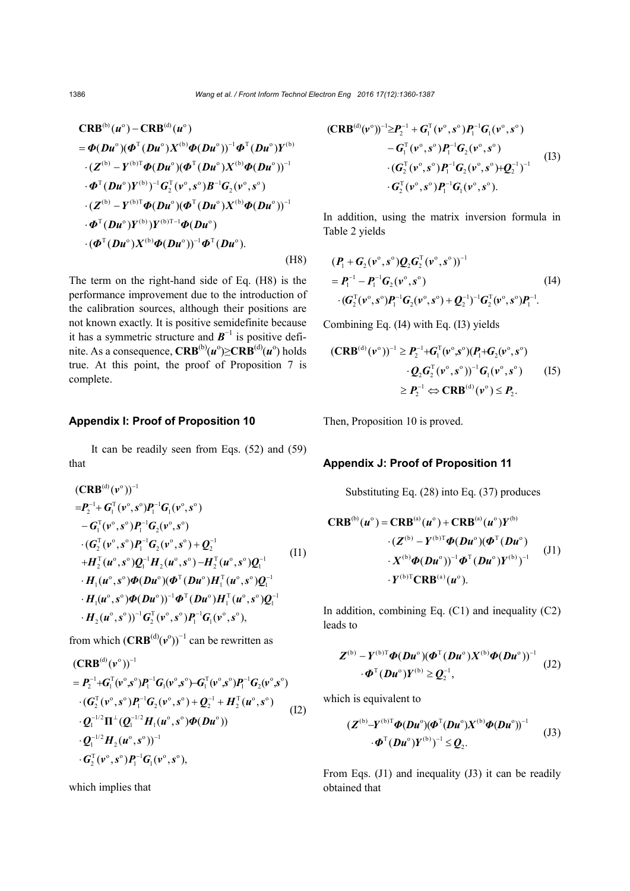$$
\begin{aligned}
&\mathbf{CRB}^{(\mathrm{b})}(\boldsymbol{u}^{\mathrm{o}})-\mathbf{CRB}^{(\mathrm{d})}(\boldsymbol{u}^{\mathrm{o}})\\
&=\boldsymbol{\Phi}(\boldsymbol{D}\boldsymbol{u}^{\mathrm{o}})(\boldsymbol{\Phi}^{\mathrm{T}}(\boldsymbol{D}\boldsymbol{u}^{\mathrm{o}})\boldsymbol{X}^{(\mathrm{b})}\boldsymbol{\Phi}(\boldsymbol{D}\boldsymbol{u}^{\mathrm{o}}))^{-1}\boldsymbol{\Phi}^{\mathrm{T}}(\boldsymbol{D}\boldsymbol{u}^{\mathrm{o}})\boldsymbol{Y}^{(\mathrm{b})}\\
&\quad\cdot(\boldsymbol{Z}^{(\mathrm{b})}-\boldsymbol{Y}^{(\mathrm{b})\mathrm{T}}\boldsymbol{\Phi}(\boldsymbol{D}\boldsymbol{u}^{\mathrm{o}})(\boldsymbol{\Phi}^{\mathrm{T}}(\boldsymbol{D}\boldsymbol{u}^{\mathrm{o}})\boldsymbol{X}^{(\mathrm{b})}\boldsymbol{\Phi}(\boldsymbol{D}\boldsymbol{u}^{\mathrm{o}}))^{-1}\\
&\quad\cdot\boldsymbol{\Phi}^{\mathrm{T}}(\boldsymbol{D}\boldsymbol{u}^{\mathrm{o}})\boldsymbol{Y}^{(\mathrm{b})})^{-1}\boldsymbol{G}_2^{\mathrm{T}}(\boldsymbol{v}^{\mathrm{o}},\boldsymbol{s}^{\mathrm{o}})\boldsymbol{B}^{-1}\boldsymbol{G}_2(\boldsymbol{v}^{\mathrm{o}},\boldsymbol{s}^{\mathrm{o}})\\
&\quad\cdot(\boldsymbol{Z}^{(\mathrm{b})}-\boldsymbol{Y}^{(\mathrm{b})\mathrm{T}}\boldsymbol{\Phi}(\boldsymbol{D}\boldsymbol{u}^{\mathrm{o}})(\boldsymbol{\Phi}^{\mathrm{T}}(\boldsymbol{D}\boldsymbol{u}^{\mathrm{o}})\boldsymbol{X}^{(\mathrm{b})}\boldsymbol{\Phi}(\boldsymbol{D}\boldsymbol{u}^{\mathrm{o}}))^{-1}\\
&\quad\cdot\boldsymbol{\Phi}^{\mathrm{T}}(\boldsymbol{D}\boldsymbol{u}^{\mathrm{o}})\boldsymbol{Y}^{(\mathrm{b})})\boldsymbol{Y}^{(\mathrm{b})\mathrm{T}-1}\boldsymbol{\Phi}(\boldsymbol{D}\boldsymbol{u}^{\mathrm{o}})\\
&\quad\cdot(\boldsymbol{\Phi}^{\mathrm{T}}(\boldsymbol{D}\boldsymbol{u}^{\mathrm{o}})\boldsymbol{X}^{(\mathrm{b})}\boldsymbol{\Phi}(\boldsymbol{D}\boldsymbol{u}^{\mathrm{o}}))^{-1}\boldsymbol{\Phi}^{\mathrm{T}}(\boldsymbol{D}\boldsymbol{u}^{\mathrm{o}}).
\end{aligned}
\tag{H8}
$$

The term on the right-hand side of Eq. (H8) is the performance improvement due to the introduction of the calibration sources, although their positions are not known exactly. It is positive semidefinite because it has a symmetric structure and $\boldsymbol{B}^{-1}$ is positive definite. As a consequence, $\mathbf{CRB}^{(\mathrm{b})}(\boldsymbol{u}^{\mathrm{o}})\geq\mathbf{CRB}^{(\mathrm{d})}(\boldsymbol{u}^{\mathrm{o}})$ holds true. At this point, the proof of Proposition 7 is complete.

## Appendix I: Proof of Proposition 10

It can be readily seen from Eqs. (52) and (59) that

$$
\begin{aligned}
&(\mathbf{CRB}^{(\mathrm{d})}(\boldsymbol{v}^{\mathrm{o}}))^{-1}\\
&=\boldsymbol{P}_2^{-1}+\boldsymbol{G}_1^{\mathrm{T}}(\boldsymbol{v}^{\mathrm{o}},\boldsymbol{s}^{\mathrm{o}})\boldsymbol{P}_1^{-1}\boldsymbol{G}_1(\boldsymbol{v}^{\mathrm{o}},\boldsymbol{s}^{\mathrm{o}})\\
&\quad-\boldsymbol{G}_1^{\mathrm{T}}(\boldsymbol{v}^{\mathrm{o}},\boldsymbol{s}^{\mathrm{o}})\boldsymbol{P}_1^{-1}\boldsymbol{G}_2(\boldsymbol{v}^{\mathrm{o}},\boldsymbol{s}^{\mathrm{o}})\\
&\quad\cdot(\boldsymbol{G}_2^{\mathrm{T}}(\boldsymbol{v}^{\mathrm{o}},\boldsymbol{s}^{\mathrm{o}})\boldsymbol{P}_1^{-1}\boldsymbol{G}_2(\boldsymbol{v}^{\mathrm{o}},\boldsymbol{s}^{\mathrm{o}})+\boldsymbol{Q}_2^{-1}\\
&\quad+\boldsymbol{H}_2^{\mathrm{T}}(\boldsymbol{u}^{\mathrm{o}},\boldsymbol{s}^{\mathrm{o}})\boldsymbol{Q}_1^{-1}\boldsymbol{H}_2(\boldsymbol{u}^{\mathrm{o}},\boldsymbol{s}^{\mathrm{o}})-\boldsymbol{H}_2^{\mathrm{T}}(\boldsymbol{u}^{\mathrm{o}},\boldsymbol{s}^{\mathrm{o}})\boldsymbol{Q}_1^{-1}\\
&\quad\cdot\boldsymbol{H}_1(\boldsymbol{u}^{\mathrm{o}},\boldsymbol{s}^{\mathrm{o}})\boldsymbol{\Phi}(\boldsymbol{D}\boldsymbol{u}^{\mathrm{o}})(\boldsymbol{\Phi}^{\mathrm{T}}(\boldsymbol{D}\boldsymbol{u}^{\mathrm{o}})\boldsymbol{H}_1^{\mathrm{T}}(\boldsymbol{u}^{\mathrm{o}},\boldsymbol{s}^{\mathrm{o}})\boldsymbol{Q}_1^{-1}\\
&\quad\cdot\boldsymbol{H}_1(\boldsymbol{u}^{\mathrm{o}},\boldsymbol{s}^{\mathrm{o}})\boldsymbol{\Phi}(\boldsymbol{D}\boldsymbol{u}^{\mathrm{o}}))^{-1}\boldsymbol{\Phi}^{\mathrm{T}}(\boldsymbol{D}\boldsymbol{u}^{\mathrm{o}})\boldsymbol{H}_1^{\mathrm{T}}(\boldsymbol{u}^{\mathrm{o}},\boldsymbol{s}^{\mathrm{o}})\boldsymbol{Q}_1^{-1}\\
&\quad\cdot\boldsymbol{H}_2(\boldsymbol{u}^{\mathrm{o}},\boldsymbol{s}^{\mathrm{o}}))^{-1}\boldsymbol{G}_2^{\mathrm{T}}(\boldsymbol{v}^{\mathrm{o}},\boldsymbol{s}^{\mathrm{o}})\boldsymbol{P}_1^{-1}\boldsymbol{G}_1(\boldsymbol{v}^{\mathrm{o}},\boldsymbol{s}^{\mathrm{o}}),
\end{aligned}
\tag{I1}
$$

from which $(\mathbf{CRB}^{(\mathrm{d})}(\boldsymbol{v}^{\mathrm{o}}))^{-1}$ can be rewritten as

$$
\begin{aligned}
&(\mathbf{CRB}^{(\mathrm{d})}(\boldsymbol{v}^{\mathrm{o}}))^{-1}\\
&=\boldsymbol{P}_2^{-1}+\boldsymbol{G}_1^{\mathrm{T}}(\boldsymbol{v}^{\mathrm{o}},\boldsymbol{s}^{\mathrm{o}})\boldsymbol{P}_1^{-1}\boldsymbol{G}_1(\boldsymbol{v}^{\mathrm{o}},\boldsymbol{s}^{\mathrm{o}})-\boldsymbol{G}_1^{\mathrm{T}}(\boldsymbol{v}^{\mathrm{o}},\boldsymbol{s}^{\mathrm{o}})\boldsymbol{P}_1^{-1}\boldsymbol{G}_2(\boldsymbol{v}^{\mathrm{o}},\boldsymbol{s}^{\mathrm{o}})\\
&\quad\cdot(\boldsymbol{G}_2^{\mathrm{T}}(\boldsymbol{v}^{\mathrm{o}},\boldsymbol{s}^{\mathrm{o}})\boldsymbol{P}_1^{-1}\boldsymbol{G}_2(\boldsymbol{v}^{\mathrm{o}},\boldsymbol{s}^{\mathrm{o}})+\boldsymbol{Q}_2^{-1}+\boldsymbol{H}_2^{\mathrm{T}}(\boldsymbol{u}^{\mathrm{o}},\boldsymbol{s}^{\mathrm{o}})\\
&\quad\cdot\boldsymbol{Q}_1^{-1/2}\boldsymbol{\Pi}^{\perp}(\boldsymbol{Q}_1^{-1/2}\boldsymbol{H}_1(\boldsymbol{u}^{\mathrm{o}},\boldsymbol{s}^{\mathrm{o}})\boldsymbol{\Phi}(\boldsymbol{D}\boldsymbol{u}^{\mathrm{o}}))\\
&\quad\cdot\boldsymbol{Q}_1^{-1/2}\boldsymbol{H}_2(\boldsymbol{u}^{\mathrm{o}},\boldsymbol{s}^{\mathrm{o}}))^{-1}\\
&\quad\cdot\boldsymbol{G}_2^{\mathrm{T}}(\boldsymbol{v}^{\mathrm{o}},\boldsymbol{s}^{\mathrm{o}})\boldsymbol{P}_1^{-1}\boldsymbol{G}_1(\boldsymbol{v}^{\mathrm{o}},\boldsymbol{s}^{\mathrm{o}}),
\end{aligned}
\tag{I2}
$$

which implies that

$$
\begin{aligned}
(\mathbf{CRB}^{(\mathrm{d})}(\boldsymbol{v}^{\mathrm{o}}))^{-1}&\geq\boldsymbol{P}_2^{-1}+\boldsymbol{G}_1^{\mathrm{T}}(\boldsymbol{v}^{\mathrm{o}},\boldsymbol{s}^{\mathrm{o}})\boldsymbol{P}_1^{-1}\boldsymbol{G}_1(\boldsymbol{v}^{\mathrm{o}},\boldsymbol{s}^{\mathrm{o}})\\
&\quad-\boldsymbol{G}_1^{\mathrm{T}}(\boldsymbol{v}^{\mathrm{o}},\boldsymbol{s}^{\mathrm{o}})\boldsymbol{P}_1^{-1}\boldsymbol{G}_2(\boldsymbol{v}^{\mathrm{o}},\boldsymbol{s}^{\mathrm{o}})\\
&\quad\cdot(\boldsymbol{G}_2^{\mathrm{T}}(\boldsymbol{v}^{\mathrm{o}},\boldsymbol{s}^{\mathrm{o}})\boldsymbol{P}_1^{-1}\boldsymbol{G}_2(\boldsymbol{v}^{\mathrm{o}},\boldsymbol{s}^{\mathrm{o}})+\boldsymbol{Q}_2^{-1})^{-1}\\
&\quad\cdot\boldsymbol{G}_2^{\mathrm{T}}(\boldsymbol{v}^{\mathrm{o}},\boldsymbol{s}^{\mathrm{o}})\boldsymbol{P}_1^{-1}\boldsymbol{G}_1(\boldsymbol{v}^{\mathrm{o}},\boldsymbol{s}^{\mathrm{o}}).
\end{aligned}
\tag{I3}
$$

In addition, using the matrix inversion formula in Table 2 yields

$$
\begin{aligned}
&(\boldsymbol{P}_1+\boldsymbol{G}_2(\boldsymbol{v}^{\mathrm{o}},\boldsymbol{s}^{\mathrm{o}})\boldsymbol{Q}_2\boldsymbol{G}_2^{\mathrm{T}}(\boldsymbol{v}^{\mathrm{o}},\boldsymbol{s}^{\mathrm{o}}))^{-1}\\
&=\boldsymbol{P}_1^{-1}-\boldsymbol{P}_1^{-1}\boldsymbol{G}_2(\boldsymbol{v}^{\mathrm{o}},\boldsymbol{s}^{\mathrm{o}})\\
&\quad\cdot(\boldsymbol{G}_2^{\mathrm{T}}(\boldsymbol{v}^{\mathrm{o}},\boldsymbol{s}^{\mathrm{o}})\boldsymbol{P}_1^{-1}\boldsymbol{G}_2(\boldsymbol{v}^{\mathrm{o}},\boldsymbol{s}^{\mathrm{o}})+\boldsymbol{Q}_2^{-1})^{-1}\boldsymbol{G}_2^{\mathrm{T}}(\boldsymbol{v}^{\mathrm{o}},\boldsymbol{s}^{\mathrm{o}})\boldsymbol{P}_1^{-1}.
\end{aligned}
\tag{I4}
$$

Combining Eq. (I4) with Eq. (I3) yields

$$
\begin{aligned}
(\mathbf{CRB}^{(\mathrm{d})}(\boldsymbol{v}^{\mathrm{o}}))^{-1}&\geq\boldsymbol{P}_2^{-1}+\boldsymbol{G}_1^{\mathrm{T}}(\boldsymbol{v}^{\mathrm{o}},\boldsymbol{s}^{\mathrm{o}})(\boldsymbol{P}_1+\boldsymbol{G}_2(\boldsymbol{v}^{\mathrm{o}},\boldsymbol{s}^{\mathrm{o}})\\
&\quad\cdot\boldsymbol{Q}_2\boldsymbol{G}_2^{\mathrm{T}}(\boldsymbol{v}^{\mathrm{o}},\boldsymbol{s}^{\mathrm{o}}))^{-1}\boldsymbol{G}_1(\boldsymbol{v}^{\mathrm{o}},\boldsymbol{s}^{\mathrm{o}})\\
&\geq\boldsymbol{P}_2^{-1}\Leftrightarrow\mathbf{CRB}^{(\mathrm{d})}(\boldsymbol{v}^{\mathrm{o}})\leq\boldsymbol{P}_2.
\end{aligned}
\tag{I5}
$$

Then, Proposition 10 is proved.

## Appendix J: Proof of Proposition 11

Substituting Eq. (28) into Eq. (37) produces

$$
\begin{aligned}
\mathbf{CRB}^{(\mathrm{b})}(\boldsymbol{u}^{\mathrm{o}})&=\mathbf{CRB}^{(\mathrm{a})}(\boldsymbol{u}^{\mathrm{o}})+\mathbf{CRB}^{(\mathrm{a})}(\boldsymbol{u}^{\mathrm{o}})\boldsymbol{Y}^{(\mathrm{b})}\\
&\quad\cdot(\boldsymbol{Z}^{(\mathrm{b})}-\boldsymbol{Y}^{(\mathrm{b})\mathrm{T}}\boldsymbol{\Phi}(\boldsymbol{D}\boldsymbol{u}^{\mathrm{o}})(\boldsymbol{\Phi}^{\mathrm{T}}(\boldsymbol{D}\boldsymbol{u}^{\mathrm{o}})\\
&\quad\cdot\boldsymbol{X}^{(\mathrm{b})}\boldsymbol{\Phi}(\boldsymbol{D}\boldsymbol{u}^{\mathrm{o}}))^{-1}\boldsymbol{\Phi}^{\mathrm{T}}(\boldsymbol{D}\boldsymbol{u}^{\mathrm{o}})\boldsymbol{Y}^{(\mathrm{b})})^{-1}\\
&\quad\cdot\boldsymbol{Y}^{(\mathrm{b})\mathrm{T}}\mathbf{CRB}^{(\mathrm{a})}(\boldsymbol{u}^{\mathrm{o}}).
\end{aligned}
\tag{J1}
$$

In addition, combining Eq. (C1) and inequality (C2) leads to

$$
\begin{aligned}
&\boldsymbol{Z}^{(\mathrm{b})}-\boldsymbol{Y}^{(\mathrm{b})\mathrm{T}}\boldsymbol{\Phi}(\boldsymbol{D}\boldsymbol{u}^{\mathrm{o}})(\boldsymbol{\Phi}^{\mathrm{T}}(\boldsymbol{D}\boldsymbol{u}^{\mathrm{o}})\boldsymbol{X}^{(\mathrm{b})}\boldsymbol{\Phi}(\boldsymbol{D}\boldsymbol{u}^{\mathrm{o}}))^{-1}\\
&\quad\cdot\boldsymbol{\Phi}^{\mathrm{T}}(\boldsymbol{D}\boldsymbol{u}^{\mathrm{o}})\boldsymbol{Y}^{(\mathrm{b})}\geq\boldsymbol{Q}_2^{-1},
\end{aligned}
\tag{J2}
$$

which is equivalent to

$$
\begin{aligned}
&(\boldsymbol{Z}^{(\mathrm{b})}-\boldsymbol{Y}^{(\mathrm{b})\mathrm{T}}\boldsymbol{\Phi}(\boldsymbol{D}\boldsymbol{u}^{\mathrm{o}})(\boldsymbol{\Phi}^{\mathrm{T}}(\boldsymbol{D}\boldsymbol{u}^{\mathrm{o}})\boldsymbol{X}^{(\mathrm{b})}\boldsymbol{\Phi}(\boldsymbol{D}\boldsymbol{u}^{\mathrm{o}}))^{-1}\\
&\quad\cdot\boldsymbol{\Phi}^{\mathrm{T}}(\boldsymbol{D}\boldsymbol{u}^{\mathrm{o}})\boldsymbol{Y}^{(\mathrm{b})})^{-1}\leq\boldsymbol{Q}_2.
\end{aligned}
\tag{J3}
$$

From Eqs. (J1) and inequality (J3) it can be readily obtained that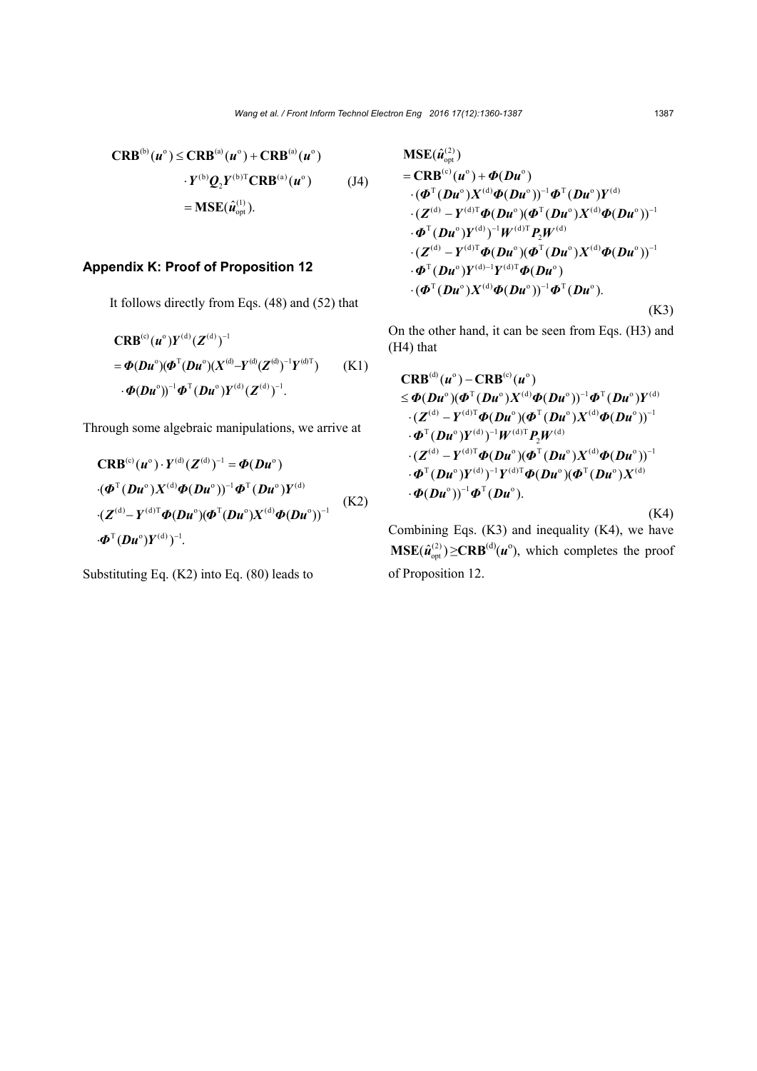$$
\begin{aligned}
\mathbf{CRB}^{(\mathrm{b})}(\boldsymbol{u}^{\mathrm{o}}) &\le \mathbf{CRB}^{(\mathrm{a})}(\boldsymbol{u}^{\mathrm{o}}) + \mathbf{CRB}^{(\mathrm{a})}(\boldsymbol{u}^{\mathrm{o}}) \\
&\quad \cdot \boldsymbol{Y}^{(\mathrm{b})}\boldsymbol{Q}_2\boldsymbol{Y}^{(\mathrm{b})\mathrm{T}}\mathbf{CRB}^{(\mathrm{a})}(\boldsymbol{u}^{\mathrm{o}}) \\
&= \mathbf{MSE}(\hat{\boldsymbol{u}}_{\mathrm{opt}}^{(1)}).
\end{aligned}
\tag{J4}
$$

## Appendix K: Proof of Proposition 12

It follows directly from Eqs. (48) and (52) that

$$
\begin{aligned}
&\mathbf{CRB}^{(\mathrm{c})}(\boldsymbol{u}^{\mathrm{o}})\boldsymbol{Y}^{(\mathrm{d})}(\boldsymbol{Z}^{(\mathrm{d})})^{-1} \\
&= \boldsymbol{\Phi}(\boldsymbol{D}\boldsymbol{u}^{\mathrm{o}})(\boldsymbol{\Phi}^{\mathrm{T}}(\boldsymbol{D}\boldsymbol{u}^{\mathrm{o}})(\boldsymbol{X}^{(\mathrm{d})}-\boldsymbol{Y}^{(\mathrm{d})}(\boldsymbol{Z}^{(\mathrm{d})})^{-1}\boldsymbol{Y}^{(\mathrm{d})\mathrm{T}}) \\
&\quad \cdot \boldsymbol{\Phi}(\boldsymbol{D}\boldsymbol{u}^{\mathrm{o}}))^{-1}\boldsymbol{\Phi}^{\mathrm{T}}(\boldsymbol{D}\boldsymbol{u}^{\mathrm{o}})\boldsymbol{Y}^{(\mathrm{d})}(\boldsymbol{Z}^{(\mathrm{d})})^{-1}.
\end{aligned}
\tag{K1}
$$

Through some algebraic manipulations, we arrive at

$$
\begin{aligned}
&\mathbf{CRB}^{(\mathrm{c})}(\boldsymbol{u}^{\mathrm{o}}) \cdot \boldsymbol{Y}^{(\mathrm{d})}(\boldsymbol{Z}^{(\mathrm{d})})^{-1} = \boldsymbol{\Phi}(\boldsymbol{D}\boldsymbol{u}^{\mathrm{o}}) \\
&\cdot(\boldsymbol{\Phi}^{\mathrm{T}}(\boldsymbol{D}\boldsymbol{u}^{\mathrm{o}})\boldsymbol{X}^{(\mathrm{d})}\boldsymbol{\Phi}(\boldsymbol{D}\boldsymbol{u}^{\mathrm{o}}))^{-1}\boldsymbol{\Phi}^{\mathrm{T}}(\boldsymbol{D}\boldsymbol{u}^{\mathrm{o}})\boldsymbol{Y}^{(\mathrm{d})} \\
&\cdot(\boldsymbol{Z}^{(\mathrm{d})}-\boldsymbol{Y}^{(\mathrm{d})\mathrm{T}}\boldsymbol{\Phi}(\boldsymbol{D}\boldsymbol{u}^{\mathrm{o}})(\boldsymbol{\Phi}^{\mathrm{T}}(\boldsymbol{D}\boldsymbol{u}^{\mathrm{o}})\boldsymbol{X}^{(\mathrm{d})}\boldsymbol{\Phi}(\boldsymbol{D}\boldsymbol{u}^{\mathrm{o}}))^{-1} \\
&\cdot\boldsymbol{\Phi}^{\mathrm{T}}(\boldsymbol{D}\boldsymbol{u}^{\mathrm{o}})\boldsymbol{Y}^{(\mathrm{d})})^{-1}.
\end{aligned}
\tag{K2}
$$

Substituting Eq. (K2) into Eq. (80) leads to

$$
\begin{aligned}
&\mathbf{MSE}(\hat{\boldsymbol{u}}_{\mathrm{opt}}^{(2)}) \\
&= \mathbf{CRB}^{(\mathrm{c})}(\boldsymbol{u}^{\mathrm{o}}) + \boldsymbol{\Phi}(\boldsymbol{D}\boldsymbol{u}^{\mathrm{o}}) \\
&\quad \cdot(\boldsymbol{\Phi}^{\mathrm{T}}(\boldsymbol{D}\boldsymbol{u}^{\mathrm{o}})\boldsymbol{X}^{(\mathrm{d})}\boldsymbol{\Phi}(\boldsymbol{D}\boldsymbol{u}^{\mathrm{o}}))^{-1}\boldsymbol{\Phi}^{\mathrm{T}}(\boldsymbol{D}\boldsymbol{u}^{\mathrm{o}})\boldsymbol{Y}^{(\mathrm{d})} \\
&\quad \cdot(\boldsymbol{Z}^{(\mathrm{d})}-\boldsymbol{Y}^{(\mathrm{d})\mathrm{T}}\boldsymbol{\Phi}(\boldsymbol{D}\boldsymbol{u}^{\mathrm{o}})(\boldsymbol{\Phi}^{\mathrm{T}}(\boldsymbol{D}\boldsymbol{u}^{\mathrm{o}})\boldsymbol{X}^{(\mathrm{d})}\boldsymbol{\Phi}(\boldsymbol{D}\boldsymbol{u}^{\mathrm{o}}))^{-1} \\
&\quad \cdot\boldsymbol{\Phi}^{\mathrm{T}}(\boldsymbol{D}\boldsymbol{u}^{\mathrm{o}})\boldsymbol{Y}^{(\mathrm{d})})^{-1}\boldsymbol{W}^{(\mathrm{d})\mathrm{T}}\boldsymbol{P}_2\boldsymbol{W}^{(\mathrm{d})} \\
&\quad \cdot(\boldsymbol{Z}^{(\mathrm{d})}-\boldsymbol{Y}^{(\mathrm{d})\mathrm{T}}\boldsymbol{\Phi}(\boldsymbol{D}\boldsymbol{u}^{\mathrm{o}})(\boldsymbol{\Phi}^{\mathrm{T}}(\boldsymbol{D}\boldsymbol{u}^{\mathrm{o}})\boldsymbol{X}^{(\mathrm{d})}\boldsymbol{\Phi}(\boldsymbol{D}\boldsymbol{u}^{\mathrm{o}}))^{-1} \\
&\quad \cdot\boldsymbol{\Phi}^{\mathrm{T}}(\boldsymbol{D}\boldsymbol{u}^{\mathrm{o}})\boldsymbol{Y}^{(\mathrm{d})-1}\boldsymbol{Y}^{(\mathrm{d})\mathrm{T}}\boldsymbol{\Phi}(\boldsymbol{D}\boldsymbol{u}^{\mathrm{o}}) \\
&\quad \cdot(\boldsymbol{\Phi}^{\mathrm{T}}(\boldsymbol{D}\boldsymbol{u}^{\mathrm{o}})\boldsymbol{X}^{(\mathrm{d})}\boldsymbol{\Phi}(\boldsymbol{D}\boldsymbol{u}^{\mathrm{o}}))^{-1}\boldsymbol{\Phi}^{\mathrm{T}}(\boldsymbol{D}\boldsymbol{u}^{\mathrm{o}}).
\end{aligned}
\tag{K3}
$$

On the other hand, it can be seen from Eqs. (H3) and (H4) that

$$
\begin{aligned}
&\mathbf{CRB}^{(\mathrm{d})}(\boldsymbol{u}^{\mathrm{o}}) - \mathbf{CRB}^{(\mathrm{c})}(\boldsymbol{u}^{\mathrm{o}}) \\
&\le \boldsymbol{\Phi}(\boldsymbol{D}\boldsymbol{u}^{\mathrm{o}})(\boldsymbol{\Phi}^{\mathrm{T}}(\boldsymbol{D}\boldsymbol{u}^{\mathrm{o}})\boldsymbol{X}^{(\mathrm{d})}\boldsymbol{\Phi}(\boldsymbol{D}\boldsymbol{u}^{\mathrm{o}}))^{-1}\boldsymbol{\Phi}^{\mathrm{T}}(\boldsymbol{D}\boldsymbol{u}^{\mathrm{o}})\boldsymbol{Y}^{(\mathrm{d})} \\
&\quad \cdot(\boldsymbol{Z}^{(\mathrm{d})}-\boldsymbol{Y}^{(\mathrm{d})\mathrm{T}}\boldsymbol{\Phi}(\boldsymbol{D}\boldsymbol{u}^{\mathrm{o}})(\boldsymbol{\Phi}^{\mathrm{T}}(\boldsymbol{D}\boldsymbol{u}^{\mathrm{o}})\boldsymbol{X}^{(\mathrm{d})}\boldsymbol{\Phi}(\boldsymbol{D}\boldsymbol{u}^{\mathrm{o}}))^{-1} \\
&\quad \cdot\boldsymbol{\Phi}^{\mathrm{T}}(\boldsymbol{D}\boldsymbol{u}^{\mathrm{o}})\boldsymbol{Y}^{(\mathrm{d})})^{-1}\boldsymbol{W}^{(\mathrm{d})\mathrm{T}}\boldsymbol{P}_2\boldsymbol{W}^{(\mathrm{d})} \\
&\quad \cdot(\boldsymbol{Z}^{(\mathrm{d})}-\boldsymbol{Y}^{(\mathrm{d})\mathrm{T}}\boldsymbol{\Phi}(\boldsymbol{D}\boldsymbol{u}^{\mathrm{o}})(\boldsymbol{\Phi}^{\mathrm{T}}(\boldsymbol{D}\boldsymbol{u}^{\mathrm{o}})\boldsymbol{X}^{(\mathrm{d})}\boldsymbol{\Phi}(\boldsymbol{D}\boldsymbol{u}^{\mathrm{o}}))^{-1} \\
&\quad \cdot\boldsymbol{\Phi}^{\mathrm{T}}(\boldsymbol{D}\boldsymbol{u}^{\mathrm{o}})\boldsymbol{Y}^{(\mathrm{d})})^{-1}\boldsymbol{Y}^{(\mathrm{d})\mathrm{T}}\boldsymbol{\Phi}(\boldsymbol{D}\boldsymbol{u}^{\mathrm{o}})(\boldsymbol{\Phi}^{\mathrm{T}}(\boldsymbol{D}\boldsymbol{u}^{\mathrm{o}})\boldsymbol{X}^{(\mathrm{d})} \\
&\quad \cdot\boldsymbol{\Phi}(\boldsymbol{D}\boldsymbol{u}^{\mathrm{o}}))^{-1}\boldsymbol{\Phi}^{\mathrm{T}}(\boldsymbol{D}\boldsymbol{u}^{\mathrm{o}}).
\end{aligned}
\tag{K4}
$$

Combining Eqs. (K3) and inequality (K4), we have $\mathbf{MSE}(\hat{\boldsymbol{u}}_{\mathrm{opt}}^{(2)}) \ge \mathbf{CRB}^{(\mathrm{d})}(\boldsymbol{u}^{\mathrm{o}})$, which completes the proof of Proposition 12.